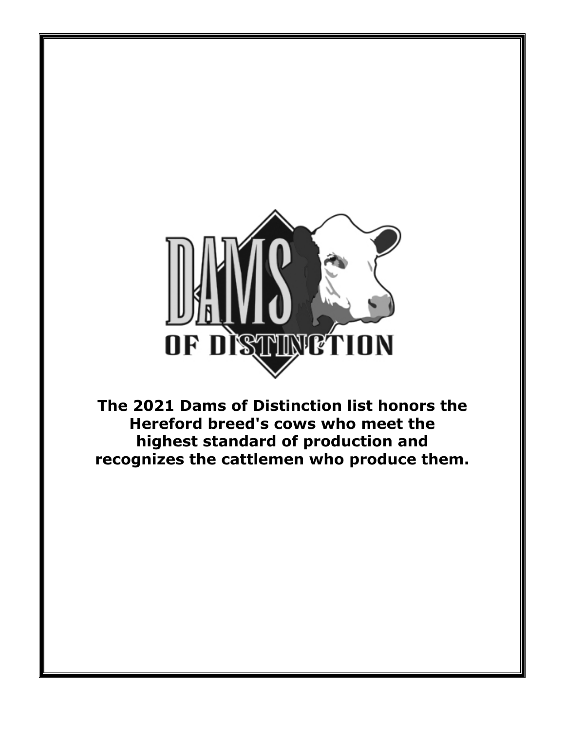DAMS OF DISTINCTION

**The 2021 Dams of Distinction list honors the Hereford breed's cows who meet the highest standard of production and recognizes the cattlemen who produce them.**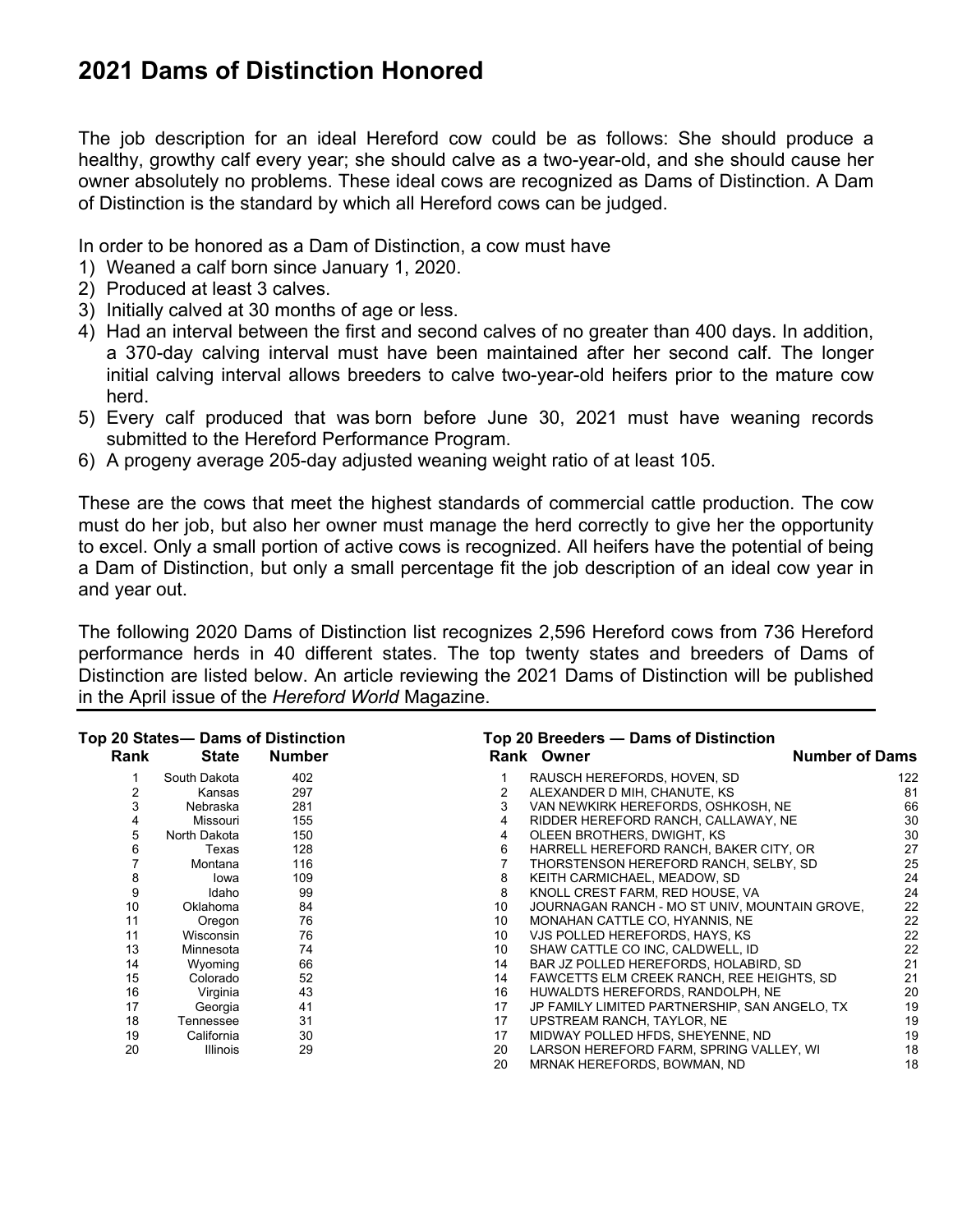# 2021 Dams of Distinction Honored

The job description for an ideal Hereford cow could be as follows: She should produce a healthy, growthy calf every year; she should calve as a two-year-old, and she should cause her owner absolutely no problems. These ideal cows are recognized as Dams of Distinction. A Dam of Distinction is the standard by which all Hereford cows can be judged.

In order to be honored as a Dam of Distinction, a cow must have

1) Weaned a calf born since January 1, 2020.
2) Produced at least 3 calves.
3) Initially calved at 30 months of age or less.
4) Had an interval between the first and second calves of no greater than 400 days. In addition, a 370-day calving interval must have been maintained after her second calf. The longer initial calving interval allows breeders to calve two-year-old heifers prior to the mature cow herd.
5) Every calf produced that was born before June 30, 2021 must have weaning records submitted to the Hereford Performance Program.
6) A progeny average 205-day adjusted weaning weight ratio of at least 105.

These are the cows that meet the highest standards of commercial cattle production. The cow must do her job, but also her owner must manage the herd correctly to give her the opportunity to excel. Only a small portion of active cows is recognized. All heifers have the potential of being a Dam of Distinction, but only a small percentage fit the job description of an ideal cow year in and year out.

The following 2020 Dams of Distinction list recognizes 2,596 Hereford cows from 736 Hereford performance herds in 40 different states. The top twenty states and breeders of Dams of Distinction are listed below. An article reviewing the 2021 Dams of Distinction will be published in the April issue of the *Hereford World* Magazine.

**Top 20 States— Dams of Distinction**

| Rank | State | Number |
|---|---|---|
| 1 | South Dakota | 402 |
| 2 | Kansas | 297 |
| 3 | Nebraska | 281 |
| 4 | Missouri | 155 |
| 5 | North Dakota | 150 |
| 6 | Texas | 128 |
| 7 | Montana | 116 |
| 8 | Iowa | 109 |
| 9 | Idaho | 99 |
| 10 | Oklahoma | 84 |
| 11 | Oregon | 76 |
| 11 | Wisconsin | 76 |
| 13 | Minnesota | 74 |
| 14 | Wyoming | 66 |
| 15 | Colorado | 52 |
| 16 | Virginia | 43 |
| 17 | Georgia | 41 |
| 18 | Tennessee | 31 |
| 19 | California | 30 |
| 20 | Illinois | 29 |

**Top 20 Breeders — Dams of Distinction**

| Rank | Owner | Number of Dams |
|---|---|---|
| 1 | RAUSCH HEREFORDS, HOVEN, SD | 122 |
| 2 | ALEXANDER D MIH, CHANUTE, KS | 81 |
| 3 | VAN NEWKIRK HEREFORDS, OSHKOSH, NE | 66 |
| 4 | RIDDER HEREFORD RANCH, CALLAWAY, NE | 30 |
| 4 | OLEEN BROTHERS, DWIGHT, KS | 30 |
| 6 | HARRELL HEREFORD RANCH, BAKER CITY, OR | 27 |
| 7 | THORSTENSON HEREFORD RANCH, SELBY, SD | 25 |
| 8 | KEITH CARMICHAEL, MEADOW, SD | 24 |
| 8 | KNOLL CREST FARM, RED HOUSE, VA | 24 |
| 10 | JOURNAGAN RANCH - MO ST UNIV, MOUNTAIN GROVE, | 22 |
| 10 | MONAHAN CATTLE CO, HYANNIS, NE | 22 |
| 10 | VJS POLLED HEREFORDS, HAYS, KS | 22 |
| 10 | SHAW CATTLE CO INC, CALDWELL, ID | 22 |
| 14 | BAR JZ POLLED HEREFORDS, HOLABIRD, SD | 21 |
| 14 | FAWCETTS ELM CREEK RANCH, REE HEIGHTS, SD | 21 |
| 16 | HUWALDTS HEREFORDS, RANDOLPH, NE | 20 |
| 17 | JP FAMILY LIMITED PARTNERSHIP, SAN ANGELO, TX | 19 |
| 17 | UPSTREAM RANCH, TAYLOR, NE | 19 |
| 17 | MIDWAY POLLED HFDS, SHEYENNE, ND | 19 |
| 20 | LARSON HEREFORD FARM, SPRING VALLEY, WI | 18 |
| 20 | MRNAK HEREFORDS, BOWMAN, ND | 18 |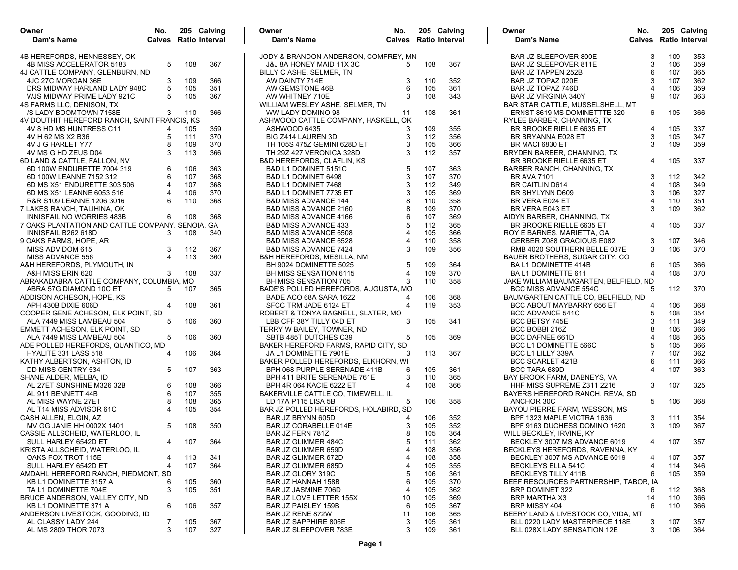| Owner / Dam's Name | No. Calves | 205 Ratio | Calving Interval |
|---|---|---|---|
| 4B HEREFORDS, HENNESSEY, OK | | | |
| 4B MISS ACCELERATOR 5183 | 5 | 108 | 367 |
| 4J CATTLE COMPANY, GLENBURN, ND | | | |
| 4JC 27C MORGAN 36E | 3 | 109 | 366 |
| DRS MIDWAY HARLAND LADY 948C | 5 | 105 | 351 |
| WJS MIDWAY PRIME LADY 921C | 5 | 105 | 367 |
| 4S FARMS LLC, DENISON, TX | | | |
| /S LADY BOOMTOWN 7158E | 3 | 110 | 366 |
| 4V DOUTHIT HEREFORD RANCH, SAINT FRANCIS, KS | | | |
| 4V 8 HD MS HUNTRESS C11 | 4 | 105 | 359 |
| 4V H 62 MS X2 B36 | 5 | 111 | 370 |
| 4V J G HARLET Y77 | 8 | 109 | 370 |
| 4V MS G HD ZEUS D04 | 3 | 113 | 366 |
| 6D LAND & CATTLE, FALLON, NV | | | |
| 6D 100W ENDURETTE 7004 319 | 6 | 106 | 363 |
| 6D 100W LEANNE 7152 312 | 6 | 107 | 368 |
| 6D MS X51 ENDURETTE 303 506 | 4 | 107 | 368 |
| 6D MS X51 LEANNE 6053 516 | 4 | 106 | 370 |
| R&R S109 LEANNE 1206 3016 | 6 | 110 | 368 |
| 7 LAKES RANCH, TALIHINA, OK | | | |
| INNISFAIL NO WORRIES 483B | 6 | 108 | 368 |
| 7 OAKS PLANTATION AND CATTLE COMPANY, SENOIA, GA | | | |
| INNISFAIL B262 618D | 3 | 108 | 340 |
| 9 OAKS FARMS, HOPE, AR | | | |
| MISS ADV DOM 615 | 3 | 112 | 367 |
| MISS ADVANCE 556 | 4 | 113 | 360 |
| A&H HEREFORDS, PLYMOUTH, IN | | | |
| A&H MISS ERIN 620 | 3 | 108 | 337 |
| ABRAKADABRA CATTLE COMPANY, COLUMBIA, MO | | | |
| ABRA 57G DIAMOND 10C ET | 5 | 107 | 365 |
| ADDISON ACHESON, HOPE, KS | | | |
| APH 430B DIXIE 606D | 4 | 108 | 361 |
| COOPER GENE ACHESON, ELK POINT, SD | | | |
| ALA 7449 MISS LAMBEAU 504 | 5 | 106 | 360 |
| EMMETT ACHESON, ELK POINT, SD | | | |
| ALA 7449 MISS LAMBEAU 504 | 5 | 106 | 360 |
| ADE POLLED HEREFORDS, QUANTICO, MD | | | |
| HYALITE 331 LASS 518 | 4 | 106 | 364 |
| KATHY ALBERTSON, ASHTON, ID | | | |
| DD MISS GENTRY 534 | 5 | 107 | 363 |
| SHANE ALDER, MELBA, ID | | | |
| AL 27ET SUNSHINE M326 32B | 6 | 108 | 366 |
| AL 911 BENNETT 44B | 6 | 107 | 355 |
| AL MISS WAYNE 27ET | 8 | 108 | 365 |
| AL T14 MISS ADVISOR 61C | 4 | 105 | 354 |
| CASH ALLEN, ELGIN, AZ | | | |
| MV GG JANIE HH 0002X 1401 | 5 | 108 | 350 |
| CASSIE ALLSCHEID, WATERLOO, IL | | | |
| SULL HARLEY 6542D ET | 4 | 107 | 364 |
| KRISTA ALLSCHEID, WATERLOO, IL | | | |
| OAKS FOX TROT 115E | 4 | 113 | 341 |
| SULL HARLEY 6542D ET | 4 | 107 | 364 |
| AMDAHL HEREFORD RANCH, PIEDMONT, SD | | | |
| KB L1 DOMINETTE 3157 A | 6 | 105 | 360 |
| TA L1 DOMINETTE 704E | 3 | 105 | 351 |
| BRUCE ANDERSON, VALLEY CITY, ND | | | |
| KB L1 DOMINETTE 371 A | 6 | 106 | 357 |
| ANDERSON LIVESTOCK, GOODING, ID | | | |
| AL CLASSY LADY 244 | 7 | 105 | 367 |
| AL MS 2809 THOR 7073 | 3 | 107 | 327 |
| JODY & BRANDON ANDERSON, COMFREY, MN | | | |
| J&J 8A HONEY MAID 11X 3C | 5 | 108 | 367 |
| BILLY C ASHE, SELMER, TN | | | |
| AW DAINTY 714E | 3 | 110 | 352 |
| AW GEMSTONE 46B | 6 | 105 | 361 |
| AW WHITNEY 710E | 3 | 108 | 343 |
| WILLIAM WESLEY ASHE, SELMER, TN | | | |
| WW LADY DOMINO 98 | 11 | 108 | 361 |
| ASHWOOD CATTLE COMPANY, HASKELL, OK | | | |
| ASHWOOD 6435 | 3 | 109 | 355 |
| BIG Z414 LAUREN 3D | 3 | 112 | 356 |
| TH 105S 475Z GEMINI 628D ET | 3 | 105 | 366 |
| TH 29Z 427 VERONICA 328D | 3 | 112 | 357 |
| B&D HEREFORDS, CLAFLIN, KS | | | |
| B&D L1 DOMINET 5151C | 5 | 107 | 363 |
| B&D L1 DOMINET 6498 | 3 | 107 | 370 |
| B&D L1 DOMINET 7468 | 3 | 112 | 349 |
| B&D L1 DOMINET 7735 ET | 3 | 105 | 369 |
| B&D MISS ADVANCE 144 | 8 | 110 | 358 |
| B&D MISS ADVANCE 2160 | 8 | 109 | 370 |
| B&D MISS ADVANCE 4166 | 6 | 107 | 369 |
| B&D MISS ADVANCE 433 | 5 | 112 | 365 |
| B&D MISS ADVANCE 6508 | 4 | 105 | 366 |
| B&D MISS ADVANCE 6528 | 4 | 110 | 358 |
| B&D MISS ADVANCE 7424 | 3 | 109 | 356 |
| B&H HEREFORDS, MESILLA, NM | | | |
| BH 9024 DOMINETTE 5025 | 5 | 109 | 364 |
| BH MISS SENSATION 6115 | 4 | 109 | 370 |
| BH MISS SENSATION 705 | 3 | 110 | 358 |
| BADE'S POLLED HEREFORDS, AUGUSTA, MO | | | |
| BADE ACO 68A SARA 1622 | 4 | 106 | 368 |
| SFCC TRM JADE 6124 ET | 4 | 119 | 353 |
| ROBERT & TONYA BAGNELL, SLATER, MO | | | |
| LBB CFF 38Y TILLY 04D ET | 3 | 105 | 341 |
| TERRY W BAILEY, TOWNER, ND | | | |
| SBTB 485T DUTCHES C39 | 5 | 105 | 369 |
| BAKER HEREFORD FARMS, RAPID CITY, SD | | | |
| JA L1 DOMINETTE 7901E | 3 | 113 | 367 |
| BAKER POLLED HEREFORDS, ELKHORN, WI | | | |
| BPH 068 PURPLE SERENADE 411B | 6 | 105 | 361 |
| BPH 411 BRITE SERENADE 761E | 3 | 110 | 365 |
| BPH 4R 064 KACIE 6222 ET | 4 | 108 | 366 |
| BAKERVILLE CATTLE CO, TIMEWELL, IL | | | |
| LD 17A P115 LISA 5B | 5 | 106 | 358 |
| BAR JZ POLLED HEREFORDS, HOLABIRD, SD | | | |
| BAR JZ BRYNN 605D | 4 | 106 | 352 |
| BAR JZ CORABELLE 014E | 3 | 105 | 352 |
| BAR JZ FERN 781Z | 8 | 105 | 364 |
| BAR JZ GLIMMER 484C | 5 | 111 | 362 |
| BAR JZ GLIMMER 659D | 4 | 108 | 356 |
| BAR JZ GLIMMER 672D | 4 | 108 | 358 |
| BAR JZ GLIMMER 685D | 4 | 105 | 355 |
| BAR JZ GLORY 319C | 5 | 106 | 361 |
| BAR JZ HANNAH 158B | 6 | 105 | 370 |
| BAR JZ JASMINE 706D | 4 | 105 | 362 |
| BAR JZ LOVE LETTER 155X | 10 | 105 | 369 |
| BAR JZ PAISLEY 159B | 6 | 105 | 367 |
| BAR JZ RENE 872W | 11 | 106 | 365 |
| BAR JZ SAPPHIRE 806E | 3 | 105 | 361 |
| BAR JZ SLEEPOVER 783E | 3 | 109 | 361 |
| BAR JZ SLEEPOVER 800E | 3 | 109 | 353 |
| BAR JZ SLEEPOVER 811E | 3 | 106 | 359 |
| BAR JZ TAPPEN 252B | 6 | 107 | 365 |
| BAR JZ TOPAZ 020E | 3 | 107 | 362 |
| BAR JZ TOPAZ 746D | 4 | 106 | 359 |
| BAR JZ VIRGINIA 340Y | 9 | 107 | 363 |
| BAR STAR CATTLE, MUSSELSHELL, MT | | | |
| ERNST 8619 MS DOMINETTTE 320 | 6 | 105 | 366 |
| RYLEE BARBER, CHANNING, TX | | | |
| BR BROOKE RIELLE 6635 ET | 4 | 105 | 337 |
| BR BRYANNA E028 ET | 3 | 105 | 347 |
| BR MACI 6830 ET | 3 | 109 | 359 |
| BRYDEN BARBER, CHANNING, TX | | | |
| BR BROOKE RIELLE 6635 ET | 4 | 105 | 337 |
| BARBER RANCH, CHANNING, TX | | | |
| BR AVA 7101 | 3 | 112 | 342 |
| BR CAITLIN D614 | 4 | 108 | 349 |
| BR SHYLYNN D609 | 3 | 106 | 327 |
| BR VERA E024 ET | 4 | 110 | 351 |
| BR VERA E043 ET | 3 | 109 | 362 |
| AIDYN BARBER, CHANNING, TX | | | |
| BR BROOKE RIELLE 6635 ET | 4 | 105 | 337 |
| ROY E BARNES, MARIETTA, GA | | | |
| GERBER Z088 GRACIOUS E082 | 3 | 107 | 346 |
| RMB 4020 SOUTHERN BELLE 037E | 3 | 106 | 370 |
| BAUER BROTHERS, SUGAR CITY, CO | | | |
| BA L1 DOMINETTE 414B | 6 | 105 | 366 |
| BA L1 DOMINETTE 611 | 4 | 108 | 370 |
| JAKE WILLIAM BAUMGARTEN, BELFIELD, ND | | | |
| BCC MISS ADVANCE 554C | 5 | 112 | 370 |
| BAUMGARTEN CATTLE CO, BELFIELD, ND | | | |
| BCC ABOUT MAYBARRY 656 ET | 4 | 106 | 368 |
| BCC ADVANCE 541C | 5 | 108 | 354 |
| BCC BETSY 745E | 3 | 111 | 349 |
| BCC BOBBI 216Z | 8 | 106 | 366 |
| BCC DAFNEE 661D | 4 | 108 | 365 |
| BCC L1 DOMINETTE 566C | 5 | 105 | 366 |
| BCC L1 LILLY 339A | 7 | 107 | 362 |
| BCC SCARLET 421B | 6 | 111 | 366 |
| BCC TARA 689D | 4 | 107 | 363 |
| BAY BROOK FARM, DABNEYS, VA | | | |
| HHF MISS SUPREME Z311 2216 | 3 | 107 | 325 |
| BAYERS HEREFORD RANCH, REVA, SD | | | |
| ANCHOR 30C | 5 | 106 | 368 |
| BAYOU PIERRE FARM, WESSON, MS | | | |
| BPF 1323 MAPLE VICTRA 1636 | 3 | 111 | 354 |
| BPF 9163 DUCHESS DOMINO 1620 | 3 | 109 | 367 |
| WILL BECKLEY, IRVINE, KY | | | |
| BECKLEY 3007 MS ADVANCE 6019 | 4 | 107 | 357 |
| BECKLEYS HEREFORDS, RAVENNA, KY | | | |
| BECKLEY 3007 MS ADVANCE 6019 | 4 | 107 | 357 |
| BECKLEYS ELLA 541C | 4 | 114 | 346 |
| BECKLEYS TILLY 411B | 6 | 105 | 359 |
| BEEF RESOURCES PARTNERSHIP, TABOR, IA | | | |
| BRP DOMINET 322 | 6 | 112 | 368 |
| BRP MARTHA X3 | 14 | 110 | 366 |
| BRP MISSY 404 | 6 | 110 | 366 |
| BEERY LAND & LIVESTOCK CO, VIDA, MT | | | |
| BLL 0220 LADY MASTERPIECE 118E | 3 | 107 | 357 |
| BLL 028X LADY SENSATION 12E | 3 | 106 | 364 |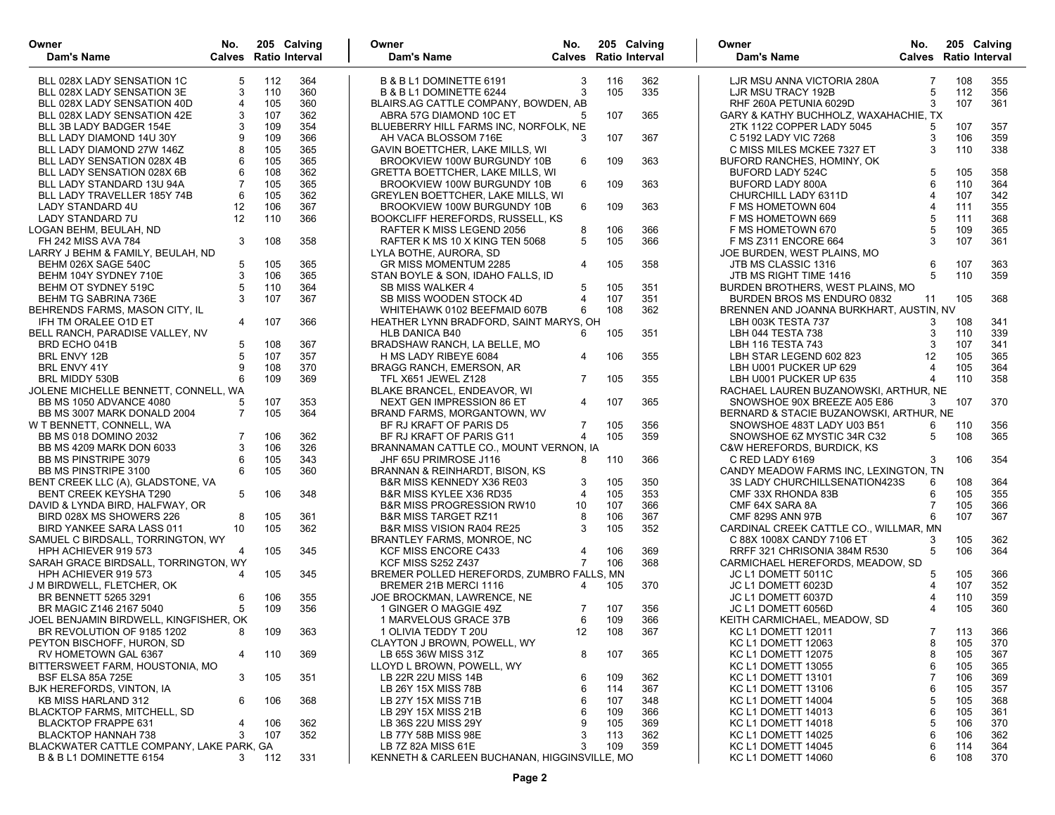| Owner<br>Dam's Name | No. Calves | 205 Ratio | Calving Interval |
|---|---|---|---|
| BLL 028X LADY SENSATION 1C | 5 | 112 | 364 |
| BLL 028X LADY SENSATION 3E | 3 | 110 | 360 |
| BLL 028X LADY SENSATION 40D | 4 | 105 | 360 |
| BLL 028X LADY SENSATION 42E | 3 | 107 | 362 |
| BLL 3B LADY BADGER 154E | 3 | 109 | 354 |
| BLL LADY DIAMOND 14U 30Y | 9 | 109 | 366 |
| BLL LADY DIAMOND 27W 146Z | 8 | 105 | 365 |
| BLL LADY SENSATION 028X 4B | 6 | 105 | 365 |
| BLL LADY SENSATION 028X 6B | 6 | 108 | 362 |
| BLL LADY STANDARD 13U 94A | 7 | 105 | 365 |
| BLL LADY TRAVELLER 185Y 74B | 6 | 105 | 362 |
| LADY STANDARD 4U | 12 | 106 | 367 |
| LADY STANDARD 7U | 12 | 110 | 366 |
| LOGAN BEHM, BEULAH, ND | | | |
| FH 242 MISS AVA 784 | 3 | 108 | 358 |
| LARRY J BEHM & FAMILY, BEULAH, ND | | | |
| BEHM 026X SAGE 540C | 5 | 105 | 365 |
| BEHM 104Y SYDNEY 710E | 3 | 106 | 365 |
| BEHM OT SYDNEY 519C | 5 | 110 | 364 |
| BEHM TG SABRINA 736E | 3 | 107 | 367 |
| BEHRENDS FARMS, MASON CITY, IL | | | |
| IFH TM ORALEE O1D ET | 4 | 107 | 366 |
| BELL RANCH, PARADISE VALLEY, NV | | | |
| BRD ECHO 041B | 5 | 108 | 367 |
| BRL ENVY 12B | 5 | 107 | 357 |
| BRL ENVY 41Y | 9 | 108 | 370 |
| BRL MIDDY 530B | 6 | 109 | 369 |
| JOLENE MICHELLE BENNETT, CONNELL, WA | | | |
| BB MS 1050 ADVANCE 4080 | 5 | 107 | 353 |
| BB MS 3007 MARK DONALD 2004 | 7 | 105 | 364 |
| W T BENNETT, CONNELL, WA | | | |
| BB MS 018 DOMINO 2032 | 7 | 106 | 362 |
| BB MS 4209 MARK DON 6033 | 3 | 106 | 326 |
| BB MS PINSTRIPE 3079 | 6 | 105 | 343 |
| BB MS PINSTRIPE 3100 | 6 | 105 | 360 |
| BENT CREEK LLC (A), GLADSTONE, VA | | | |
| BENT CREEK KEYSHA T290 | 5 | 106 | 348 |
| DAVID & LYNDA BIRD, HALFWAY, OR | | | |
| BIRD 028X MS SHOWERS 226 | 8 | 105 | 361 |
| BIRD YANKEE SARA LASS 011 | 10 | 105 | 362 |
| SAMUEL C BIRDSALL, TORRINGTON, WY | | | |
| HPH ACHIEVER 919 573 | 4 | 105 | 345 |
| SARAH GRACE BIRDSALL, TORRINGTON, WY | | | |
| HPH ACHIEVER 919 573 | 4 | 105 | 345 |
| J M BIRDWELL, FLETCHER, OK | | | |
| BR BENNETT 5265 3291 | 6 | 106 | 355 |
| BR MAGIC Z146 2167 5040 | 5 | 109 | 356 |
| JOEL BENJAMIN BIRDWELL, KINGFISHER, OK | | | |
| BR REVOLUTION OF 9185 1202 | 8 | 109 | 363 |
| PEYTON BISCHOFF, HURON, SD | | | |
| RV HOMETOWN GAL 6367 | 4 | 110 | 369 |
| BITTERSWEET FARM, HOUSTONIA, MO | | | |
| BSF ELSA 85A 725E | 3 | 105 | 351 |
| BJK HEREFORDS, VINTON, IA | | | |
| KB MISS HARLAND 312 | 6 | 106 | 368 |
| BLACKTOP FARMS, MITCHELL, SD | | | |
| BLACKTOP FRAPPE 631 | 4 | 106 | 362 |
| BLACKTOP HANNAH 738 | 3 | 107 | 352 |
| BLACKWATER CATTLE COMPANY, LAKE PARK, GA | | | |
| B & B L1 DOMINETTE 6154 | 3 | 112 | 331 |
| B & B L1 DOMINETTE 6191 | 3 | 116 | 362 |
| B & B L1 DOMINETTE 6244 | 3 | 105 | 335 |
| BLAIRS.AG CATTLE COMPANY, BOWDEN, AB | | | |
| ABRA 57G DIAMOND 10C ET | 5 | 107 | 365 |
| BLUEBERRY HILL FARMS INC, NORFOLK, NE | | | |
| AH VACA BLOSSOM 716E | 3 | 107 | 367 |
| GAVIN BOETTCHER, LAKE MILLS, WI | | | |
| BROOKVIEW 100W BURGUNDY 10B | 6 | 109 | 363 |
| GRETTA BOETTCHER, LAKE MILLS, WI | | | |
| BROOKVIEW 100W BURGUNDY 10B | 6 | 109 | 363 |
| GREYLEN BOETTCHER, LAKE MILLS, WI | | | |
| BROOKVIEW 100W BURGUNDY 10B | 6 | 109 | 363 |
| BOOKCLIFF HEREFORDS, RUSSELL, KS | | | |
| RAFTER K MISS LEGEND 2056 | 8 | 106 | 366 |
| RAFTER K MS 10 X KING TEN 5068 | 5 | 105 | 366 |
| LYLA BOTHE, AURORA, SD | | | |
| GR MISS MOMENTUM 2285 | 4 | 105 | 358 |
| STAN BOYLE & SON, IDAHO FALLS, ID | | | |
| SB MISS WALKER 4 | 5 | 105 | 351 |
| SB MISS WOODEN STOCK 4D | 4 | 107 | 351 |
| WHITEHAWK 0102 BEEFMAID 607B | 6 | 108 | 362 |
| HEATHER LYNN BRADFORD, SAINT MARYS, OH | | | |
| HLB DANICA B40 | 6 | 105 | 351 |
| BRADSHAW RANCH, LA BELLE, MO | | | |
| H MS LADY RIBEYE 6084 | 4 | 106 | 355 |
| BRAGG RANCH, EMERSON, AR | | | |
| TFL X651 JEWEL Z128 | 7 | 105 | 355 |
| BLAKE BRANCEL, ENDEAVOR, WI | | | |
| NEXT GEN IMPRESSION 86 ET | 4 | 107 | 365 |
| BRAND FARMS, MORGANTOWN, WV | | | |
| BF RJ KRAFT OF PARIS D5 | 7 | 105 | 356 |
| BF RJ KRAFT OF PARIS G11 | 4 | 105 | 359 |
| BRANNAMAN CATTLE CO., MOUNT VERNON, IA | | | |
| JHF 65U PRIMROSE J116 | 8 | 110 | 366 |
| BRANNAN & REINHARDT, BISON, KS | | | |
| B&R MISS KENNEDY X36 RE03 | 3 | 105 | 350 |
| B&R MISS KYLEE X36 RD35 | 4 | 105 | 353 |
| B&R MISS PROGRESSION RW10 | 10 | 107 | 366 |
| B&R MISS TARGET RZ11 | 8 | 106 | 367 |
| B&R MISS VISION RA04 RE25 | 3 | 105 | 352 |
| BRANTLEY FARMS, MONROE, NC | | | |
| KCF MISS ENCORE C433 | 4 | 106 | 369 |
| KCF MISS S252 Z437 | 7 | 106 | 368 |
| BREMER POLLED HEREFORDS, ZUMBRO FALLS, MN | | | |
| BREMER 21B MERCI 1116 | 4 | 105 | 370 |
| JOE BROCKMAN, LAWRENCE, NE | | | |
| 1 GINGER O MAGGIE 49Z | 7 | 107 | 356 |
| 1 MARVELOUS GRACE 37B | 6 | 109 | 366 |
| 1 OLIVIA TEDDY T 20U | 12 | 108 | 367 |
| CLAYTON J BROWN, POWELL, WY | | | |
| LB 65S 36W MISS 31Z | 8 | 107 | 365 |
| LLOYD L BROWN, POWELL, WY | | | |
| LB 22R 22U MISS 14B | 6 | 109 | 362 |
| LB 26Y 15X MISS 78B | 6 | 114 | 367 |
| LB 27Y 15X MISS 71B | 6 | 107 | 348 |
| LB 29Y 15X MISS 21B | 6 | 109 | 366 |
| LB 36S 22U MISS 29Y | 9 | 105 | 369 |
| LB 77Y 58B MISS 98E | 3 | 113 | 362 |
| LB 7Z 82A MISS 61E | 3 | 109 | 359 |
| KENNETH & CARLEEN BUCHANAN, HIGGINSVILLE, MO | | | |
| LJR MSU ANNA VICTORIA 280A | 7 | 108 | 355 |
| LJR MSU TRACY 192B | 5 | 112 | 356 |
| RHF 260A PETUNIA 6029D | 3 | 107 | 361 |
| GARY & KATHY BUCHHOLZ, WAXAHACHIE, TX | | | |
| 2TK 1122 COPPER LADY 5045 | 5 | 107 | 357 |
| C 5192 LADY VIC 7268 | 3 | 106 | 359 |
| C MISS MILES MCKEE 7327 ET | 3 | 110 | 338 |
| BUFORD RANCHES, HOMINY, OK | | | |
| BUFORD LADY 524C | 5 | 105 | 358 |
| BUFORD LADY 800A | 6 | 110 | 364 |
| CHURCHILL LADY 6311D | 4 | 107 | 342 |
| F MS HOMETOWN 604 | 4 | 111 | 355 |
| F MS HOMETOWN 669 | 5 | 111 | 368 |
| F MS HOMETOWN 670 | 5 | 109 | 365 |
| F MS Z311 ENCORE 664 | 3 | 107 | 361 |
| JOE BURDEN, WEST PLAINS, MO | | | |
| JTB MS CLASSIC 1316 | 6 | 107 | 363 |
| JTB MS RIGHT TIME 1416 | 5 | 110 | 359 |
| BURDEN BROTHERS, WEST PLAINS, MO | | | |
| BURDEN BROS MS ENDURO 0832 | 11 | 105 | 368 |
| BRENNEN AND JOANNA BURKHART, AUSTIN, NV | | | |
| LBH 003K TESTA 737 | 3 | 108 | 341 |
| LBH 044 TESTA 738 | 3 | 110 | 339 |
| LBH 116 TESTA 743 | 3 | 107 | 341 |
| LBH STAR LEGEND 602 823 | 12 | 105 | 365 |
| LBH U001 PUCKER UP 629 | 4 | 105 | 364 |
| LBH U001 PUCKER UP 635 | 4 | 110 | 358 |
| RACHAEL LAUREN BUZANOWSKI, ARTHUR, NE | | | |
| SNOWSHOE 90X BREEZE A05 E86 | 3 | 107 | 370 |
| BERNARD & STACIE BUZANOWSKI, ARTHUR, NE | | | |
| SNOWSHOE 483T LADY U03 B51 | 6 | 110 | 356 |
| SNOWSHOE 6Z MYSTIC 34R C32 | 5 | 108 | 365 |
| C&W HEREFORDS, BURDICK, KS | | | |
| C RED LADY 6169 | 3 | 106 | 354 |
| CANDY MEADOW FARMS INC, LEXINGTON, TN | | | |
| 3S LADY CHURCHILLSENATION423S | 6 | 108 | 364 |
| CMF 33X RHONDA 83B | 6 | 105 | 355 |
| CMF 64X SARA 8A | 7 | 105 | 366 |
| CMF 829S ANN 97B | 6 | 107 | 367 |
| CARDINAL CREEK CATTLE CO., WILLMAR, MN | | | |
| C 88X 1008X CANDY 7106 ET | 3 | 105 | 362 |
| RRFF 321 CHRISONIA 384M R530 | 5 | 106 | 364 |
| CARMICHAEL HEREFORDS, MEADOW, SD | | | |
| JC L1 DOMETT 5011C | 5 | 105 | 366 |
| JC L1 DOMETT 6023D | 4 | 107 | 352 |
| JC L1 DOMETT 6037D | 4 | 110 | 359 |
| JC L1 DOMETT 6056D | 4 | 105 | 360 |
| KEITH CARMICHAEL, MEADOW, SD | | | |
| KC L1 DOMETT 12011 | 7 | 113 | 366 |
| KC L1 DOMETT 12063 | 8 | 105 | 370 |
| KC L1 DOMETT 12075 | 8 | 105 | 367 |
| KC L1 DOMETT 13055 | 6 | 105 | 365 |
| KC L1 DOMETT 13101 | 7 | 106 | 369 |
| KC L1 DOMETT 13106 | 6 | 105 | 357 |
| KC L1 DOMETT 14004 | 5 | 105 | 368 |
| KC L1 DOMETT 14013 | 6 | 105 | 361 |
| KC L1 DOMETT 14018 | 5 | 106 | 370 |
| KC L1 DOMETT 14025 | 6 | 106 | 362 |
| KC L1 DOMETT 14045 | 6 | 114 | 364 |
| KC L1 DOMETT 14060 | 6 | 108 | 370 |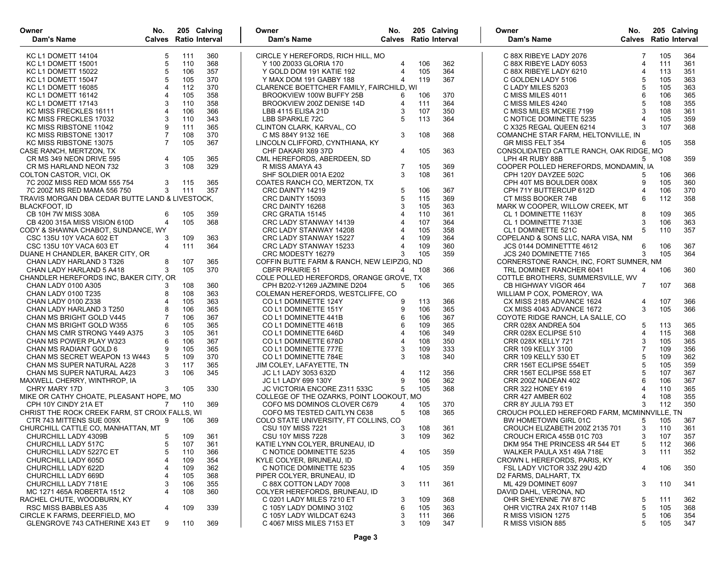| Owner / Dam's Name | No. Calves | 205 Ratio | Calving Interval |
|---|---|---|---|
| KC L1 DOMETT 14104 | 5 | 111 | 360 |
| KC L1 DOMETT 15001 | 5 | 110 | 368 |
| KC L1 DOMETT 15022 | 5 | 106 | 357 |
| KC L1 DOMETT 15047 | 5 | 105 | 370 |
| KC L1 DOMETT 16085 | 4 | 112 | 370 |
| KC L1 DOMETT 16142 | 4 | 105 | 358 |
| KC L1 DOMETT 17143 | 3 | 110 | 358 |
| KC MISS FRECKLES 16111 | 4 | 106 | 366 |
| KC MISS FRECKLES 17032 | 3 | 110 | 343 |
| KC MISS RIBSTONE 11042 | 9 | 111 | 365 |
| KC MISS RIBSTONE 13017 | 7 | 108 | 370 |
| KC MISS RIBSTONE 13075 | 7 | 105 | 367 |
| CASE RANCH, MERTZON, TX | | | |
| CR MS 349 NEON DRIVE 595 | 4 | 105 | 365 |
| CR MS HARLAND NEON 732 | 3 | 108 | 329 |
| COLTON CASTOR, VICI, OK | | | |
| 7C 200Z MISS RED MOM 555 754 | 3 | 115 | 365 |
| 7C 200Z MS RED MAMA 556 750 | 3 | 111 | 357 |
| TRAVIS MORGAN DBA CEDAR BUTTE LAND & LIVESTOCK, BLACKFOOT, ID | | | |
| CB 10H 7W MISS 308A | 6 | 105 | 359 |
| CB 4200 315A MISS VISION 610D | 4 | 105 | 368 |
| CODY & SHAWNA CHABOT, SUNDANCE, WY | | | |
| CSC 135U 10Y VACA 602 ET | 3 | 109 | 363 |
| CSC 135U 10Y VACA 603 ET | 4 | 111 | 364 |
| DUANE H CHANDLER, BAKER CITY, OR | | | |
| CHAN LADY HARLAND 3 T326 | 8 | 107 | 365 |
| CHAN LADY HARLAND 5 A418 | 3 | 105 | 370 |
| CHANDLER HEREFORDS INC, BAKER CITY, OR | | | |
| CHAN LADY 0100 A305 | 3 | 108 | 360 |
| CHAN LADY 0100 T235 | 8 | 108 | 363 |
| CHAN LADY 0100 Z338 | 4 | 105 | 363 |
| CHAN LADY HARLAND 3 T250 | 8 | 106 | 365 |
| CHAN MS BRIGHT GOLD V445 | 7 | 106 | 367 |
| CHAN MS BRIGHT GOLD W355 | 6 | 105 | 365 |
| CHAN MS CMR STRONG Y449 A375 | 3 | 105 | 361 |
| CHAN MS POWER PLAY W323 | 6 | 106 | 367 |
| CHAN MS RADIANT GOLD 6 | 9 | 105 | 365 |
| CHAN MS SECRET WEAPON 13 W443 | 5 | 109 | 370 |
| CHAN MS SUPER NATURAL A228 | 3 | 117 | 365 |
| CHAN MS SUPER NATURAL A423 | 3 | 106 | 345 |
| MAXWELL CHERRY, WINTHROP, IA | | | |
| CHRY MARY 17D | 3 | 105 | 330 |
| MIKE OR CATHY CHOATE, PLEASANT HOPE, MO | | | |
| CPH 10Y CINDY 21A ET | 7 | 110 | 369 |
| CHRIST THE ROCK CREEK FARM, ST CROIX FALLS, WI | | | |
| CTR 743 MITTENS SUE 009X | 9 | 106 | 369 |
| CHURCHILL CATTLE CO, MANHATTAN, MT | | | |
| CHURCHILL LADY 4309B | 5 | 109 | 361 |
| CHURCHILL LADY 517C | 5 | 107 | 361 |
| CHURCHILL LADY 5227C ET | 5 | 110 | 366 |
| CHURCHILL LADY 605D | 4 | 109 | 354 |
| CHURCHILL LADY 622D | 4 | 109 | 362 |
| CHURCHILL LADY 669D | 4 | 105 | 368 |
| CHURCHILL LADY 7181E | 3 | 106 | 355 |
| MC 1271 465A ROBERTA 1512 | 4 | 108 | 360 |
| RACHEL CHUTE, WOODBURN, KY | | | |
| RSC MISS BABBLES A35 | 4 | 109 | 339 |
| CIRCLE K FARMS, DEERFIELD, MO | | | |
| GLENGROVE 743 CATHERINE X43 ET | 9 | 110 | 369 |
| CIRCLE Y HEREFORDS, RICH HILL, MO | | | |
| Y 100 Z0033 GLORIA 170 | 4 | 106 | 362 |
| Y GOLD DOM 191 KATIE 192 | 4 | 105 | 364 |
| Y MAX DOM 191 GABBY 188 | 4 | 119 | 367 |
| CLARENCE BOETTCHER FAMILY, FAIRCHILD, WI | | | |
| BROOKVIEW 100W BUFFY 25B | 6 | 106 | 370 |
| BROOKVIEW 200Z DENISE 14D | 4 | 111 | 364 |
| LBB 4115 ELISA 21D | 3 | 107 | 350 |
| LBB SPARKLE 72C | 5 | 113 | 364 |
| CLINTON CLARK, KARVAL, CO | | | |
| C MS 884Y 9132 16E | 3 | 108 | 368 |
| LINCOLN CLIFFORD, CYNTHIANA, KY | | | |
| CHF DAKARI X69 37D | 4 | 105 | 363 |
| CML HEREFORDS, ABERDEEN, SD | | | |
| R MISS AMAYA 43 | 7 | 105 | 369 |
| SHF SOLDIER 001A E202 | 3 | 108 | 361 |
| COATES RANCH CO, MERTZON, TX | | | |
| CRC DAINTY 14219 | 5 | 106 | 367 |
| CRC DAINTY 15093 | 5 | 115 | 369 |
| CRC DAINTY 16268 | 3 | 105 | 363 |
| CRC GRATIA 15145 | 4 | 110 | 361 |
| CRC LADY STANWAY 14139 | 4 | 107 | 364 |
| CRC LADY STANWAY 14208 | 4 | 105 | 358 |
| CRC LADY STANWAY 15227 | 4 | 109 | 364 |
| CRC LADY STANWAY 15233 | 4 | 109 | 360 |
| CRC MODESTY 16279 | 3 | 105 | 359 |
| COFFIN BUTTE FARM & RANCH, NEW LEIPZIG, ND | | | |
| CBFR PRAIRIE 51 | 4 | 108 | 366 |
| COLE POLLED HEREFORDS, ORANGE GROVE, TX | | | |
| CPH B202-Y1269 JAZMINE D204 | 5 | 106 | 365 |
| COLEMAN HEREFORDS, WESTCLIFFE, CO | | | |
| CO L1 DOMINETTE 124Y | 9 | 113 | 366 |
| CO L1 DOMINETTE 151Y | 9 | 106 | 365 |
| CO L1 DOMINETTE 441B | 6 | 106 | 367 |
| CO L1 DOMINETTE 461B | 6 | 109 | 365 |
| CO L1 DOMINETTE 646D | 4 | 106 | 349 |
| CO L1 DOMINETTE 678D | 4 | 108 | 350 |
| CO L1 DOMINETTE 777E | 3 | 109 | 333 |
| CO L1 DOMINETTE 784E | 3 | 108 | 340 |
| JIM COLEY, LAFAYETTE, TN | | | |
| JC L1 LADY 3053 632D | 4 | 112 | 356 |
| JC L1 LADY 699 130Y | 9 | 106 | 362 |
| JC VICTORIA ENCORE Z311 533C | 5 | 105 | 368 |
| COLLEGE OF THE OZARKS, POINT LOOKOUT, MO | | | |
| COFO MS DOMINOS CLOVER C679 | 4 | 105 | 370 |
| COFO MS TESTED CAITLYN C638 | 5 | 108 | 365 |
| COLO STATE UNIVERSITY, FT COLLINS, CO | | | |
| CSU 10Y MISS 7221 | 3 | 108 | 361 |
| CSU 10Y MISS 7228 | 3 | 109 | 362 |
| KATIE LYNN COLYER, BRUNEAU, ID | | | |
| C NOTICE DOMINETTE 5235 | 4 | 105 | 359 |
| KYLE COLYER, BRUNEAU, ID | | | |
| C NOTICE DOMINETTE 5235 | 4 | 105 | 359 |
| PIPER COLYER, BRUNEAU, ID | | | |
| C 88X COTTON LADY 7008 | 3 | 111 | 361 |
| COLYER HEREFORDS, BRUNEAU, ID | | | |
| C 0201 LADY MILES 7210 ET | 3 | 109 | 368 |
| C 105Y LADY DOMINO 3102 | 6 | 105 | 363 |
| C 105Y LADY WILDCAT 6243 | 3 | 111 | 366 |
| C 4067 MISS MILES 7153 ET | 3 | 109 | 347 |
| C 88X RIBEYE LADY 2076 | 7 | 105 | 364 |
| C 88X RIBEYE LADY 6053 | 4 | 111 | 361 |
| C 88X RIBEYE LADY 6210 | 4 | 113 | 351 |
| C GOLDEN LADY 5106 | 5 | 105 | 363 |
| C LADY MILES 5203 | 5 | 105 | 363 |
| C MISS MILES 4011 | 6 | 106 | 365 |
| C MISS MILES 4240 | 5 | 108 | 355 |
| C MISS MILES MCKEE 7199 | 3 | 108 | 361 |
| C NOTICE DOMINETTE 5235 | 4 | 105 | 359 |
| C X325 REGAL QUEEN 6214 | 3 | 107 | 368 |
| COMANCHE STAR FARM, HELTONVILLE, IN | | | |
| GR MISS FELT 354 | 6 | 105 | 358 |
| CONSOLIDATED CATTLE RANCH, OAK RIDGE, MO | | | |
| LPH 4R RUBY 88B | 5 | 108 | 359 |
| COOPER POLLED HEREFORDS, MONDAMIN, IA | | | |
| CPH 120Y DAYZEE 502C | 5 | 106 | 366 |
| CPH 40T MS BOULDER 008X | 9 | 105 | 360 |
| CPH 71Y BUTTERCUP 612D | 4 | 106 | 370 |
| CT MISS BOOKER 74B | 6 | 112 | 358 |
| MARK W COOPER, WILLOW CREEK, MT | | | |
| CL 1 DOMINETTE 1163Y | 8 | 109 | 365 |
| CL 1 DOMINETTE 7133E | 3 | 106 | 363 |
| CL1 DOMINETTE 521C | 5 | 110 | 357 |
| COPELAND & SONS LLC, NARA VISA, NM | | | |
| JCS 0144 DOMINETTTE 4612 | 6 | 106 | 367 |
| JCS 240 DOMINETTE 7165 | 3 | 105 | 364 |
| CORNERSTONE RANCH, INC, FORT SUMNER, NM | | | |
| TRL DOMINET RANCHER 6041 | 4 | 106 | 360 |
| COTTLE BROTHERS, SUMMERSVILLE, WV | | | |
| CB HIGHWAY VIGOR 464 | 7 | 107 | 368 |
| WILLIAM P COX, POMEROY, WA | | | |
| CX MISS 2185 ADVANCE 1624 | 4 | 107 | 366 |
| CX MISS 4043 ADVANCE 1672 | 3 | 105 | 366 |
| COYOTE RIDGE RANCH, LA SALLE, CO | | | |
| CRR 028X ANDREA 504 | 5 | 113 | 365 |
| CRR 028X ECLIPSE 510 | 4 | 115 | 368 |
| CRR 028X KELLY 721 | 3 | 105 | 365 |
| CRR 109 KELLY 3100 | 7 | 109 | 356 |
| CRR 109 KELLY 530 ET | 5 | 109 | 362 |
| CRR 156T ECLIPSE 554ET | 5 | 105 | 359 |
| CRR 156T ECLIPSE 558 ET | 5 | 107 | 367 |
| CRR 200Z NADEAN 402 | 6 | 106 | 367 |
| CRR 322 HONEY 619 | 4 | 110 | 365 |
| CRR 427 AMBER 602 | 4 | 108 | 355 |
| CRR 8Y JULIA 793 ET | 3 | 112 | 350 |
| CROUCH POLLED HEREFORD FARM, MCMINNVILLE, TN | | | |
| BW HOMETOWN GIRL 01C | 5 | 105 | 367 |
| CROUCH ELIZABETH 200Z 2135 701 | 3 | 110 | 361 |
| CROUCH ERICA 455B 01C 703 | 3 | 107 | 357 |
| DKM 954 THE PRINCESS 4R 544 ET | 5 | 112 | 366 |
| WALKER PAULA X51 49A 718E | 3 | 111 | 352 |
| CROWN L HEREFORDS, PARIS, KY | | | |
| FSL LADY VICTOR 33Z 29U 42D | 4 | 106 | 350 |
| D2 FARMS, DALHART, TX | | | |
| ML 429 DOMINET 6097 | 3 | 110 | 341 |
| DAVID DAHL, VERONA, ND | | | |
| OHR SHEYENNE 7W 87C | 5 | 111 | 362 |
| OHR VICTRA 24X R107 114B | 5 | 105 | 368 |
| R MISS VISION 1275 | 5 | 106 | 354 |
| R MISS VISION 885 | 5 | 105 | 347 |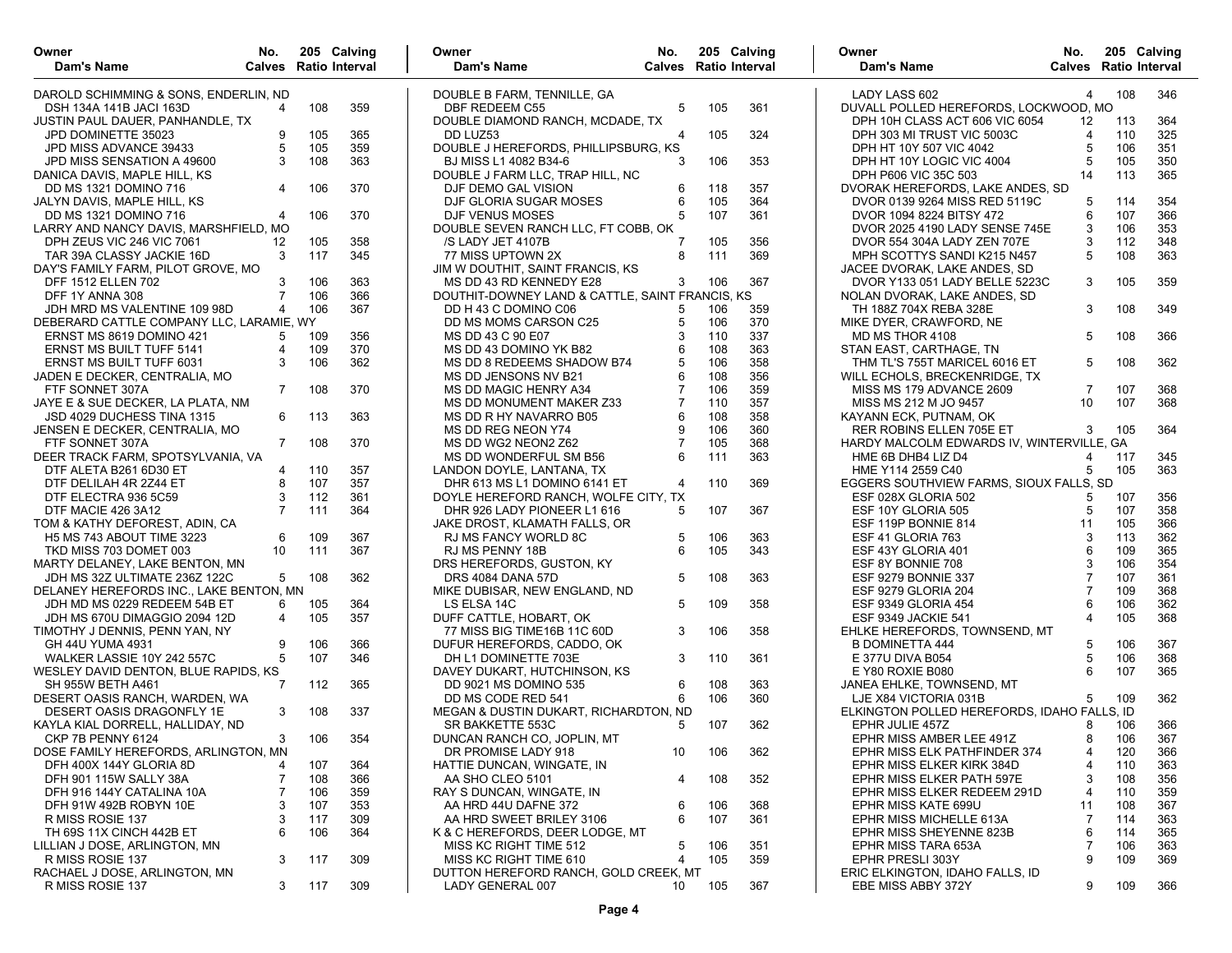| Owner / Dam's Name | No. Calves | 205 Ratio | Calving Interval |
|---|---|---|---|
| DAROLD SCHIMMING & SONS, ENDERLIN, ND | | | |
| DSH 134A 141B JACI 163D | 4 | 108 | 359 |
| JUSTIN PAUL DAUER, PANHANDLE, TX | | | |
| JPD DOMINETTE 35023 | 9 | 105 | 365 |
| JPD MISS ADVANCE 39433 | 5 | 105 | 359 |
| JPD MISS SENSATION A 49600 | 3 | 108 | 363 |
| DANICA DAVIS, MAPLE HILL, KS | | | |
| DD MS 1321 DOMINO 716 | 4 | 106 | 370 |
| JALYN DAVIS, MAPLE HILL, KS | | | |
| DD MS 1321 DOMINO 716 | 4 | 106 | 370 |
| LARRY AND NANCY DAVIS, MARSHFIELD, MO | | | |
| DPH ZEUS VIC 246 VIC 7061 | 12 | 105 | 358 |
| TAR 39A CLASSY JACKIE 16D | 3 | 117 | 345 |
| DAY'S FAMILY FARM, PILOT GROVE, MO | | | |
| DFF 1512 ELLEN 702 | 3 | 106 | 363 |
| DFF 1Y ANNA 308 | 7 | 106 | 366 |
| JDH MRD MS VALENTINE 109 98D | 4 | 106 | 367 |
| DEBERARD CATTLE COMPANY LLC, LARAMIE, WY | | | |
| ERNST MS 8619 DOMINO 421 | 5 | 109 | 356 |
| ERNST MS BUILT TUFF 5141 | 4 | 109 | 370 |
| ERNST MS BUILT TUFF 6031 | 3 | 106 | 362 |
| JADEN E DECKER, CENTRALIA, MO | | | |
| FTF SONNET 307A | 7 | 108 | 370 |
| JAYE E & SUE DECKER, LA PLATA, NM | | | |
| JSD 4029 DUCHESS TINA 1315 | 6 | 113 | 363 |
| JENSEN E DECKER, CENTRALIA, MO | | | |
| FTF SONNET 307A | 7 | 108 | 370 |
| DEER TRACK FARM, SPOTSYLVANIA, VA | | | |
| DTF ALETA B261 6D30 ET | 4 | 110 | 357 |
| DTF DELILAH 4R 2Z44 ET | 8 | 107 | 357 |
| DTF ELECTRA 936 5C59 | 3 | 112 | 361 |
| DTF MACIE 426 3A12 | 7 | 111 | 364 |
| TOM & KATHY DEFOREST, ADIN, CA | | | |
| H5 MS 743 ABOUT TIME 3223 | 6 | 109 | 367 |
| TKD MISS 703 DOMET 003 | 10 | 111 | 367 |
| MARTY DELANEY, LAKE BENTON, MN | | | |
| JDH MS 32Z ULTIMATE 236Z 122C | 5 | 108 | 362 |
| DELANEY HEREFORDS INC., LAKE BENTON, MN | | | |
| JDH MD MS 0229 REDEEM 54B ET | 6 | 105 | 364 |
| JDH MS 670U DIMAGGIO 2094 12D | 4 | 105 | 357 |
| TIMOTHY J DENNIS, PENN YAN, NY | | | |
| GH 44U YUMA 4931 | 9 | 106 | 366 |
| WALKER LASSIE 10Y 242 557C | 5 | 107 | 346 |
| WESLEY DAVID DENTON, BLUE RAPIDS, KS | | | |
| SH 955W BETH A461 | 7 | 112 | 365 |
| DESERT OASIS RANCH, WARDEN, WA | | | |
| DESERT OASIS DRAGONFLY 1E | 3 | 108 | 337 |
| KAYLA KIAL DORRELL, HALLIDAY, ND | | | |
| CKP 7B PENNY 6124 | 3 | 106 | 354 |
| DOSE FAMILY HEREFORDS, ARLINGTON, MN | | | |
| DFH 400X 144Y GLORIA 8D | 4 | 107 | 364 |
| DFH 901 115W SALLY 38A | 7 | 108 | 366 |
| DFH 916 144Y CATALINA 10A | 7 | 106 | 359 |
| DFH 91W 492B ROBYN 10E | 3 | 107 | 353 |
| R MISS ROSIE 137 | 3 | 117 | 309 |
| TH 69S 11X CINCH 442B ET | 6 | 106 | 364 |
| LILLIAN J DOSE, ARLINGTON, MN | | | |
| R MISS ROSIE 137 | 3 | 117 | 309 |
| RACHAEL J DOSE, ARLINGTON, MN | | | |
| R MISS ROSIE 137 | 3 | 117 | 309 |
| DOUBLE B FARM, TENNILLE, GA | | | |
| DBF REDEEM C55 | 5 | 105 | 361 |
| DOUBLE DIAMOND RANCH, MCDADE, TX | | | |
| DD LUZ53 | 4 | 105 | 324 |
| DOUBLE J HEREFORDS, PHILLIPSBURG, KS | | | |
| BJ MISS L1 4082 B34-6 | 3 | 106 | 353 |
| DOUBLE J FARM LLC, TRAP HILL, NC | | | |
| DJF DEMO GAL VISION | 6 | 118 | 357 |
| DJF GLORIA SUGAR MOSES | 6 | 105 | 364 |
| DJF VENUS MOSES | 5 | 107 | 361 |
| DOUBLE SEVEN RANCH LLC, FT COBB, OK | | | |
| /S LADY JET 4107B | 7 | 105 | 356 |
| 77 MISS UPTOWN 2X | 8 | 111 | 369 |
| JIM W DOUTHIT, SAINT FRANCIS, KS | | | |
| MS DD 43 RD KENNEDY E28 | 3 | 106 | 367 |
| DOUTHIT-DOWNEY LAND & CATTLE, SAINT FRANCIS, KS | | | |
| DD H 43 C DOMINO C06 | 5 | 106 | 359 |
| DD MS MOMS CARSON C25 | 5 | 106 | 370 |
| MS DD 43 C 90 E07 | 3 | 110 | 337 |
| MS DD 43 DOMINO YK B82 | 6 | 108 | 363 |
| MS DD 8 REDEEMS SHADOW B74 | 5 | 106 | 358 |
| MS DD JENSONS NV B21 | 6 | 108 | 356 |
| MS DD MAGIC HENRY A34 | 7 | 106 | 359 |
| MS DD MONUMENT MAKER Z33 | 7 | 110 | 357 |
| MS DD R HY NAVARRO B05 | 6 | 108 | 358 |
| MS DD REG NEON Y74 | 9 | 106 | 360 |
| MS DD WG2 NEON2 Z62 | 7 | 105 | 368 |
| MS DD WONDERFUL SM B56 | 6 | 111 | 363 |
| LANDON DOYLE, LANTANA, TX | | | |
| DHR 613 MS L1 DOMINO 6141 ET | 4 | 110 | 369 |
| DOYLE HEREFORD RANCH, WOLFE CITY, TX | | | |
| DHR 926 LADY PIONEER L1 616 | 5 | 107 | 367 |
| JAKE DROST, KLAMATH FALLS, OR | | | |
| RJ MS FANCY WORLD 8C | 5 | 106 | 363 |
| RJ MS PENNY 18B | 6 | 105 | 343 |
| DRS HEREFORDS, GUSTON, KY | | | |
| DRS 4084 DANA 57D | 5 | 108 | 363 |
| MIKE DUBISAR, NEW ENGLAND, ND | | | |
| LS ELSA 14C | 5 | 109 | 358 |
| DUFF CATTLE, HOBART, OK | | | |
| 77 MISS BIG TIME16B 11C 60D | 3 | 106 | 358 |
| DUFUR HEREFORDS, CADDO, OK | | | |
| DH L1 DOMINETTE 703E | 3 | 110 | 361 |
| DAVEY DUKART, HUTCHINSON, KS | | | |
| DD 9021 MS DOMINO 535 | 6 | 108 | 363 |
| DD MS CODE RED 541 | 6 | 106 | 360 |
| MEGAN & DUSTIN DUKART, RICHARDTON, ND | | | |
| SR BAKKETTE 553C | 5 | 107 | 362 |
| DUNCAN RANCH CO, JOPLIN, MT | | | |
| DR PROMISE LADY 918 | 10 | 106 | 362 |
| HATTIE DUNCAN, WINGATE, IN | | | |
| AA SHO CLEO 5101 | 4 | 108 | 352 |
| RAY S DUNCAN, WINGATE, IN | | | |
| AA HRD 44U DAFNE 372 | 6 | 106 | 368 |
| AA HRD SWEET BRILEY 3106 | 6 | 107 | 361 |
| K & C HEREFORDS, DEER LODGE, MT | | | |
| MISS KC RIGHT TIME 512 | 5 | 106 | 351 |
| MISS KC RIGHT TIME 610 | 4 | 105 | 359 |
| DUTTON HEREFORD RANCH, GOLD CREEK, MT | | | |
| LADY GENERAL 007 | 10 | 105 | 367 |
| LADY LASS 602 | 4 | 108 | 346 |
| DUVALL POLLED HEREFORDS, LOCKWOOD, MO | | | |
| DPH 10H CLASS ACT 606 VIC 6054 | 12 | 113 | 364 |
| DPH 303 MI TRUST VIC 5003C | 4 | 110 | 325 |
| DPH HT 10Y 507 VIC 4042 | 5 | 106 | 351 |
| DPH HT 10Y LOGIC VIC 4004 | 5 | 105 | 350 |
| DPH P606 VIC 35C 503 | 14 | 113 | 365 |
| DVORAK HEREFORDS, LAKE ANDES, SD | | | |
| DVOR 0139 9264 MISS RED 5119C | 5 | 114 | 354 |
| DVOR 1094 8224 BITSY 472 | 6 | 107 | 366 |
| DVOR 2025 4190 LADY SENSE 745E | 3 | 106 | 353 |
| DVOR 554 304A LADY ZEN 707E | 3 | 112 | 348 |
| MPH SCOTTYS SANDI K215 N457 | 5 | 108 | 363 |
| JACEE DVORAK, LAKE ANDES, SD | | | |
| DVOR Y133 051 LADY BELLE 5223C | 3 | 105 | 359 |
| NOLAN DVORAK, LAKE ANDES, SD | | | |
| TH 188Z 704X REBA 328E | 3 | 108 | 349 |
| MIKE DYER, CRAWFORD, NE | | | |
| MD MS THOR 4108 | 5 | 108 | 366 |
| STAN EAST, CARTHAGE, TN | | | |
| THM TL'S 755T MARICEL 6016 ET | 5 | 108 | 362 |
| WILL ECHOLS, BRECKENRIDGE, TX | | | |
| MISS MS 179 ADVANCE 2609 | 7 | 107 | 368 |
| MISS MS 212 M JO 9457 | 10 | 107 | 368 |
| KAYANN ECK, PUTNAM, OK | | | |
| RER ROBINS ELLEN 705E ET | 3 | 105 | 364 |
| HARDY MALCOLM EDWARDS IV, WINTERVILLE, GA | | | |
| HME 6B DHB4 LIZ D4 | 4 | 117 | 345 |
| HME Y114 2559 C40 | 5 | 105 | 363 |
| EGGERS SOUTHVIEW FARMS, SIOUX FALLS, SD | | | |
| ESF 028X GLORIA 502 | 5 | 107 | 356 |
| ESF 10Y GLORIA 505 | 5 | 107 | 358 |
| ESF 119P BONNIE 814 | 11 | 105 | 366 |
| ESF 41 GLORIA 763 | 3 | 113 | 362 |
| ESF 43Y GLORIA 401 | 6 | 109 | 365 |
| ESF 8Y BONNIE 708 | 3 | 106 | 354 |
| ESF 9279 BONNIE 337 | 7 | 107 | 361 |
| ESF 9279 GLORIA 204 | 7 | 109 | 368 |
| ESF 9349 GLORIA 454 | 6 | 106 | 362 |
| ESF 9349 JACKIE 541 | 4 | 105 | 368 |
| EHLKE HEREFORDS, TOWNSEND, MT | | | |
| B DOMINETTA 444 | 5 | 106 | 367 |
| E 377U DIVA B054 | 5 | 106 | 368 |
| E Y80 ROXIE B080 | 6 | 107 | 365 |
| JANEA EHLKE, TOWNSEND, MT | | | |
| LJE X84 VICTORIA 031B | 5 | 109 | 362 |
| ELKINGTON POLLED HEREFORDS, IDAHO FALLS, ID | | | |
| EPHR JULIE 457Z | 8 | 106 | 366 |
| EPHR MISS AMBER LEE 491Z | 8 | 106 | 367 |
| EPHR MISS ELK PATHFINDER 374 | 4 | 120 | 366 |
| EPHR MISS ELKER KIRK 384D | 4 | 110 | 363 |
| EPHR MISS ELKER PATH 597E | 3 | 108 | 356 |
| EPHR MISS ELKER REDEEM 291D | 4 | 110 | 359 |
| EPHR MISS KATE 699U | 11 | 108 | 367 |
| EPHR MISS MICHELLE 613A | 7 | 114 | 363 |
| EPHR MISS SHEYENNE 823B | 6 | 114 | 365 |
| EPHR MISS TARA 653A | 7 | 106 | 363 |
| EPHR PRESLI 303Y | 9 | 109 | 369 |
| ERIC ELKINGTON, IDAHO FALLS, ID | | | |
| EBE MISS ABBY 372Y | 9 | 109 | 366 |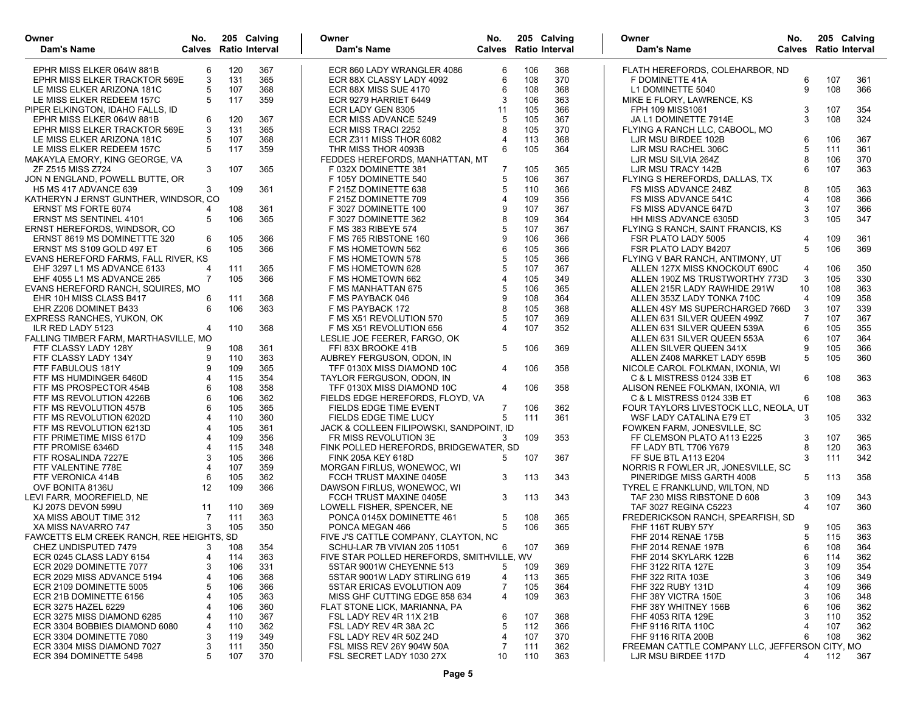| Owner<br>Dam's Name | No. Calves | 205 Ratio | Calving Interval |
|---|---|---|---|
| EPHR MISS ELKER 064W 881B | 6 | 120 | 367 |
| EPHR MISS ELKER TRACKTOR 569E | 3 | 131 | 365 |
| LE MISS ELKER ARIZONA 181C | 5 | 107 | 368 |
| LE MISS ELKER REDEEM 157C | 5 | 117 | 359 |
| PIPER ELKINGTON, IDAHO FALLS, ID | | | |
| EPHR MISS ELKER 064W 881B | 6 | 120 | 367 |
| EPHR MISS ELKER TRACKTOR 569E | 3 | 131 | 365 |
| LE MISS ELKER ARIZONA 181C | 5 | 107 | 368 |
| LE MISS ELKER REDEEM 157C | 5 | 117 | 359 |
| MAKAYLA EMORY, KING GEORGE, VA | | | |
| ZF Z515 MISS Z724 | 3 | 107 | 365 |
| JON N ENGLAND, POWELL BUTTE, OR | | | |
| H5 MS 417 ADVANCE 639 | 3 | 109 | 361 |
| KATHERYN J ERNST GUNTHER, WINDSOR, CO | | | |
| ERNST MS FORTE 6074 | 4 | 108 | 361 |
| ERNST MS SENTINEL 4101 | 5 | 106 | 365 |
| ERNST HEREFORDS, WINDSOR, CO | | | |
| ERNST 8619 MS DOMINETTTE 320 | 6 | 105 | 366 |
| ERNST MS S109 GOLD 497 ET | 6 | 105 | 366 |
| EVANS HEREFORD FARMS, FALL RIVER, KS | | | |
| EHF 3297 L1 MS ADVANCE 6133 | 4 | 111 | 365 |
| EHF 4055 L1 MS ADVANCE 265 | 7 | 105 | 366 |
| EVANS HEREFORD RANCH, SQUIRES, MO | | | |
| EHR 10H MISS CLASS B417 | 6 | 111 | 368 |
| EHR Z206 DOMINET B433 | 6 | 106 | 363 |
| EXPRESS RANCHES, YUKON, OK | | | |
| ILR RED LADY 5123 | 4 | 110 | 368 |
| FALLING TIMBER FARM, MARTHASVILLE, MO | | | |
| FTF CLASSY LADY 128Y | 9 | 108 | 361 |
| FTF CLASSY LADY 134Y | 9 | 110 | 363 |
| FTF FABULOUS 181Y | 9 | 109 | 365 |
| FTF MS HUMDINGER 6460D | 4 | 115 | 354 |
| FTF MS PROSPECTOR 454B | 6 | 108 | 358 |
| FTF MS REVOLUTION 4226B | 6 | 106 | 362 |
| FTF MS REVOLUTION 457B | 6 | 105 | 365 |
| FTF MS REVOLUTION 6202D | 4 | 110 | 360 |
| FTF MS REVOLUTION 6213D | 4 | 105 | 361 |
| FTF PRIMETIME MISS 617D | 4 | 109 | 356 |
| FTF PROMISE 6346D | 4 | 115 | 348 |
| FTF ROSALINDA 7227E | 3 | 105 | 366 |
| FTF VALENTINE 778E | 4 | 107 | 359 |
| FTF VERONICA 414B | 6 | 105 | 362 |
| OVF BONITA 8136U | 12 | 109 | 366 |
| LEVI FARR, MOOREFIELD, NE | | | |
| KJ 207S DEVON 599U | 11 | 110 | 369 |
| XA MISS ABOUT TIME 312 | 7 | 111 | 363 |
| XA MISS NAVARRO 747 | 3 | 105 | 350 |
| FAWCETTS ELM CREEK RANCH, REE HEIGHTS, SD | | | |
| CHEZ UNDISPUTED 7479 | 3 | 108 | 354 |
| ECR 0245 CLASS LADY 6154 | 4 | 114 | 363 |
| ECR 2029 DOMINETTE 7077 | 3 | 106 | 331 |
| ECR 2029 MISS ADVANCE 5194 | 4 | 106 | 368 |
| ECR 2109 DOMINETTE 5005 | 5 | 106 | 366 |
| ECR 21B DOMINETTE 6156 | 4 | 105 | 363 |
| ECR 3275 HAZEL 6229 | 4 | 106 | 360 |
| ECR 3275 MISS DIAMOND 6285 | 4 | 110 | 367 |
| ECR 3304 BOBBIES DIAMOND 6080 | 4 | 110 | 362 |
| ECR 3304 DOMINETTE 7080 | 3 | 119 | 349 |
| ECR 3304 MISS DIAMOND 7027 | 3 | 111 | 350 |
| ECR 394 DOMINETTE 5498 | 5 | 107 | 370 |
| ECR 860 LADY WRANGLER 4086 | 6 | 106 | 368 |
| ECR 88X CLASSY LADY 4092 | 6 | 108 | 370 |
| ECR 88X MISS SUE 4170 | 6 | 108 | 368 |
| ECR 9279 HARRIET 6449 | 3 | 106 | 363 |
| ECR LADY GEN 8305 | 11 | 105 | 366 |
| ECR MISS ADVANCE 5249 | 5 | 105 | 367 |
| ECR MISS TRACI 2252 | 8 | 105 | 370 |
| ECR Z311 MISS THOR 6082 | 4 | 113 | 368 |
| THR MISS THOR 4093B | 6 | 105 | 364 |
| FEDDES HEREFORDS, MANHATTAN, MT | | | |
| F 032X DOMINETTE 381 | 7 | 105 | 365 |
| F 105Y DOMINETTE 540 | 5 | 106 | 367 |
| F 215Z DOMINETTE 638 | 5 | 110 | 366 |
| F 215Z DOMINETTE 709 | 4 | 109 | 356 |
| F 3027 DOMINETTE 100 | 9 | 107 | 367 |
| F 3027 DOMINETTE 362 | 8 | 109 | 364 |
| F MS 383 RIBEYE 574 | 5 | 107 | 367 |
| F MS 765 RIBSTONE 160 | 9 | 106 | 366 |
| F MS HOMETOWN 562 | 6 | 105 | 366 |
| F MS HOMETOWN 578 | 5 | 105 | 366 |
| F MS HOMETOWN 628 | 5 | 107 | 367 |
| F MS HOMETOWN 662 | 4 | 105 | 349 |
| F MS MANHATTAN 675 | 5 | 106 | 365 |
| F MS PAYBACK 046 | 9 | 108 | 364 |
| F MS PAYBACK 172 | 8 | 105 | 368 |
| F MS X51 REVOLUTION 570 | 5 | 107 | 369 |
| F MS X51 REVOLUTION 656 | 4 | 107 | 352 |
| LESLIE JOE FEERER, FARGO, OK | | | |
| FFI 83X BROOKE 41B | 5 | 106 | 369 |
| AUBREY FERGUSON, ODON, IN | | | |
| TFF 0130X MISS DIAMOND 10C | 4 | 106 | 358 |
| TAYLOR FERGUSON, ODON, IN | | | |
| TFF 0130X MISS DIAMOND 10C | 4 | 106 | 358 |
| FIELDS EDGE HEREFORDS, FLOYD, VA | | | |
| FIELDS EDGE TIME EVENT | 7 | 106 | 362 |
| FIELDS EDGE TIME LUCY | 5 | 111 | 361 |
| JACK & COLLEEN FILIPOWSKI, SANDPOINT, ID | | | |
| FR MISS REVOLUTION 3E | 3 | 109 | 353 |
| FINK POLLED HEREFORDS, BRIDGEWATER, SD | | | |
| FINK 205A KEY 618D | 5 | 107 | 367 |
| MORGAN FIRLUS, WONEWOC, WI | | | |
| FCCH TRUST MAXINE 0405E | 3 | 113 | 343 |
| DAWSON FIRLUS, WONEWOC, WI | | | |
| FCCH TRUST MAXINE 0405E | 3 | 113 | 343 |
| LOWELL FISHER, SPENCER, NE | | | |
| PONCA 0145X DOMINETTE 461 | 5 | 108 | 365 |
| PONCA MEGAN 466 | 5 | 106 | 365 |
| FIVE J'S CATTLE COMPANY, CLAYTON, NC | | | |
| SCHU-LAR 7B VIVIAN 205 11051 | 6 | 107 | 369 |
| FIVE STAR POLLED HEREFORDS, SMITHVILLE, WV | | | |
| 5STAR 9001W CHEYENNE 513 | 5 | 109 | 369 |
| 5STAR 9001W LADY STIRLING 619 | 4 | 113 | 365 |
| 5STAR ERICAS EVOLUTION A09 | 7 | 105 | 364 |
| MISS GHF CUTTING EDGE 858 634 | 4 | 109 | 363 |
| FLAT STONE LICK, MARIANNA, PA | | | |
| FSL LADY REV 4R 11X 21B | 6 | 107 | 368 |
| FSL LADY REV 4R 38A 2C | 5 | 112 | 366 |
| FSL LADY REV 4R 50Z 24D | 4 | 107 | 370 |
| FSL MISS REV 26Y 904W 50A | 7 | 111 | 362 |
| FSL SECRET LADY 1030 27X | 10 | 110 | 363 |
| FLATH HEREFORDS, COLEHARBOR, ND | | | |
| F DOMINETTE 41A | 6 | 107 | 361 |
| L1 DOMINETTE 5040 | 9 | 108 | 366 |
| MIKE E FLORY, LAWRENCE, KS | | | |
| FPH 109 MISS1061 | 3 | 107 | 354 |
| JA L1 DOMINETTE 7914E | 3 | 108 | 324 |
| FLYING A RANCH LLC, CABOOL, MO | | | |
| LJR MSU BIRDEE 102B | 6 | 106 | 367 |
| LJR MSU RACHEL 306C | 5 | 111 | 361 |
| LJR MSU SILVIA 264Z | 8 | 106 | 370 |
| LJR MSU TRACY 142B | 6 | 107 | 363 |
| FLYING S HEREFORDS, DALLAS, TX | | | |
| FS MISS ADVANCE 248Z | 8 | 105 | 363 |
| FS MISS ADVANCE 541C | 4 | 108 | 366 |
| FS MISS ADVANCE 647D | 3 | 107 | 366 |
| HH MISS ADVANCE 6305D | 3 | 105 | 347 |
| FLYING S RANCH, SAINT FRANCIS, KS | | | |
| FSR PLATO LADY 5005 | 4 | 109 | 361 |
| FSR PLATO LADY B4207 | 5 | 106 | 369 |
| FLYING V BAR RANCH, ANTIMONY, UT | | | |
| ALLEN 127X MISS KNOCKOUT 690C | 4 | 106 | 350 |
| ALLEN 190Z MS TRUSTWORTHY 773D | 3 | 105 | 330 |
| ALLEN 215R LADY RAWHIDE 291W | 10 | 108 | 363 |
| ALLEN 353Z LADY TONKA 710C | 4 | 109 | 358 |
| ALLEN 4SY MS SUPERCHARGED 766D | 3 | 107 | 339 |
| ALLEN 631 SILVER QUEEN 499Z | 7 | 107 | 367 |
| ALLEN 631 SILVER QUEEN 539A | 6 | 105 | 355 |
| ALLEN 631 SILVER QUEEN 553A | 6 | 107 | 364 |
| ALLEN SILVER QUEEN 341X | 9 | 105 | 366 |
| ALLEN Z408 MARKET LADY 659B | 5 | 105 | 360 |
| NICOLE CAROL FOLKMAN, IXONIA, WI | | | |
| C & L MISTRESS 0124 33B ET | 6 | 108 | 363 |
| ALISON RENEE FOLKMAN, IXONIA, WI | | | |
| C & L MISTRESS 0124 33B ET | 6 | 108 | 363 |
| FOUR TAYLORS LIVESTOCK LLC, NEOLA, UT | | | |
| WSF LADY CATALINA E79 ET | 3 | 105 | 332 |
| FOWKEN FARM, JONESVILLE, SC | | | |
| FF CLEMSON PLATO A113 E225 | 3 | 107 | 365 |
| FF LADY BTL T706 Y679 | 8 | 120 | 363 |
| FF SUE BTL A113 E204 | 3 | 111 | 342 |
| NORRIS R FOWLER JR, JONESVILLE, SC | | | |
| PINERIDGE MISS GARTH 4008 | 5 | 113 | 358 |
| TYREL E FRANKLUND, WILTON, ND | | | |
| TAF 230 MISS RIBSTONE D 608 | 3 | 109 | 343 |
| TAF 3027 REGINA C5223 | 4 | 107 | 360 |
| FREDERICKSON RANCH, SPEARFISH, SD | | | |
| FHF 116T RUBY 57Y | 9 | 105 | 363 |
| FHF 2014 RENAE 175B | 5 | 115 | 363 |
| FHF 2014 RENAE 197B | 6 | 108 | 364 |
| FHF 2014 SKYLARK 122B | 6 | 114 | 362 |
| FHF 3122 RITA 127E | 3 | 109 | 354 |
| FHF 322 RITA 103E | 3 | 106 | 349 |
| FHF 322 RUBY 131D | 4 | 109 | 366 |
| FHF 38Y VICTRA 150E | 3 | 106 | 348 |
| FHF 38Y WHITNEY 156B | 6 | 106 | 362 |
| FHF 4053 RITA 129E | 3 | 110 | 352 |
| FHF 9116 RITA 110C | 4 | 107 | 362 |
| FHF 9116 RITA 200B | 6 | 108 | 362 |
| FREEMAN CATTLE COMPANY LLC, JEFFERSON CITY, MO | | | |
| LJR MSU BIRDEE 117D | 4 | 112 | 367 |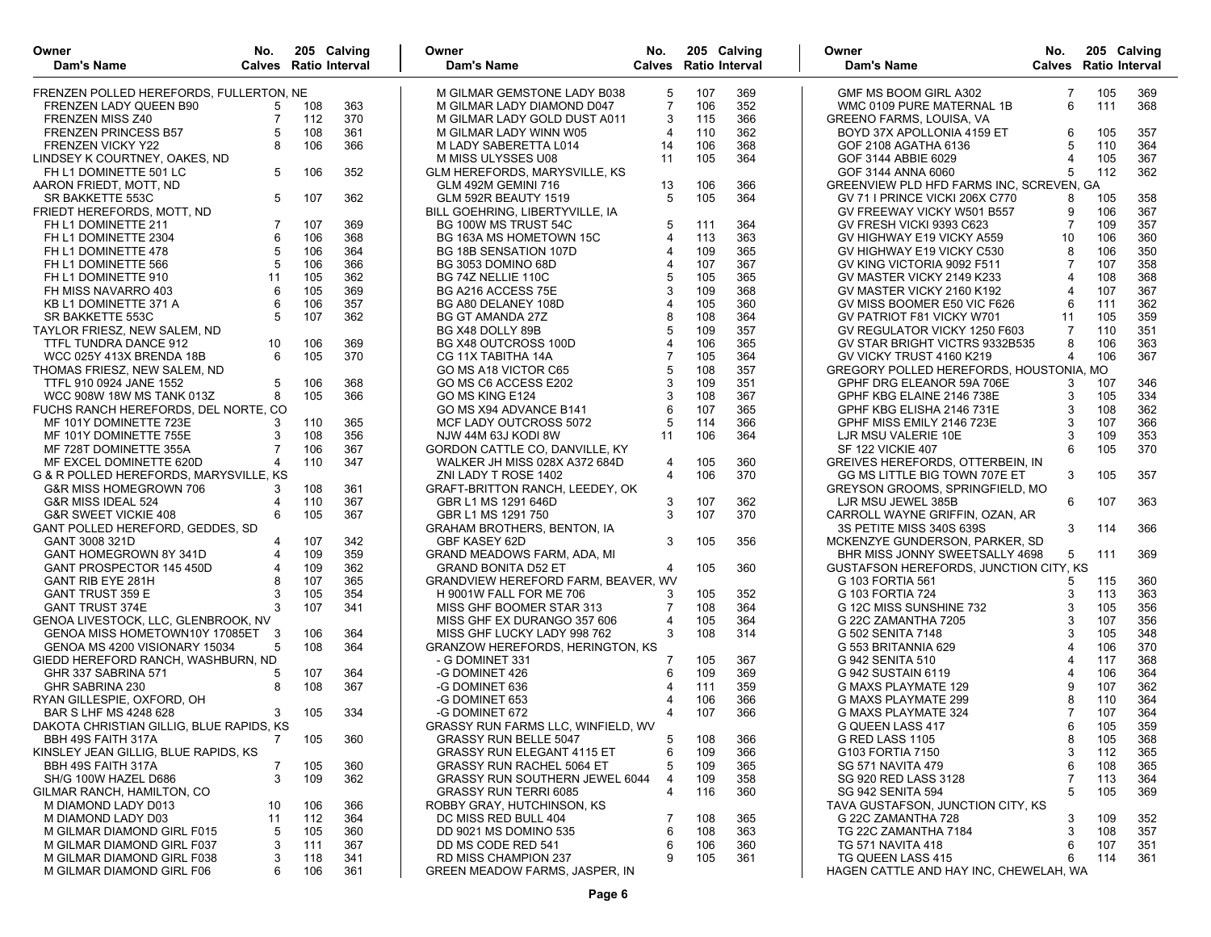| Owner<br>Dam's Name | No.<br>Calves | 205<br>Ratio | Calving<br>Interval |
|---|---|---|---|
| FRENZEN POLLED HEREFORDS, FULLERTON, NE | | | |
| FRENZEN LADY QUEEN B90 | 5 | 108 | 363 |
| FRENZEN MISS Z40 | 7 | 112 | 370 |
| FRENZEN PRINCESS B57 | 5 | 108 | 361 |
| FRENZEN VICKY Y22 | 8 | 106 | 366 |
| LINDSEY K COURTNEY, OAKES, ND | | | |
| FH L1 DOMINETTE 501 LC | 5 | 106 | 352 |
| AARON FRIEDT, MOTT, ND | | | |
| SR BAKKETTE 553C | 5 | 107 | 362 |
| FRIEDT HEREFORDS, MOTT, ND | | | |
| FH L1 DOMINETTE 211 | 7 | 107 | 369 |
| FH L1 DOMINETTE 2304 | 6 | 106 | 368 |
| FH L1 DOMINETTE 478 | 5 | 106 | 364 |
| FH L1 DOMINETTE 566 | 5 | 106 | 366 |
| FH L1 DOMINETTE 910 | 11 | 105 | 362 |
| FH MISS NAVARRO 403 | 6 | 105 | 369 |
| KB L1 DOMINETTE 371 A | 6 | 106 | 357 |
| SR BAKKETTE 553C | 5 | 107 | 362 |
| TAYLOR FRIESZ, NEW SALEM, ND | | | |
| TTFL TUNDRA DANCE 912 | 10 | 106 | 369 |
| WCC 025Y 413X BRENDA 18B | 6 | 105 | 370 |
| THOMAS FRIESZ, NEW SALEM, ND | | | |
| TTFL 910 0924 JANE 1552 | 5 | 106 | 368 |
| WCC 908W 18W MS TANK 013Z | 8 | 105 | 366 |
| FUCHS RANCH HEREFORDS, DEL NORTE, CO | | | |
| MF 101Y DOMINETTE 723E | 3 | 110 | 365 |
| MF 101Y DOMINETTE 755E | 3 | 108 | 356 |
| MF 728T DOMINETTE 355A | 7 | 106 | 367 |
| MF EXCEL DOMINETTE 620D | 4 | 110 | 347 |
| G & R POLLED HEREFORDS, MARYSVILLE, KS | | | |
| G&R MISS HOMEGROWN 706 | 3 | 108 | 361 |
| G&R MISS IDEAL 524 | 4 | 110 | 367 |
| G&R SWEET VICKIE 408 | 6 | 105 | 367 |
| GANT POLLED HEREFORD, GEDDES, SD | | | |
| GANT 3008 321D | 4 | 107 | 342 |
| GANT HOMEGROWN 8Y 341D | 4 | 109 | 359 |
| GANT PROSPECTOR 145 450D | 4 | 109 | 362 |
| GANT RIB EYE 281H | 8 | 107 | 365 |
| GANT TRUST 359 E | 3 | 105 | 354 |
| GANT TRUST 374E | 3 | 107 | 341 |
| GENOA LIVESTOCK, LLC, GLENBROOK, NV | | | |
| GENOA MISS HOMETOWN10Y 17085ET | 3 | 106 | 364 |
| GENOA MS 4200 VISIONARY 15034 | 5 | 108 | 364 |
| GIEDD HEREFORD RANCH, WASHBURN, ND | | | |
| GHR 337 SABRINA 571 | 5 | 107 | 364 |
| GHR SABRINA 230 | 8 | 108 | 367 |
| RYAN GILLESPIE, OXFORD, OH | | | |
| BAR S LHF MS 4248 628 | 3 | 105 | 334 |
| DAKOTA CHRISTIAN GILLIG, BLUE RAPIDS, KS | | | |
| BBH 49S FAITH 317A | 7 | 105 | 360 |
| KINSLEY JEAN GILLIG, BLUE RAPIDS, KS | | | |
| BBH 49S FAITH 317A | 7 | 105 | 360 |
| SH/G 100W HAZEL D686 | 3 | 109 | 362 |
| GILMAR RANCH, HAMILTON, CO | | | |
| M DIAMOND LADY D013 | 10 | 106 | 366 |
| M DIAMOND LADY D03 | 11 | 112 | 364 |
| M GILMAR DIAMOND GIRL F015 | 5 | 105 | 360 |
| M GILMAR DIAMOND GIRL F037 | 3 | 111 | 367 |
| M GILMAR DIAMOND GIRL F038 | 3 | 118 | 341 |
| M GILMAR DIAMOND GIRL F06 | 6 | 106 | 361 |
| M GILMAR GEMSTONE LADY B038 | 5 | 107 | 369 |
| M GILMAR LADY DIAMOND D047 | 7 | 106 | 352 |
| M GILMAR LADY GOLD DUST A011 | 3 | 115 | 366 |
| M GILMAR LADY WINN W05 | 4 | 110 | 362 |
| M LADY SABERETTA L014 | 14 | 106 | 368 |
| M MISS ULYSSES U08 | 11 | 105 | 364 |
| GLM HEREFORDS, MARYSVILLE, KS | | | |
| GLM 492M GEMINI 716 | 13 | 106 | 366 |
| GLM 592R BEAUTY 1519 | 5 | 105 | 364 |
| BILL GOEHRING, LIBERTYVILLE, IA | | | |
| BG 100W MS TRUST 54C | 5 | 111 | 364 |
| BG 163A MS HOMETOWN 15C | 4 | 113 | 363 |
| BG 18B SENSATION 107D | 4 | 109 | 365 |
| BG 3053 DOMINO 68D | 4 | 107 | 367 |
| BG 74Z NELLIE 110C | 5 | 105 | 365 |
| BG A216 ACCESS 75E | 3 | 109 | 368 |
| BG A80 DELANEY 108D | 4 | 105 | 360 |
| BG GT AMANDA 27Z | 8 | 108 | 364 |
| BG X48 DOLLY 89B | 5 | 109 | 357 |
| BG X48 OUTCROSS 100D | 4 | 106 | 365 |
| CG 11X TABITHA 14A | 7 | 105 | 364 |
| GO MS A18 VICTOR C65 | 5 | 108 | 357 |
| GO MS C6 ACCESS E202 | 3 | 109 | 351 |
| GO MS KING E124 | 3 | 108 | 367 |
| GO MS X94 ADVANCE B141 | 6 | 107 | 365 |
| MCF LADY OUTCROSS 5072 | 5 | 114 | 366 |
| NJW 44M 63J KODI 8W | 11 | 106 | 364 |
| GORDON CATTLE CO, DANVILLE, KY | | | |
| WALKER JH MISS 028X A372 684D | 4 | 105 | 360 |
| ZNI LADY T ROSE 1402 | 4 | 106 | 370 |
| GRAFT-BRITTON RANCH, LEEDEY, OK | | | |
| GBR L1 MS 1291 646D | 3 | 107 | 362 |
| GBR L1 MS 1291 750 | 3 | 107 | 370 |
| GRAHAM BROTHERS, BENTON, IA | | | |
| GBF KASEY 62D | 3 | 105 | 356 |
| GRAND MEADOWS FARM, ADA, MI | | | |
| GRAND BONITA D52 ET | 4 | 105 | 360 |
| GRANDVIEW HEREFORD FARM, BEAVER, WV | | | |
| H 9001W FALL FOR ME 706 | 3 | 105 | 352 |
| MISS GHF BOOMER STAR 313 | 7 | 108 | 364 |
| MISS GHF EX DURANGO 357 606 | 4 | 105 | 364 |
| MISS GHF LUCKY LADY 998 762 | 3 | 108 | 314 |
| GRANZOW HEREFORDS, HERINGTON, KS | | | |
| - G DOMINET 331 | 7 | 105 | 367 |
| -G DOMINET 426 | 6 | 109 | 369 |
| -G DOMINET 636 | 4 | 111 | 359 |
| -G DOMINET 653 | 4 | 106 | 366 |
| -G DOMINET 672 | 4 | 107 | 366 |
| GRASSY RUN FARMS LLC, WINFIELD, WV | | | |
| GRASSY RUN BELLE 5047 | 5 | 108 | 366 |
| GRASSY RUN ELEGANT 4115 ET | 6 | 109 | 366 |
| GRASSY RUN RACHEL 5064 ET | 5 | 109 | 365 |
| GRASSY RUN SOUTHERN JEWEL 6044 | 4 | 109 | 358 |
| GRASSY RUN TERRI 6085 | 4 | 116 | 360 |
| ROBBY GRAY, HUTCHINSON, KS | | | |
| DC MISS RED BULL 404 | 7 | 108 | 365 |
| DD 9021 MS DOMINO 535 | 6 | 108 | 363 |
| DD MS CODE RED 541 | 6 | 106 | 360 |
| RD MISS CHAMPION 237 | 9 | 105 | 361 |
| GREEN MEADOW FARMS, JASPER, IN | | | |
| GMF MS BOOM GIRL A302 | 7 | 105 | 369 |
| WMC 0109 PURE MATERNAL 1B | 6 | 111 | 368 |
| GREENO FARMS, LOUISA, VA | | | |
| BOYD 37X APOLLONIA 4159 ET | 6 | 105 | 357 |
| GOF 2108 AGATHA 6136 | 5 | 110 | 364 |
| GOF 3144 ABBIE 6029 | 4 | 105 | 367 |
| GOF 3144 ANNA 6060 | 5 | 112 | 362 |
| GREENVIEW PLD HFD FARMS INC, SCREVEN, GA | | | |
| GV 71 I PRINCE VICKI 206X C770 | 8 | 105 | 358 |
| GV FREEWAY VICKY W501 B557 | 9 | 106 | 367 |
| GV FRESH VICKI 9393 C623 | 7 | 109 | 357 |
| GV HIGHWAY E19 VICKY A559 | 10 | 106 | 360 |
| GV HIGHWAY E19 VICKY C530 | 8 | 106 | 350 |
| GV KING VICTORIA 9092 F511 | 7 | 107 | 358 |
| GV MASTER VICKY 2149 K233 | 4 | 108 | 368 |
| GV MASTER VICKY 2160 K192 | 4 | 107 | 367 |
| GV MISS BOOMER E50 VIC F626 | 6 | 111 | 362 |
| GV PATRIOT F81 VICKY W701 | 11 | 105 | 359 |
| GV REGULATOR VICKY 1250 F603 | 7 | 110 | 351 |
| GV STAR BRIGHT VICTRS 9332B535 | 8 | 106 | 363 |
| GV VICKY TRUST 4160 K219 | 4 | 106 | 367 |
| GREGORY POLLED HEREFORDS, HOUSTONIA, MO | | | |
| GPHF DRG ELEANOR 59A 706E | 3 | 107 | 346 |
| GPHF KBG ELAINE 2146 738E | 3 | 105 | 334 |
| GPHF KBG ELISHA 2146 731E | 3 | 108 | 362 |
| GPHF MISS EMILY 2146 723E | 3 | 107 | 366 |
| LJR MSU VALERIE 10E | 3 | 109 | 353 |
| SF 122 VICKIE 407 | 6 | 105 | 370 |
| GREIVES HEREFORDS, OTTERBEIN, IN | | | |
| GG MS LITTLE BIG TOWN 707E ET | 3 | 105 | 357 |
| GREYSON GROOMS, SPRINGFIELD, MO | | | |
| LJR MSU JEWEL 385B | 6 | 107 | 363 |
| CARROLL WAYNE GRIFFIN, OZAN, AR | | | |
| 3S PETITE MISS 340S 639S | 3 | 114 | 366 |
| MCKENZYE GUNDERSON, PARKER, SD | | | |
| BHR MISS JONNY SWEETSALLY 4698 | 5 | 111 | 369 |
| GUSTAFSON HEREFORDS, JUNCTION CITY, KS | | | |
| G 103 FORTIA 561 | 5 | 115 | 360 |
| G 103 FORTIA 724 | 3 | 113 | 363 |
| G 12C MISS SUNSHINE 732 | 3 | 105 | 356 |
| G 22C ZAMANTHA 7205 | 3 | 107 | 356 |
| G 502 SENITA 7148 | 3 | 105 | 348 |
| G 553 BRITANNIA 629 | 4 | 106 | 370 |
| G 942 SENITA 510 | 4 | 117 | 368 |
| G 942 SUSTAIN 6119 | 4 | 106 | 364 |
| G MAXS PLAYMATE 129 | 9 | 107 | 362 |
| G MAXS PLAYMATE 299 | 8 | 110 | 364 |
| G MAXS PLAYMATE 324 | 7 | 107 | 364 |
| G QUEEN LASS 417 | 6 | 105 | 359 |
| G RED LASS 1105 | 8 | 105 | 368 |
| G103 FORTIA 7150 | 3 | 112 | 365 |
| SG 571 NAVITA 479 | 6 | 108 | 365 |
| SG 920 RED LASS 3128 | 7 | 113 | 364 |
| SG 942 SENITA 594 | 5 | 105 | 369 |
| TAVA GUSTAFSON, JUNCTION CITY, KS | | | |
| G 22C ZAMANTHA 728 | 3 | 109 | 352 |
| TG 22C ZAMANTHA 7184 | 3 | 108 | 357 |
| TG 571 NAVITA 418 | 6 | 107 | 351 |
| TG QUEEN LASS 415 | 6 | 114 | 361 |
| HAGEN CATTLE AND HAY INC, CHEWELAH, WA | | | |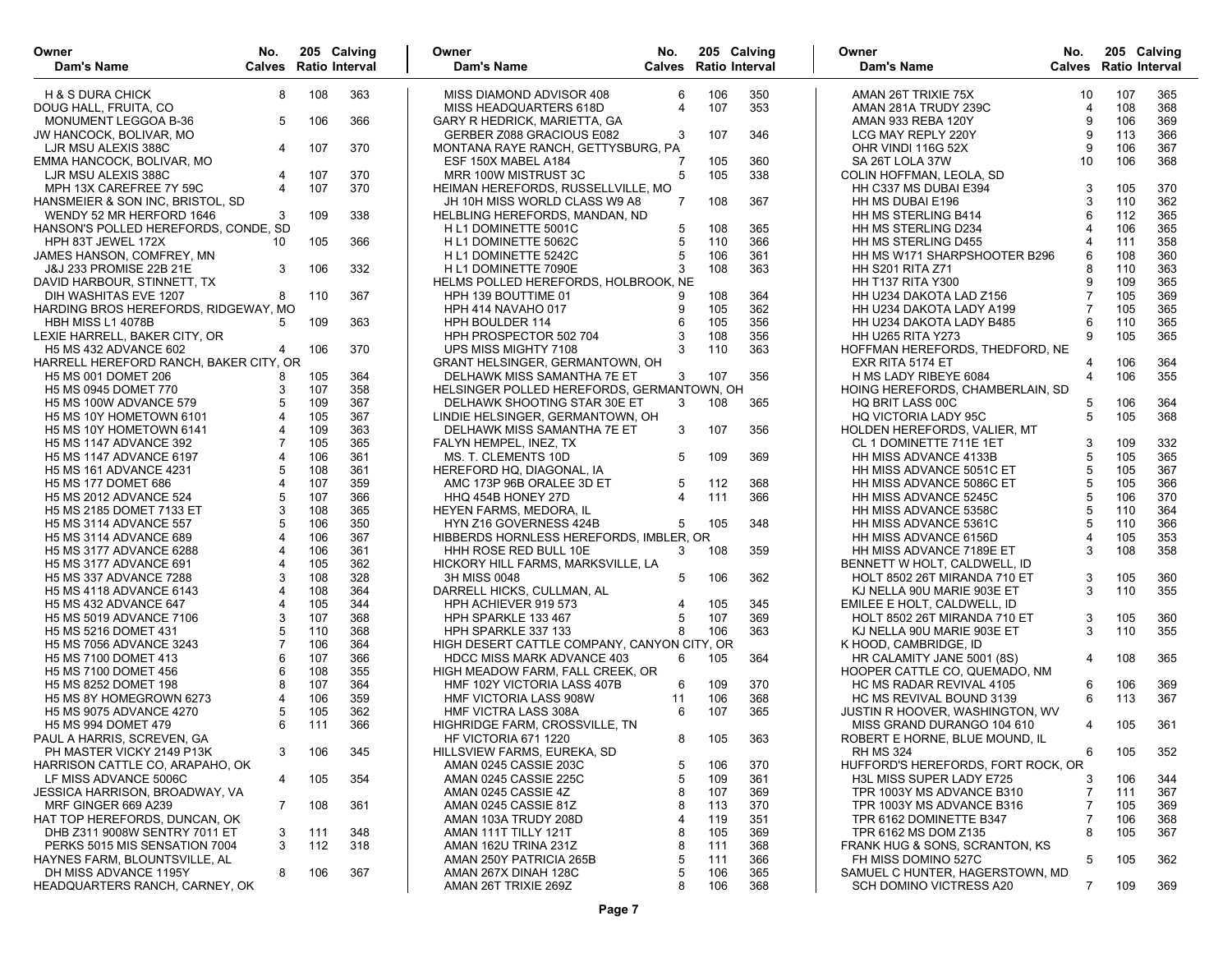| Owner<br>Dam's Name | No. Calves | 205 Ratio | Calving Interval |
|---|---|---|---|
| H & S DURA CHICK | 8 | 108 | 363 |
| DOUG HALL, FRUITA, CO | | | |
| MONUMENT LEGGOA B-36 | 5 | 106 | 366 |
| JW HANCOCK, BOLIVAR, MO | | | |
| LJR MSU ALEXIS 388C | 4 | 107 | 370 |
| EMMA HANCOCK, BOLIVAR, MO | | | |
| LJR MSU ALEXIS 388C | 4 | 107 | 370 |
| MPH 13X CAREFREE 7Y 59C | 4 | 107 | 370 |
| HANSMEIER & SON INC, BRISTOL, SD | | | |
| WENDY 52 MR HERFORD 1646 | 3 | 109 | 338 |
| HANSON'S POLLED HEREFORDS, CONDE, SD | | | |
| HPH 83T JEWEL 172X | 10 | 105 | 366 |
| JAMES HANSON, COMFREY, MN | | | |
| J&J 233 PROMISE 22B 21E | 3 | 106 | 332 |
| DAVID HARBOUR, STINNETT, TX | | | |
| DIH WASHITAS EVE 1207 | 8 | 110 | 367 |
| HARDING BROS HEREFORDS, RIDGEWAY, MO | | | |
| HBH MISS L1 4078B | 5 | 109 | 363 |
| LEXIE HARRELL, BAKER CITY, OR | | | |
| H5 MS 432 ADVANCE 602 | 4 | 106 | 370 |
| HARRELL HEREFORD RANCH, BAKER CITY, OR | | | |
| H5 MS 001 DOMET 206 | 8 | 105 | 364 |
| H5 MS 0945 DOMET 770 | 3 | 107 | 358 |
| H5 MS 100W ADVANCE 579 | 5 | 109 | 367 |
| H5 MS 10Y HOMETOWN 6101 | 4 | 105 | 367 |
| H5 MS 10Y HOMETOWN 6141 | 4 | 109 | 363 |
| H5 MS 1147 ADVANCE 392 | 7 | 105 | 365 |
| H5 MS 1147 ADVANCE 6197 | 4 | 106 | 361 |
| H5 MS 161 ADVANCE 4231 | 5 | 108 | 361 |
| H5 MS 177 DOMET 686 | 4 | 107 | 359 |
| H5 MS 2012 ADVANCE 524 | 5 | 107 | 366 |
| H5 MS 2185 DOMET 7133 ET | 3 | 108 | 365 |
| H5 MS 3114 ADVANCE 557 | 5 | 106 | 350 |
| H5 MS 3114 ADVANCE 689 | 4 | 106 | 367 |
| H5 MS 3177 ADVANCE 6288 | 4 | 106 | 361 |
| H5 MS 3177 ADVANCE 691 | 4 | 105 | 362 |
| H5 MS 337 ADVANCE 7288 | 3 | 108 | 328 |
| H5 MS 4118 ADVANCE 6143 | 4 | 108 | 364 |
| H5 MS 432 ADVANCE 647 | 4 | 105 | 344 |
| H5 MS 5019 ADVANCE 7106 | 3 | 107 | 368 |
| H5 MS 5216 DOMET 431 | 5 | 110 | 368 |
| H5 MS 7056 ADVANCE 3243 | 7 | 106 | 364 |
| H5 MS 7100 DOMET 413 | 6 | 107 | 366 |
| H5 MS 7100 DOMET 456 | 6 | 108 | 355 |
| H5 MS 8252 DOMET 198 | 8 | 107 | 364 |
| H5 MS 8Y HOMEGROWN 6273 | 4 | 106 | 359 |
| H5 MS 9075 ADVANCE 4270 | 5 | 105 | 362 |
| H5 MS 994 DOMET 479 | 6 | 111 | 366 |
| PAUL A HARRIS, SCREVEN, GA | | | |
| PH MASTER VICKY 2149 P13K | 3 | 106 | 345 |
| HARRISON CATTLE CO, ARAPAHO, OK | | | |
| LF MISS ADVANCE 5006C | 4 | 105 | 354 |
| JESSICA HARRISON, BROADWAY, VA | | | |
| MRF GINGER 669 A239 | 7 | 108 | 361 |
| HAT TOP HEREFORDS, DUNCAN, OK | | | |
| DHB Z311 9008W SENTRY 7011 ET | 3 | 111 | 348 |
| PERKS 5015 MS SENSATION 7004 | 3 | 112 | 318 |
| HAYNES FARM, BLOUNTSVILLE, AL | | | |
| DH MISS ADVANCE 1195Y | 8 | 106 | 367 |
| HEADQUARTERS RANCH, CARNEY, OK | | | |
| MISS DIAMOND ADVISOR 408 | 6 | 106 | 350 |
| MISS HEADQUARTERS 618D | 4 | 107 | 353 |
| GARY R HEDRICK, MARIETTA, GA | | | |
| GERBER Z088 GRACIOUS E082 | 3 | 107 | 346 |
| MONTANA RAYE RANCH, GETTYSBURG, PA | | | |
| ESF 150X MABEL A184 | 7 | 105 | 360 |
| MRR 100W MISTRUST 3C | 5 | 105 | 338 |
| HEIMAN HEREFORDS, RUSSELLVILLE, MO | | | |
| JH 10H MISS WORLD CLASS W9 A8 | 7 | 108 | 367 |
| HELBLING HEREFORDS, MANDAN, ND | | | |
| H L1 DOMINETTE 5001C | 5 | 108 | 365 |
| H L1 DOMINETTE 5062C | 5 | 110 | 366 |
| H L1 DOMINETTE 5242C | 5 | 106 | 361 |
| H L1 DOMINETTE 7090E | 3 | 108 | 363 |
| HELMS POLLED HEREFORDS, HOLBROOK, NE | | | |
| HPH 139 BOUTTIME 01 | 9 | 108 | 364 |
| HPH 414 NAVAHO 017 | 9 | 105 | 362 |
| HPH BOULDER 114 | 6 | 105 | 356 |
| HPH PROSPECTOR 502 704 | 3 | 108 | 356 |
| UPS MISS MIGHTY 7108 | 3 | 110 | 363 |
| GRANT HELSINGER, GERMANTOWN, OH | | | |
| DELHAWK MISS SAMANTHA 7E ET | 3 | 107 | 356 |
| HELSINGER POLLED HEREFORDS, GERMANTOWN, OH | | | |
| DELHAWK SHOOTING STAR 30E ET | 3 | 108 | 365 |
| LINDIE HELSINGER, GERMANTOWN, OH | | | |
| DELHAWK MISS SAMANTHA 7E ET | 3 | 107 | 356 |
| FALYN HEMPEL, INEZ, TX | | | |
| MS. T. CLEMENTS 10D | 5 | 109 | 369 |
| HEREFORD HQ, DIAGONAL, IA | | | |
| AMC 173P 96B ORALEE 3D ET | 5 | 112 | 368 |
| HHQ 454B HONEY 27D | 4 | 111 | 366 |
| HEYEN FARMS, MEDORA, IL | | | |
| HYN Z16 GOVERNESS 424B | 5 | 105 | 348 |
| HIBBERDS HORNLESS HEREFORDS, IMBLER, OR | | | |
| HHH ROSE RED BULL 10E | 3 | 108 | 359 |
| HICKORY HILL FARMS, MARKSVILLE, LA | | | |
| 3H MISS 0048 | 5 | 106 | 362 |
| DARRELL HICKS, CULLMAN, AL | | | |
| HPH ACHIEVER 919 573 | 4 | 105 | 345 |
| HPH SPARKLE 133 467 | 5 | 107 | 369 |
| HPH SPARKLE 337 133 | 8 | 106 | 363 |
| HIGH DESERT CATTLE COMPANY, CANYON CITY, OR | | | |
| HDCC MISS MARK ADVANCE 403 | 6 | 105 | 364 |
| HIGH MEADOW FARM, FALL CREEK, OR | | | |
| HMF 102Y VICTORIA LASS 407B | 6 | 109 | 370 |
| HMF VICTORIA LASS 908W | 11 | 106 | 368 |
| HMF VICTRA LASS 308A | 6 | 107 | 365 |
| HIGHRIDGE FARM, CROSSVILLE, TN | | | |
| HF VICTORIA 671 1220 | 8 | 105 | 363 |
| HILLSVIEW FARMS, EUREKA, SD | | | |
| AMAN 0245 CASSIE 203C | 5 | 106 | 370 |
| AMAN 0245 CASSIE 225C | 5 | 109 | 361 |
| AMAN 0245 CASSIE 4Z | 8 | 107 | 369 |
| AMAN 0245 CASSIE 81Z | 8 | 113 | 370 |
| AMAN 103A TRUDY 208D | 4 | 119 | 351 |
| AMAN 111T TILLY 121T | 8 | 105 | 369 |
| AMAN 162U TRINA 231Z | 8 | 111 | 368 |
| AMAN 250Y PATRICIA 265B | 5 | 111 | 366 |
| AMAN 267X DINAH 128C | 5 | 106 | 365 |
| AMAN 26T TRIXIE 269Z | 8 | 106 | 368 |
| AMAN 26T TRIXIE 75X | 10 | 107 | 365 |
| AMAN 281A TRUDY 239C | 4 | 108 | 368 |
| AMAN 933 REBA 120Y | 9 | 106 | 369 |
| LCG MAY REPLY 220Y | 9 | 113 | 366 |
| OHR VINDI 116G 52X | 9 | 106 | 367 |
| SA 26T LOLA 37W | 10 | 106 | 368 |
| COLIN HOFFMAN, LEOLA, SD | | | |
| HH C337 MS DUBAI E394 | 3 | 105 | 370 |
| HH MS DUBAI E196 | 3 | 110 | 362 |
| HH MS STERLING B414 | 6 | 112 | 365 |
| HH MS STERLING D234 | 4 | 106 | 365 |
| HH MS STERLING D455 | 4 | 111 | 358 |
| HH MS W171 SHARPSHOOTER B296 | 6 | 108 | 360 |
| HH S201 RITA Z71 | 8 | 110 | 363 |
| HH T137 RITA Y300 | 9 | 109 | 365 |
| HH U234 DAKOTA LAD Z156 | 7 | 105 | 369 |
| HH U234 DAKOTA LADY A199 | 7 | 105 | 365 |
| HH U234 DAKOTA LADY B485 | 6 | 110 | 365 |
| HH U265 RITA Y273 | 9 | 105 | 365 |
| HOFFMAN HEREFORDS, THEDFORD, NE | | | |
| EXR RITA 5174 ET | 4 | 106 | 364 |
| H MS LADY RIBEYE 6084 | 4 | 106 | 355 |
| HOING HEREFORDS, CHAMBERLAIN, SD | | | |
| HQ BRIT LASS 00C | 5 | 106 | 364 |
| HQ VICTORIA LADY 95C | 5 | 105 | 368 |
| HOLDEN HEREFORDS, VALIER, MT | | | |
| CL 1 DOMINETTE 711E 1ET | 3 | 109 | 332 |
| HH MISS ADVANCE 4133B | 5 | 105 | 365 |
| HH MISS ADVANCE 5051C ET | 5 | 105 | 367 |
| HH MISS ADVANCE 5086C ET | 5 | 105 | 366 |
| HH MISS ADVANCE 5245C | 5 | 106 | 370 |
| HH MISS ADVANCE 5358C | 5 | 110 | 364 |
| HH MISS ADVANCE 5361C | 5 | 110 | 366 |
| HH MISS ADVANCE 6156D | 4 | 105 | 353 |
| HH MISS ADVANCE 7189E ET | 3 | 108 | 358 |
| BENNETT W HOLT, CALDWELL, ID | | | |
| HOLT 8502 26T MIRANDA 710 ET | 3 | 105 | 360 |
| KJ NELLA 90U MARIE 903E ET | 3 | 110 | 355 |
| EMILEE E HOLT, CALDWELL, ID | | | |
| HOLT 8502 26T MIRANDA 710 ET | 3 | 105 | 360 |
| KJ NELLA 90U MARIE 903E ET | 3 | 110 | 355 |
| K HOOD, CAMBRIDGE, ID | | | |
| HR CALAMITY JANE 5001 (8S) | 4 | 108 | 365 |
| HOOPER CATTLE CO, QUEMADO, NM | | | |
| HC MS RADAR REVIVAL 4105 | 6 | 106 | 369 |
| HC MS REVIVAL BOUND 3139 | 6 | 113 | 367 |
| JUSTIN R HOOVER, WASHINGTON, WV | | | |
| MISS GRAND DURANGO 104 610 | 4 | 105 | 361 |
| ROBERT E HORNE, BLUE MOUND, IL | | | |
| RH MS 324 | 6 | 105 | 352 |
| HUFFORD'S HEREFORDS, FORT ROCK, OR | | | |
| H3L MISS SUPER LADY E725 | 3 | 106 | 344 |
| TPR 1003Y MS ADVANCE B310 | 7 | 111 | 367 |
| TPR 1003Y MS ADVANCE B316 | 7 | 105 | 369 |
| TPR 6162 DOMINETTE B347 | 7 | 106 | 368 |
| TPR 6162 MS DOM Z135 | 8 | 105 | 367 |
| FRANK HUG & SONS, SCRANTON, KS | | | |
| FH MISS DOMINO 527C | 5 | 105 | 362 |
| SAMUEL C HUNTER, HAGERSTOWN, MD | | | |
| SCH DOMINO VICTRESS A20 | 7 | 109 | 369 |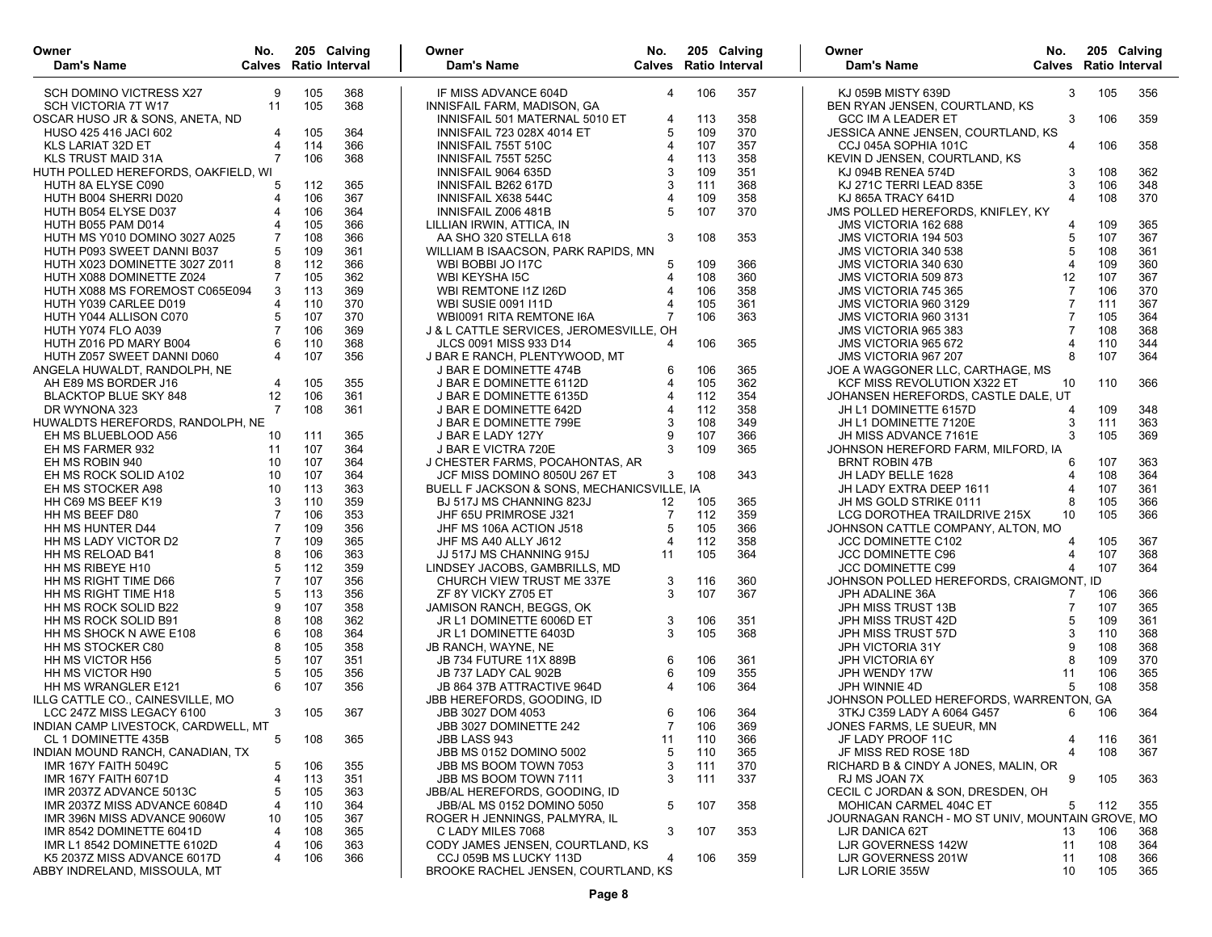| Owner / Dam's Name | No. Calves | 205 Ratio | Calving Interval |
|---|---|---|---|
| SCH DOMINO VICTRESS X27 | 9 | 105 | 368 |
| SCH VICTORIA 7T W17 | 11 | 105 | 368 |
| OSCAR HUSO JR & SONS, ANETA, ND | | | |
| HUSO 425 416 JACI 602 | 4 | 105 | 364 |
| KLS LARIAT 32D ET | 4 | 114 | 366 |
| KLS TRUST MAID 31A | 7 | 106 | 368 |
| HUTH POLLED HEREFORDS, OAKFIELD, WI | | | |
| HUTH 8A ELYSE C090 | 5 | 112 | 365 |
| HUTH B004 SHERRI D020 | 4 | 106 | 367 |
| HUTH B054 ELYSE D037 | 4 | 106 | 364 |
| HUTH B055 PAM D014 | 4 | 105 | 366 |
| HUTH MS Y010 DOMINO 3027 A025 | 7 | 108 | 366 |
| HUTH P093 SWEET DANNI B037 | 5 | 109 | 361 |
| HUTH X023 DOMINETTE 3027 Z011 | 8 | 112 | 366 |
| HUTH X088 DOMINETTE Z024 | 7 | 105 | 362 |
| HUTH X088 MS FOREMOST C065E094 | 3 | 113 | 369 |
| HUTH Y039 CARLEE D019 | 4 | 110 | 370 |
| HUTH Y044 ALLISON C070 | 5 | 107 | 370 |
| HUTH Y074 FLO A039 | 7 | 106 | 369 |
| HUTH Z016 PD MARY B004 | 6 | 110 | 368 |
| HUTH Z057 SWEET DANNI D060 | 4 | 107 | 356 |
| ANGELA HUWALDT, RANDOLPH, NE | | | |
| AH E89 MS BORDER J16 | 4 | 105 | 355 |
| BLACKTOP BLUE SKY 848 | 12 | 106 | 361 |
| DR WYNONA 323 | 7 | 108 | 361 |
| HUWALDTS HEREFORDS, RANDOLPH, NE | | | |
| EH MS BLUEBLOOD A56 | 10 | 111 | 365 |
| EH MS FARMER 932 | 11 | 107 | 364 |
| EH MS ROBIN 940 | 10 | 107 | 364 |
| EH MS ROCK SOLID A102 | 10 | 107 | 364 |
| EH MS STOCKER A98 | 10 | 113 | 363 |
| HH C69 MS BEEF K19 | 3 | 110 | 359 |
| HH MS BEEF D80 | 7 | 106 | 353 |
| HH MS HUNTER D44 | 7 | 109 | 356 |
| HH MS LADY VICTOR D2 | 7 | 109 | 365 |
| HH MS RELOAD B41 | 8 | 106 | 363 |
| HH MS RIBEYE H10 | 5 | 112 | 359 |
| HH MS RIGHT TIME D66 | 7 | 107 | 356 |
| HH MS RIGHT TIME H18 | 5 | 113 | 356 |
| HH MS ROCK SOLID B22 | 9 | 107 | 358 |
| HH MS ROCK SOLID B91 | 8 | 108 | 362 |
| HH MS SHOCK N AWE E108 | 6 | 108 | 364 |
| HH MS STOCKER C80 | 8 | 105 | 358 |
| HH MS VICTOR H56 | 5 | 107 | 351 |
| HH MS VICTOR H90 | 5 | 105 | 356 |
| HH MS WRANGLER E121 | 6 | 107 | 356 |
| ILLG CATTLE CO., CAINESVILLE, MO | | | |
| LCC 247Z MISS LEGACY 6100 | 3 | 105 | 367 |
| INDIAN CAMP LIVESTOCK, CARDWELL, MT | | | |
| CL 1 DOMINETTE 435B | 5 | 108 | 365 |
| INDIAN MOUND RANCH, CANADIAN, TX | | | |
| IMR 167Y FAITH 5049C | 5 | 106 | 355 |
| IMR 167Y FAITH 6071D | 4 | 113 | 351 |
| IMR 2037Z ADVANCE 5013C | 5 | 105 | 363 |
| IMR 2037Z MISS ADVANCE 6084D | 4 | 110 | 364 |
| IMR 396N MISS ADVANCE 9060W | 10 | 105 | 367 |
| IMR 8542 DOMINETTE 6041D | 4 | 108 | 365 |
| IMR L1 8542 DOMINETTE 6102D | 4 | 106 | 363 |
| K5 2037Z MISS ADVANCE 6017D | 4 | 106 | 366 |
| ABBY INDRELAND, MISSOULA, MT | | | |
| IF MISS ADVANCE 604D | 4 | 106 | 357 |
| INNISFAIL FARM, MADISON, GA | | | |
| INNISFAIL 501 MATERNAL 5010 ET | 4 | 113 | 358 |
| INNISFAIL 723 028X 4014 ET | 5 | 109 | 370 |
| INNISFAIL 755T 510C | 4 | 107 | 357 |
| INNISFAIL 755T 525C | 4 | 113 | 358 |
| INNISFAIL 9064 635D | 3 | 109 | 351 |
| INNISFAIL B262 617D | 3 | 111 | 368 |
| INNISFAIL X638 544C | 4 | 109 | 358 |
| INNISFAIL Z006 481B | 5 | 107 | 370 |
| LILLIAN IRWIN, ATTICA, IN | | | |
| AA SHO 320 STELLA 618 | 3 | 108 | 353 |
| WILLIAM B ISAACSON, PARK RAPIDS, MN | | | |
| WBI BOBBI JO I17C | 5 | 109 | 366 |
| WBI KEYSHA I5C | 4 | 108 | 360 |
| WBI REMTONE I1Z I26D | 4 | 106 | 358 |
| WBI SUSIE 0091 I11D | 4 | 105 | 361 |
| WBI0091 RITA REMTONE I6A | 7 | 106 | 363 |
| J & L CATTLE SERVICES, JEROMESVILLE, OH | | | |
| JLCS 0091 MISS 933 D14 | 4 | 106 | 365 |
| J BAR E RANCH, PLENTYWOOD, MT | | | |
| J BAR E DOMINETTE 474B | 6 | 106 | 365 |
| J BAR E DOMINETTE 6112D | 4 | 105 | 362 |
| J BAR E DOMINETTE 6135D | 4 | 112 | 354 |
| J BAR E DOMINETTE 642D | 4 | 112 | 358 |
| J BAR E DOMINETTE 799E | 3 | 108 | 349 |
| J BAR E LADY 127Y | 9 | 107 | 366 |
| J BAR E VICTRA 720E | 3 | 109 | 365 |
| J CHESTER FARMS, POCAHONTAS, AR | | | |
| JCF MISS DOMINO 8050U 267 ET | 3 | 108 | 343 |
| BUELL F JACKSON & SONS, MECHANICSVILLE, IA | | | |
| BJ 517J MS CHANNING 823J | 12 | 105 | 365 |
| JHF 65U PRIMROSE J321 | 7 | 112 | 359 |
| JHF MS 106A ACTION J518 | 5 | 105 | 366 |
| JHF MS A40 ALLY J612 | 4 | 112 | 358 |
| JJ 517J MS CHANNING 915J | 11 | 105 | 364 |
| LINDSEY JACOBS, GAMBRILLS, MD | | | |
| CHURCH VIEW TRUST ME 337E | 3 | 116 | 360 |
| ZF 8Y VICKY Z705 ET | 3 | 107 | 367 |
| JAMISON RANCH, BEGGS, OK | | | |
| JR L1 DOMINETTE 6006D ET | 3 | 106 | 351 |
| JR L1 DOMINETTE 6403D | 3 | 105 | 368 |
| JB RANCH, WAYNE, NE | | | |
| JB 734 FUTURE 11X 889B | 6 | 106 | 361 |
| JB 737 LADY CAL 902B | 6 | 109 | 355 |
| JB 864 37B ATTRACTIVE 964D | 4 | 106 | 364 |
| JBB HEREFORDS, GOODING, ID | | | |
| JBB 3027 DOM 4053 | 6 | 106 | 364 |
| JBB 3027 DOMINETTE 242 | 7 | 106 | 369 |
| JBB LASS 943 | 11 | 110 | 366 |
| JBB MS 0152 DOMINO 5002 | 5 | 110 | 365 |
| JBB MS BOOM TOWN 7053 | 3 | 111 | 370 |
| JBB MS BOOM TOWN 7111 | 3 | 111 | 337 |
| JBB/AL HEREFORDS, GOODING, ID | | | |
| JBB/AL MS 0152 DOMINO 5050 | 5 | 107 | 358 |
| ROGER H JENNINGS, PALMYRA, IL | | | |
| C LADY MILES 7068 | 3 | 107 | 353 |
| CODY JAMES JENSEN, COURTLAND, KS | | | |
| CCJ 059B MS LUCKY 113D | 4 | 106 | 359 |
| BROOKE RACHEL JENSEN, COURTLAND, KS | | | |
| KJ 059B MISTY 639D | 3 | 105 | 356 |
| BEN RYAN JENSEN, COURTLAND, KS | | | |
| GCC IM A LEADER ET | 3 | 106 | 359 |
| JESSICA ANNE JENSEN, COURTLAND, KS | | | |
| CCJ 045A SOPHIA 101C | 4 | 106 | 358 |
| KEVIN D JENSEN, COURTLAND, KS | | | |
| KJ 094B RENEA 574D | 3 | 108 | 362 |
| KJ 271C TERRI LEAD 835E | 3 | 106 | 348 |
| KJ 865A TRACY 641D | 4 | 108 | 370 |
| JMS POLLED HEREFORDS, KNIFLEY, KY | | | |
| JMS VICTORIA 162 688 | 4 | 109 | 365 |
| JMS VICTORIA 194 503 | 5 | 107 | 367 |
| JMS VICTORIA 340 538 | 5 | 108 | 361 |
| JMS VICTORIA 340 630 | 4 | 109 | 360 |
| JMS VICTORIA 509 873 | 12 | 107 | 367 |
| JMS VICTORIA 745 365 | 7 | 106 | 370 |
| JMS VICTORIA 960 3129 | 7 | 111 | 367 |
| JMS VICTORIA 960 3131 | 7 | 105 | 364 |
| JMS VICTORIA 965 383 | 7 | 108 | 368 |
| JMS VICTORIA 965 672 | 4 | 110 | 344 |
| JMS VICTORIA 967 207 | 8 | 107 | 364 |
| JOE A WAGGONER LLC, CARTHAGE, MS | | | |
| KCF MISS REVOLUTION X322 ET | 10 | 110 | 366 |
| JOHANSEN HEREFORDS, CASTLE DALE, UT | | | |
| JH L1 DOMINETTE 6157D | 4 | 109 | 348 |
| JH L1 DOMINETTE 7120E | 3 | 111 | 363 |
| JH MISS ADVANCE 7161E | 3 | 105 | 369 |
| JOHNSON HEREFORD FARM, MILFORD, IA | | | |
| BRNT ROBIN 47B | 6 | 107 | 363 |
| JH LADY BELLE 1628 | 4 | 108 | 364 |
| JH LADY EXTRA DEEP 1611 | 4 | 107 | 361 |
| JH MS GOLD STRIKE 0111 | 8 | 105 | 366 |
| LCG DOROTHEA TRAILDRIVE 215X | 10 | 105 | 366 |
| JOHNSON CATTLE COMPANY, ALTON, MO | | | |
| JCC DOMINETTE C102 | 4 | 105 | 367 |
| JCC DOMINETTE C96 | 4 | 107 | 368 |
| JCC DOMINETTE C99 | 4 | 107 | 364 |
| JOHNSON POLLED HEREFORDS, CRAIGMONT, ID | | | |
| JPH ADALINE 36A | 7 | 106 | 366 |
| JPH MISS TRUST 13B | 7 | 107 | 365 |
| JPH MISS TRUST 42D | 5 | 109 | 361 |
| JPH MISS TRUST 57D | 3 | 110 | 368 |
| JPH VICTORIA 31Y | 9 | 108 | 368 |
| JPH VICTORIA 6Y | 8 | 109 | 370 |
| JPH WENDY 17W | 11 | 106 | 365 |
| JPH WINNIE 4D | 5 | 108 | 358 |
| JOHNSON POLLED HEREFORDS, WARRENTON, GA | | | |
| 3TKJ C359 LADY A 6064 G457 | 6 | 106 | 364 |
| JONES FARMS, LE SUEUR, MN | | | |
| JF LADY PROOF 11C | 4 | 116 | 361 |
| JF MISS RED ROSE 18D | 4 | 108 | 367 |
| RICHARD B & CINDY A JONES, MALIN, OR | | | |
| RJ MS JOAN 7X | 9 | 105 | 363 |
| CECIL C JORDAN & SON, DRESDEN, OH | | | |
| MOHICAN CARMEL 404C ET | 5 | 112 | 355 |
| JOURNAGAN RANCH - MO ST UNIV, MOUNTAIN GROVE, MO | | | |
| LJR DANICA 62T | 13 | 106 | 368 |
| LJR GOVERNESS 142W | 11 | 108 | 364 |
| LJR GOVERNESS 201W | 11 | 108 | 366 |
| LJR LORIE 355W | 10 | 105 | 365 |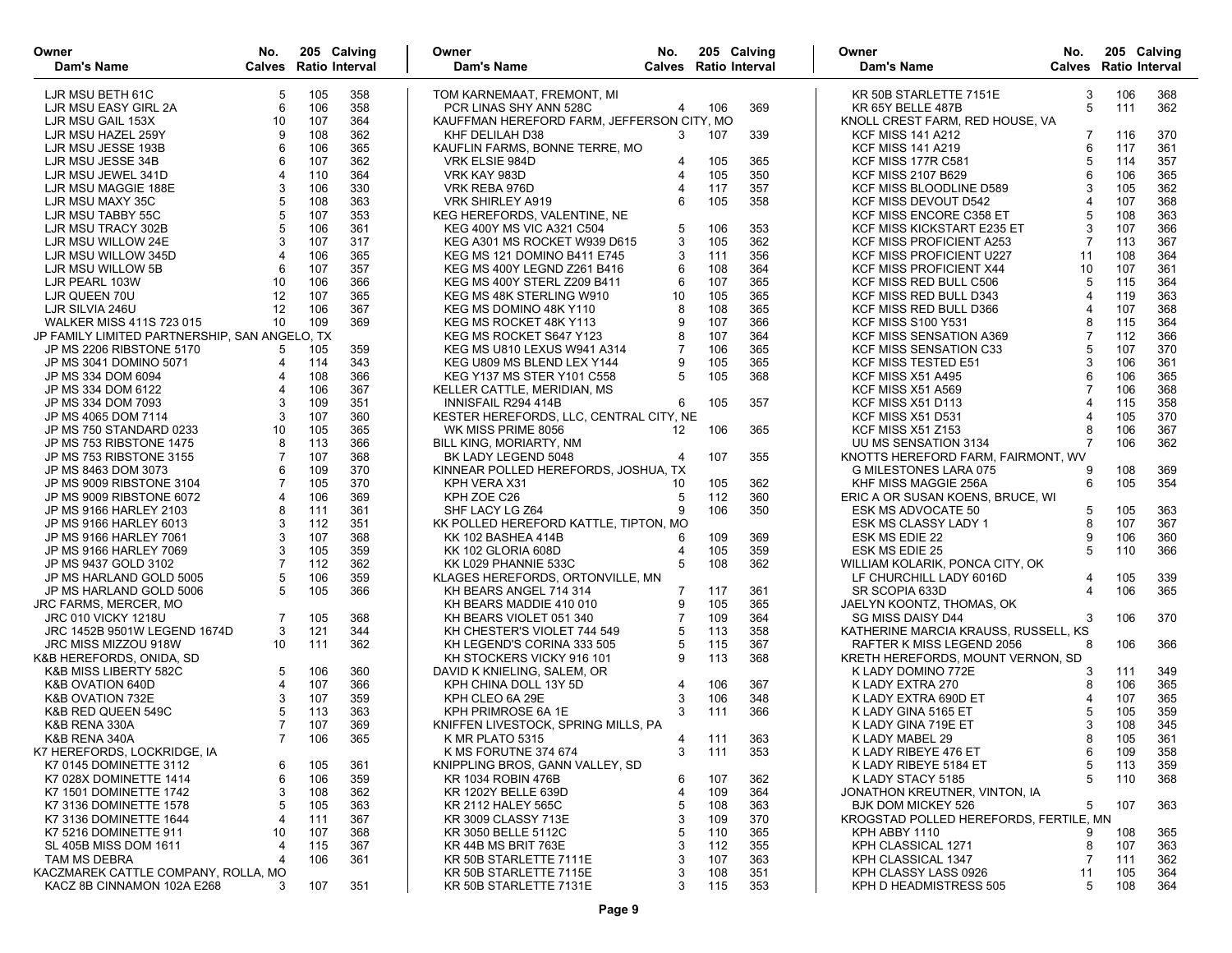| Owner<br>Dam's Name | No. Calves | 205 Ratio | Calving Interval |
|---|---|---|---|
| LJR MSU BETH 61C | 5 | 105 | 358 |
| LJR MSU EASY GIRL 2A | 6 | 106 | 358 |
| LJR MSU GAIL 153X | 10 | 107 | 364 |
| LJR MSU HAZEL 259Y | 9 | 108 | 362 |
| LJR MSU JESSE 193B | 6 | 106 | 365 |
| LJR MSU JESSE 34B | 6 | 107 | 362 |
| LJR MSU JEWEL 341D | 4 | 110 | 364 |
| LJR MSU MAGGIE 188E | 3 | 106 | 330 |
| LJR MSU MAXY 35C | 5 | 108 | 363 |
| LJR MSU TABBY 55C | 5 | 107 | 353 |
| LJR MSU TRACY 302B | 5 | 106 | 361 |
| LJR MSU WILLOW 24E | 3 | 107 | 317 |
| LJR MSU WILLOW 345D | 4 | 106 | 365 |
| LJR MSU WILLOW 5B | 6 | 107 | 357 |
| LJR PEARL 103W | 10 | 106 | 366 |
| LJR QUEEN 70U | 12 | 107 | 365 |
| LJR SILVIA 246U | 12 | 106 | 367 |
| WALKER MISS 411S 723 015 | 10 | 109 | 369 |
| JP FAMILY LIMITED PARTNERSHIP, SAN ANGELO, TX | | | |
| JP MS 2206 RIBSTONE 5170 | 5 | 105 | 359 |
| JP MS 3041 DOMINO 5071 | 4 | 114 | 343 |
| JP MS 334 DOM 6094 | 4 | 108 | 366 |
| JP MS 334 DOM 6122 | 4 | 106 | 367 |
| JP MS 334 DOM 7093 | 3 | 109 | 351 |
| JP MS 4065 DOM 7114 | 3 | 107 | 360 |
| JP MS 750 STANDARD 0233 | 10 | 105 | 365 |
| JP MS 753 RIBSTONE 1475 | 8 | 113 | 366 |
| JP MS 753 RIBSTONE 3155 | 7 | 107 | 368 |
| JP MS 8463 DOM 3073 | 6 | 109 | 370 |
| JP MS 9009 RIBSTONE 3104 | 7 | 105 | 370 |
| JP MS 9009 RIBSTONE 6072 | 4 | 106 | 369 |
| JP MS 9166 HARLEY 2103 | 8 | 111 | 361 |
| JP MS 9166 HARLEY 6013 | 3 | 112 | 351 |
| JP MS 9166 HARLEY 7061 | 3 | 107 | 368 |
| JP MS 9166 HARLEY 7069 | 3 | 105 | 359 |
| JP MS 9437 GOLD 3102 | 7 | 112 | 362 |
| JP MS HARLAND GOLD 5005 | 5 | 106 | 359 |
| JP MS HARLAND GOLD 5006 | 5 | 105 | 366 |
| JRC FARMS, MERCER, MO | | | |
| JRC 010 VICKY 1218U | 7 | 105 | 368 |
| JRC 1452B 9501W LEGEND 1674D | 3 | 121 | 344 |
| JRC MISS MIZZOU 918W | 10 | 111 | 362 |
| K&B HEREFORDS, ONIDA, SD | | | |
| K&B MISS LIBERTY 582C | 5 | 106 | 360 |
| K&B OVATION 640D | 4 | 107 | 366 |
| K&B OVATION 732E | 3 | 107 | 359 |
| K&B RED QUEEN 549C | 5 | 113 | 363 |
| K&B RENA 330A | 7 | 107 | 369 |
| K&B RENA 340A | 7 | 106 | 365 |
| K7 HEREFORDS, LOCKRIDGE, IA | | | |
| K7 0145 DOMINETTE 3112 | 6 | 105 | 361 |
| K7 028X DOMINETTE 1414 | 6 | 106 | 359 |
| K7 1501 DOMINETTE 1742 | 3 | 108 | 362 |
| K7 3136 DOMINETTE 1578 | 5 | 105 | 363 |
| K7 3136 DOMINETTE 1644 | 4 | 111 | 367 |
| K7 5216 DOMINETTE 911 | 10 | 107 | 368 |
| SL 405B MISS DOM 1611 | 4 | 115 | 367 |
| TAM MS DEBRA | 4 | 106 | 361 |
| KACZMAREK CATTLE COMPANY, ROLLA, MO | | | |
| KACZ 8B CINNAMON 102A E268 | 3 | 107 | 351 |
| TOM KARNEMAAT, FREMONT, MI | | | |
| PCR LINAS SHY ANN 528C | 4 | 106 | 369 |
| KAUFFMAN HEREFORD FARM, JEFFERSON CITY, MO | | | |
| KHF DELILAH D38 | 3 | 107 | 339 |
| KAUFLIN FARMS, BONNE TERRE, MO | | | |
| VRK ELSIE 984D | 4 | 105 | 365 |
| VRK KAY 983D | 4 | 105 | 350 |
| VRK REBA 976D | 4 | 117 | 357 |
| VRK SHIRLEY A919 | 6 | 105 | 358 |
| KEG HEREFORDS, VALENTINE, NE | | | |
| KEG 400Y MS VIC A321 C504 | 5 | 106 | 353 |
| KEG A301 MS ROCKET W939 D615 | 3 | 105 | 362 |
| KEG MS 121 DOMINO B411 E745 | 3 | 111 | 356 |
| KEG MS 400Y LEGND Z261 B416 | 6 | 108 | 364 |
| KEG MS 400Y STERL Z209 B411 | 6 | 107 | 365 |
| KEG MS 48K STERLING W910 | 10 | 105 | 365 |
| KEG MS DOMINO 48K Y110 | 8 | 108 | 365 |
| KEG MS ROCKET 48K Y113 | 9 | 107 | 366 |
| KEG MS ROCKET S647 Y123 | 8 | 107 | 364 |
| KEG MS U810 LEXUS W941 A314 | 7 | 106 | 365 |
| KEG U809 MS BLEND LEX Y144 | 9 | 105 | 365 |
| KEG Y137 MS STER Y101 C558 | 5 | 105 | 368 |
| KELLER CATTLE, MERIDIAN, MS | | | |
| INNISFAIL R294 414B | 6 | 105 | 357 |
| KESTER HEREFORDS, LLC, CENTRAL CITY, NE | | | |
| WK MISS PRIME 8056 | 12 | 106 | 365 |
| BILL KING, MORIARTY, NM | | | |
| BK LADY LEGEND 5048 | 4 | 107 | 355 |
| KINNEAR POLLED HEREFORDS, JOSHUA, TX | | | |
| KPH VERA X31 | 10 | 105 | 362 |
| KPH ZOE C26 | 5 | 112 | 360 |
| SHF LACY LG Z64 | 9 | 106 | 350 |
| KK POLLED HEREFORD KATTLE, TIPTON, MO | | | |
| KK 102 BASHEA 414B | 6 | 109 | 369 |
| KK 102 GLORIA 608D | 4 | 105 | 359 |
| KK L029 PHANNIE 533C | 5 | 108 | 362 |
| KLAGES HEREFORDS, ORTONVILLE, MN | | | |
| KH BEARS ANGEL 714 314 | 7 | 117 | 361 |
| KH BEARS MADDIE 410 010 | 9 | 105 | 365 |
| KH BEARS VIOLET 051 340 | 7 | 109 | 364 |
| KH CHESTER'S VIOLET 744 549 | 5 | 113 | 358 |
| KH LEGEND'S CORINA 333 505 | 5 | 115 | 367 |
| KH STOCKERS VICKY 916 101 | 9 | 113 | 368 |
| DAVID K KNIELING, SALEM, OR | | | |
| KPH CHINA DOLL 13Y 5D | 4 | 106 | 367 |
| KPH CLEO 6A 29E | 3 | 106 | 348 |
| KPH PRIMROSE 6A 1E | 3 | 111 | 366 |
| KNIFFEN LIVESTOCK, SPRING MILLS, PA | | | |
| K MR PLATO 5315 | 4 | 111 | 363 |
| K MS FORUTNE 374 674 | 3 | 111 | 353 |
| KNIPPLING BROS, GANN VALLEY, SD | | | |
| KR 1034 ROBIN 476B | 6 | 107 | 362 |
| KR 1202Y BELLE 639D | 4 | 109 | 364 |
| KR 2112 HALEY 565C | 5 | 108 | 363 |
| KR 3009 CLASSY 713E | 3 | 109 | 370 |
| KR 3050 BELLE 5112C | 5 | 110 | 365 |
| KR 44B MS BRIT 763E | 3 | 112 | 355 |
| KR 50B STARLETTE 7111E | 3 | 107 | 363 |
| KR 50B STARLETTE 7115E | 3 | 108 | 351 |
| KR 50B STARLETTE 7131E | 3 | 115 | 353 |
| KR 50B STARLETTE 7151E | 3 | 106 | 368 |
| KR 65Y BELLE 487B | 5 | 111 | 362 |
| KNOLL CREST FARM, RED HOUSE, VA | | | |
| KCF MISS 141 A212 | 7 | 116 | 370 |
| KCF MISS 141 A219 | 6 | 117 | 361 |
| KCF MISS 177R C581 | 5 | 114 | 357 |
| KCF MISS 2107 B629 | 6 | 106 | 365 |
| KCF MISS BLOODLINE D589 | 3 | 105 | 362 |
| KCF MISS DEVOUT D542 | 4 | 107 | 368 |
| KCF MISS ENCORE C358 ET | 5 | 108 | 363 |
| KCF MISS KICKSTART E235 ET | 3 | 107 | 366 |
| KCF MISS PROFICIENT A253 | 7 | 113 | 367 |
| KCF MISS PROFICIENT U227 | 11 | 108 | 364 |
| KCF MISS PROFICIENT X44 | 10 | 107 | 361 |
| KCF MISS RED BULL C506 | 5 | 115 | 364 |
| KCF MISS RED BULL D343 | 4 | 119 | 363 |
| KCF MISS RED BULL D366 | 4 | 107 | 368 |
| KCF MISS S100 Y531 | 8 | 115 | 364 |
| KCF MISS SENSATION A369 | 7 | 112 | 366 |
| KCF MISS SENSATION C33 | 5 | 107 | 370 |
| KCF MISS TESTED E51 | 3 | 106 | 361 |
| KCF MISS X51 A495 | 6 | 106 | 365 |
| KCF MISS X51 A569 | 7 | 106 | 368 |
| KCF MISS X51 D113 | 4 | 115 | 358 |
| KCF MISS X51 D531 | 4 | 105 | 370 |
| KCF MISS X51 Z153 | 8 | 106 | 367 |
| UU MS SENSATION 3134 | 7 | 106 | 362 |
| KNOTTS HEREFORD FARM, FAIRMONT, WV | | | |
| G MILESTONES LARA 075 | 9 | 108 | 369 |
| KHF MISS MAGGIE 256A | 6 | 105 | 354 |
| ERIC A OR SUSAN KOENS, BRUCE, WI | | | |
| ESK MS ADVOCATE 50 | 5 | 105 | 363 |
| ESK MS CLASSY LADY 1 | 8 | 107 | 367 |
| ESK MS EDIE 22 | 9 | 106 | 360 |
| ESK MS EDIE 25 | 5 | 110 | 366 |
| WILLIAM KOLARIK, PONCA CITY, OK | | | |
| LF CHURCHILL LADY 6016D | 4 | 105 | 339 |
| SR SCOPIA 633D | 4 | 106 | 365 |
| JAELYN KOONTZ, THOMAS, OK | | | |
| SG MISS DAISY D44 | 3 | 106 | 370 |
| KATHERINE MARCIA KRAUSS, RUSSELL, KS | | | |
| RAFTER K MISS LEGEND 2056 | 8 | 106 | 366 |
| KRETH HEREFORDS, MOUNT VERNON, SD | | | |
| K LADY DOMINO 772E | 3 | 111 | 349 |
| K LADY EXTRA 270 | 8 | 106 | 365 |
| K LADY EXTRA 690D ET | 4 | 107 | 365 |
| K LADY GINA 5165 ET | 5 | 105 | 359 |
| K LADY GINA 719E ET | 3 | 108 | 345 |
| K LADY MABEL 29 | 8 | 105 | 361 |
| K LADY RIBEYE 476 ET | 6 | 109 | 358 |
| K LADY RIBEYE 5184 ET | 5 | 113 | 359 |
| K LADY STACY 5185 | 5 | 110 | 368 |
| JONATHON KREUTNER, VINTON, IA | | | |
| BJK DOM MICKEY 526 | 5 | 107 | 363 |
| KROGSTAD POLLED HEREFORDS, FERTILE, MN | | | |
| KPH ABBY 1110 | 9 | 108 | 365 |
| KPH CLASSICAL 1271 | 8 | 107 | 363 |
| KPH CLASSICAL 1347 | 7 | 111 | 362 |
| KPH CLASSY LASS 0926 | 11 | 105 | 364 |
| KPH D HEADMISTRESS 505 | 5 | 108 | 364 |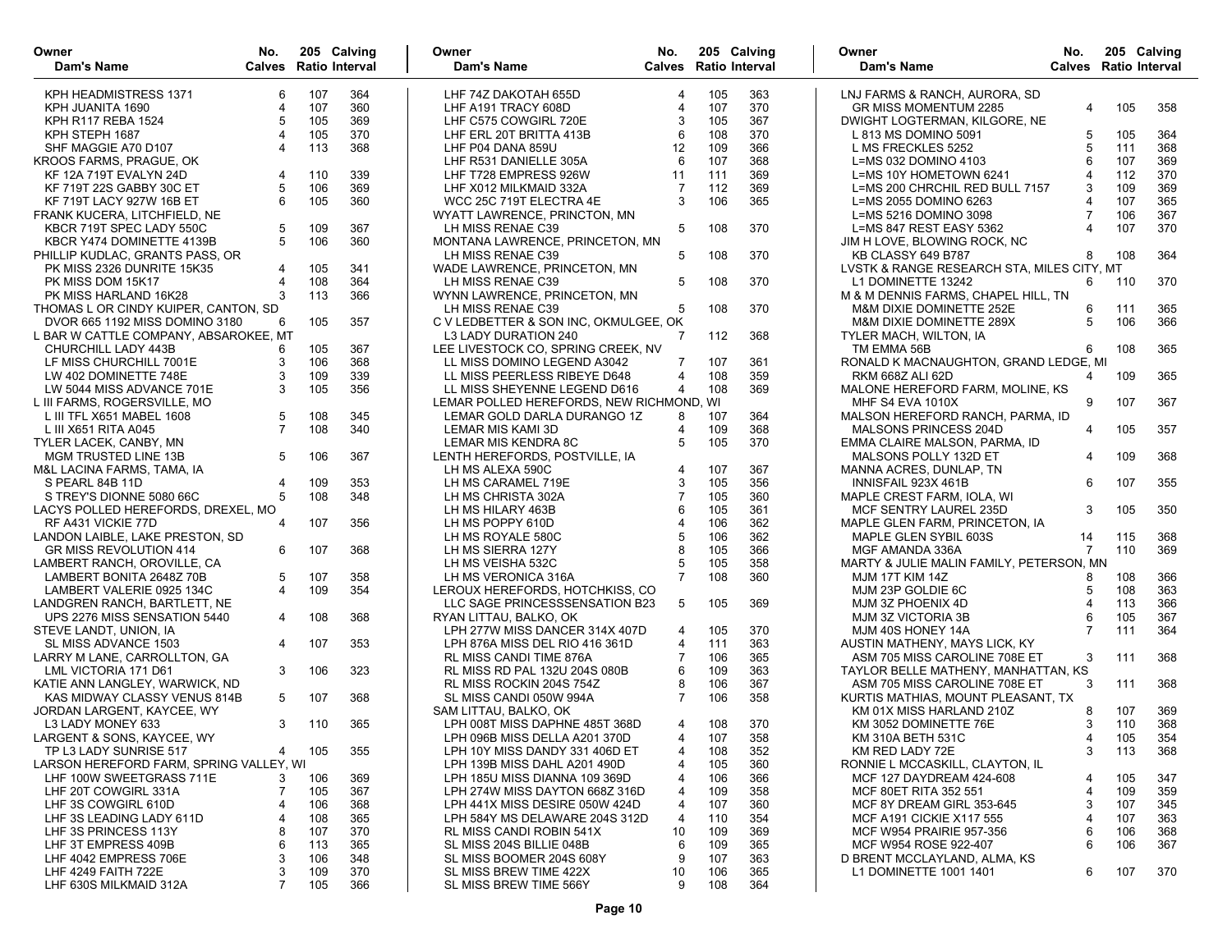| Owner<br>Dam's Name | No. Calves | 205 Ratio | Calving Interval |
|---|---|---|---|
| KPH HEADMISTRESS 1371 | 6 | 107 | 364 |
| KPH JUANITA 1690 | 4 | 107 | 360 |
| KPH R117 REBA 1524 | 5 | 105 | 369 |
| KPH STEPH 1687 | 4 | 105 | 370 |
| SHF MAGGIE A70 D107 | 4 | 113 | 368 |
| KROOS FARMS, PRAGUE, OK | | | |
| KF 12A 719T EVALYN 24D | 4 | 110 | 339 |
| KF 719T 22S GABBY 30C ET | 5 | 106 | 369 |
| KF 719T LACY 927W 16B ET | 6 | 105 | 360 |
| FRANK KUCERA, LITCHFIELD, NE | | | |
| KBCR 719T SPEC LADY 550C | 5 | 109 | 367 |
| KBCR Y474 DOMINETTE 4139B | 5 | 106 | 360 |
| PHILLIP KUDLAC, GRANTS PASS, OR | | | |
| PK MISS 2326 DUNRITE 15K35 | 4 | 105 | 341 |
| PK MISS DOM 15K17 | 4 | 108 | 364 |
| PK MISS HARLAND 16K28 | 3 | 113 | 366 |
| THOMAS L OR CINDY KUIPER, CANTON, SD | | | |
| DVOR 665 1192 MISS DOMINO 3180 | 6 | 105 | 357 |
| L BAR W CATTLE COMPANY, ABSAROKEE, MT | | | |
| CHURCHILL LADY 443B | 6 | 105 | 367 |
| LF MISS CHURCHILL 7001E | 3 | 106 | 368 |
| LW 402 DOMINETTE 748E | 3 | 109 | 339 |
| LW 5044 MISS ADVANCE 701E | 3 | 105 | 356 |
| L III FARMS, ROGERSVILLE, MO | | | |
| L III TFL X651 MABEL 1608 | 5 | 108 | 345 |
| L III X651 RITA A045 | 7 | 108 | 340 |
| TYLER LACEK, CANBY, MN | | | |
| MGM TRUSTED LINE 13B | 5 | 106 | 367 |
| M&L LACINA FARMS, TAMA, IA | | | |
| S PEARL 84B 11D | 4 | 109 | 353 |
| S TREY'S DIONNE 5080 66C | 5 | 108 | 348 |
| LACYS POLLED HEREFORDS, DREXEL, MO | | | |
| RF A431 VICKIE 77D | 4 | 107 | 356 |
| LANDON LAIBLE, LAKE PRESTON, SD | | | |
| GR MISS REVOLUTION 414 | 6 | 107 | 368 |
| LAMBERT RANCH, OROVILLE, CA | | | |
| LAMBERT BONITA 2648Z 70B | 5 | 107 | 358 |
| LAMBERT VALERIE 0925 134C | 4 | 109 | 354 |
| LANDGREN RANCH, BARTLETT, NE | | | |
| UPS 2276 MISS SENSATION 5440 | 4 | 108 | 368 |
| STEVE LANDT, UNION, IA | | | |
| SL MISS ADVANCE 1503 | 4 | 107 | 353 |
| LARRY M LANE, CARROLLTON, GA | | | |
| LML VICTORIA 171 D61 | 3 | 106 | 323 |
| KATIE ANN LANGLEY, WARWICK, ND | | | |
| KAS MIDWAY CLASSY VENUS 814B | 5 | 107 | 368 |
| JORDAN LARGENT, KAYCEE, WY | | | |
| L3 LADY MONEY 633 | 3 | 110 | 365 |
| LARGENT & SONS, KAYCEE, WY | | | |
| TP L3 LADY SUNRISE 517 | 4 | 105 | 355 |
| LARSON HEREFORD FARM, SPRING VALLEY, WI | | | |
| LHF 100W SWEETGRASS 711E | 3 | 106 | 369 |
| LHF 20T COWGIRL 331A | 7 | 105 | 367 |
| LHF 3S COWGIRL 610D | 4 | 106 | 368 |
| LHF 3S LEADING LADY 611D | 4 | 108 | 365 |
| LHF 3S PRINCESS 113Y | 8 | 107 | 370 |
| LHF 3T EMPRESS 409B | 6 | 113 | 365 |
| LHF 4042 EMPRESS 706E | 3 | 106 | 348 |
| LHF 4249 FAITH 722E | 3 | 109 | 370 |
| LHF 630S MILKMAID 312A | 7 | 105 | 366 |
| LHF 74Z DAKOTAH 655D | 4 | 105 | 363 |
| LHF A191 TRACY 608D | 4 | 107 | 370 |
| LHF C575 COWGIRL 720E | 3 | 105 | 367 |
| LHF ERL 20T BRITTA 413B | 6 | 108 | 370 |
| LHF P04 DANA 859U | 12 | 109 | 366 |
| LHF R531 DANIELLE 305A | 6 | 107 | 368 |
| LHF T728 EMPRESS 926W | 11 | 111 | 369 |
| LHF X012 MILKMAID 332A | 7 | 112 | 369 |
| WCC 25C 719T ELECTRA 4E | 3 | 106 | 365 |
| WYATT LAWRENCE, PRINCTON, MN | | | |
| LH MISS RENAE C39 | 5 | 108 | 370 |
| MONTANA LAWRENCE, PRINCETON, MN | | | |
| LH MISS RENAE C39 | 5 | 108 | 370 |
| WADE LAWRENCE, PRINCETON, MN | | | |
| LH MISS RENAE C39 | 5 | 108 | 370 |
| WYNN LAWRENCE, PRINCETON, MN | | | |
| LH MISS RENAE C39 | 5 | 108 | 370 |
| C V LEDBETTER & SON INC, OKMULGEE, OK | | | |
| L3 LADY DURATION 240 | 7 | 112 | 368 |
| LEE LIVESTOCK CO, SPRING CREEK, NV | | | |
| LL MISS DOMINO LEGEND A3042 | 7 | 107 | 361 |
| LL MISS PEERLESS RIBEYE D648 | 4 | 108 | 359 |
| LL MISS SHEYENNE LEGEND D616 | 4 | 108 | 369 |
| LEMAR POLLED HEREFORDS, NEW RICHMOND, WI | | | |
| LEMAR GOLD DARLA DURANGO 1Z | 8 | 107 | 364 |
| LEMAR MIS KAMI 3D | 4 | 109 | 368 |
| LEMAR MIS KENDRA 8C | 5 | 105 | 370 |
| LENTH HEREFORDS, POSTVILLE, IA | | | |
| LH MS ALEXA 590C | 4 | 107 | 367 |
| LH MS CARAMEL 719E | 3 | 105 | 356 |
| LH MS CHRISTA 302A | 7 | 105 | 360 |
| LH MS HILARY 463B | 6 | 105 | 361 |
| LH MS POPPY 610D | 4 | 106 | 362 |
| LH MS ROYALE 580C | 5 | 106 | 362 |
| LH MS SIERRA 127Y | 8 | 105 | 366 |
| LH MS VEISHA 532C | 5 | 105 | 358 |
| LH MS VERONICA 316A | 7 | 108 | 360 |
| LEROUX HEREFORDS, HOTCHKISS, CO | | | |
| LLC SAGE PRINCESSSENSATION B23 | 5 | 105 | 369 |
| RYAN LITTAU, BALKO, OK | | | |
| LPH 277W MISS DANCER 314X 407D | 4 | 105 | 370 |
| LPH 876A MISS DEL RIO 416 361D | 4 | 111 | 363 |
| RL MISS CANDI TIME 876A | 7 | 106 | 365 |
| RL MISS RD PAL 132U 204S 080B | 6 | 109 | 363 |
| RL MISS ROCKIN 204S 754Z | 8 | 106 | 367 |
| SL MISS CANDI 050W 994A | 7 | 106 | 358 |
| SAM LITTAU, BALKO, OK | | | |
| LPH 008T MISS DAPHNE 485T 368D | 4 | 108 | 370 |
| LPH 096B MISS DELLA A201 370D | 4 | 107 | 358 |
| LPH 10Y MISS DANDY 331 406D ET | 4 | 108 | 352 |
| LPH 139B MISS DAHL A201 490D | 4 | 105 | 360 |
| LPH 185U MISS DIANNA 109 369D | 4 | 106 | 366 |
| LPH 274W MISS DAYTON 668Z 316D | 4 | 109 | 358 |
| LPH 441X MISS DESIRE 050W 424D | 4 | 107 | 360 |
| LPH 584Y MS DELAWARE 204S 312D | 4 | 110 | 354 |
| RL MISS CANDI ROBIN 541X | 10 | 109 | 369 |
| SL MISS 204S BILLIE 048B | 6 | 109 | 365 |
| SL MISS BOOMER 204S 608Y | 9 | 107 | 363 |
| SL MISS BREW TIME 422X | 10 | 106 | 365 |
| SL MISS BREW TIME 566Y | 9 | 108 | 364 |
| LNJ FARMS & RANCH, AURORA, SD | | | |
| GR MISS MOMENTUM 2285 | 4 | 105 | 358 |
| DWIGHT LOGTERMAN, KILGORE, NE | | | |
| L 813 MS DOMINO 5091 | 5 | 105 | 364 |
| L MS FRECKLES 5252 | 5 | 111 | 368 |
| L=MS 032 DOMINO 4103 | 6 | 107 | 369 |
| L=MS 10Y HOMETOWN 6241 | 4 | 112 | 370 |
| L=MS 200 CHRCHIL RED BULL 7157 | 3 | 109 | 369 |
| L=MS 2055 DOMINO 6263 | 4 | 107 | 365 |
| L=MS 5216 DOMINO 3098 | 7 | 106 | 367 |
| L=MS 847 REST EASY 5362 | 4 | 107 | 370 |
| JIM H LOVE, BLOWING ROCK, NC | | | |
| KB CLASSY 649 B787 | 8 | 108 | 364 |
| LVSTK & RANGE RESEARCH STA, MILES CITY, MT | | | |
| L1 DOMINETTE 13242 | 6 | 110 | 370 |
| M & M DENNIS FARMS, CHAPEL HILL, TN | | | |
| M&M DIXIE DOMINETTE 252E | 6 | 111 | 365 |
| M&M DIXIE DOMINETTE 289X | 5 | 106 | 366 |
| TYLER MACH, WILTON, IA | | | |
| TM EMMA 56B | 6 | 108 | 365 |
| RONALD K MACNAUGHTON, GRAND LEDGE, MI | | | |
| RKM 668Z ALI 62D | 4 | 109 | 365 |
| MALONE HEREFORD FARM, MOLINE, KS | | | |
| MHF S4 EVA 1010X | 9 | 107 | 367 |
| MALSON HEREFORD RANCH, PARMA, ID | | | |
| MALSONS PRINCESS 204D | 4 | 105 | 357 |
| EMMA CLAIRE MALSON, PARMA, ID | | | |
| MALSONS POLLY 132D ET | 4 | 109 | 368 |
| MANNA ACRES, DUNLAP, TN | | | |
| INNISFAIL 923X 461B | 6 | 107 | 355 |
| MAPLE CREST FARM, IOLA, WI | | | |
| MCF SENTRY LAUREL 235D | 3 | 105 | 350 |
| MAPLE GLEN FARM, PRINCETON, IA | | | |
| MAPLE GLEN SYBIL 603S | 14 | 115 | 368 |
| MGF AMANDA 336A | 7 | 110 | 369 |
| MARTY & JULIE MALIN FAMILY, PETERSON, MN | | | |
| MJM 17T KIM 14Z | 8 | 108 | 366 |
| MJM 23P GOLDIE 6C | 5 | 108 | 363 |
| MJM 3Z PHOENIX 4D | 4 | 113 | 366 |
| MJM 3Z VICTORIA 3B | 6 | 105 | 367 |
| MJM 40S HONEY 14A | 7 | 111 | 364 |
| AUSTIN MATHENY, MAYS LICK, KY | | | |
| ASM 705 MISS CAROLINE 708E ET | 3 | 111 | 368 |
| TAYLOR BELLE MATHENY, MANHATTAN, KS | | | |
| ASM 705 MISS CAROLINE 708E ET | 3 | 111 | 368 |
| KURTIS MATHIAS, MOUNT PLEASANT, TX | | | |
| KM 01X MISS HARLAND 210Z | 8 | 107 | 369 |
| KM 3052 DOMINETTE 76E | 3 | 110 | 368 |
| KM 310A BETH 531C | 4 | 105 | 354 |
| KM RED LADY 72E | 3 | 113 | 368 |
| RONNIE L MCCASKILL, CLAYTON, IL | | | |
| MCF 127 DAYDREAM 424-608 | 4 | 105 | 347 |
| MCF 80ET RITA 352 551 | 4 | 109 | 359 |
| MCF 8Y DREAM GIRL 353-645 | 3 | 107 | 345 |
| MCF A191 CICKIE X117 555 | 4 | 107 | 363 |
| MCF W954 PRAIRIE 957-356 | 6 | 106 | 368 |
| MCF W954 ROSE 922-407 | 6 | 106 | 367 |
| D BRENT MCCLAYLAND, ALMA, KS | | | |
| L1 DOMINETTE 1001 1401 | 6 | 107 | 370 |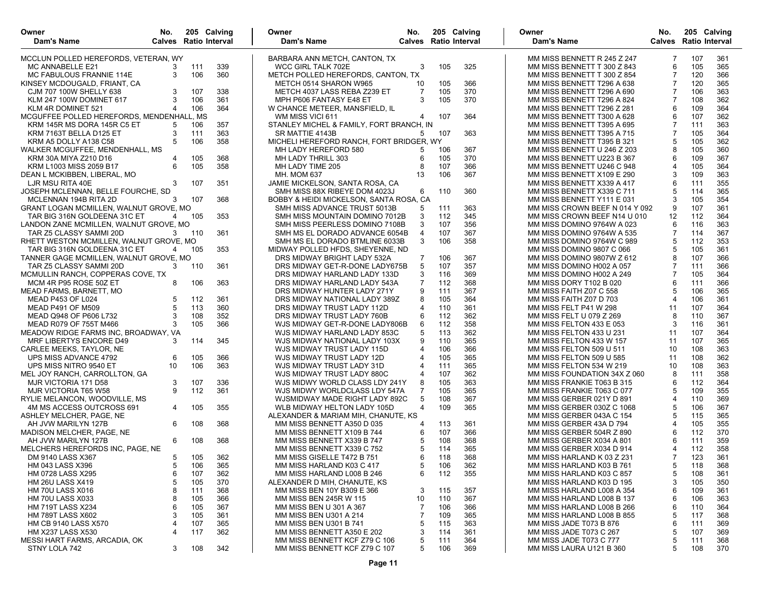| Owner / Dam's Name | No. Calves | 205 Ratio | Calving Interval |
|---|---|---|---|
| MCCLUN POLLED HEREFORDS, VETERAN, WY | | | |
| MC ANNABELLE E21 | 3 | 111 | 339 |
| MC FABULOUS FRANNIE 114E | 3 | 106 | 360 |
| KINSEY MCDOUGALD, FRIANT, CA | | | |
| CJM 707 100W SHELLY 638 | 3 | 107 | 338 |
| KLM 247 100W DOMINET 617 | 3 | 106 | 361 |
| KLM 4R DOMINET 521 | 4 | 106 | 364 |
| MCGUFFEE POLLED HEREFORDS, MENDENHALL, MS | | | |
| KRM 145R MS DORA 145R C5 ET | 5 | 106 | 357 |
| KRM 7163T BELLA D125 ET | 3 | 111 | 363 |
| KRM A5 DOLLY A138 C58 | 5 | 106 | 358 |
| WALKER MCGUFFEE, MENDENHALL, MS | | | |
| KRM 30A MIYA Z210 D16 | 4 | 105 | 368 |
| KRM L1003 MISS 2059 B17 | 6 | 105 | 358 |
| DEAN L MCKIBBEN, LIBERAL, MO | | | |
| LJR MSU RITA 40E | 3 | 107 | 351 |
| JOSEPH MCLENNAN, BELLE FOURCHE, SD | | | |
| MCLENNAN 194B RITA 2D | 3 | 107 | 368 |
| GRANT LOGAN MCMILLEN, WALNUT GROVE, MO | | | |
| TAR BIG 316N GOLDEENA 31C ET | 4 | 105 | 353 |
| LANDON ZANE MCMILLEN, WALNUT GROVE, MO | | | |
| TAR Z5 CLASSY SAMMI 20D | 3 | 110 | 361 |
| RHETT WESTON MCMILLEN, WALNUT GROVE, MO | | | |
| TAR BIG 316N GOLDEENA 31C ET | 4 | 105 | 353 |
| TANNER GAGE MCMILLEN, WALNUT GROVE, MO | | | |
| TAR Z5 CLASSY SAMMI 20D | 3 | 110 | 361 |
| MCMULLIN RANCH, COPPERAS COVE, TX | | | |
| MCM 4R P95 ROSE 50Z ET | 8 | 106 | 363 |
| MEAD FARMS, BARNETT, MO | | | |
| MEAD P453 OF L024 | 5 | 112 | 361 |
| MEAD P491 OF M509 | 5 | 113 | 360 |
| MEAD Q948 OF P606 L732 | 3 | 108 | 352 |
| MEAD R079 OF 755T M466 | 3 | 105 | 366 |
| MEADOW RIDGE FARMS INC, BROADWAY, VA | | | |
| MRF LIBERTYS ENCORE D49 | 3 | 114 | 345 |
| CARLEE MEEKS, TAYLOR, NE | | | |
| UPS MISS ADVANCE 4792 | 6 | 105 | 366 |
| UPS MISS NITRO 9540 ET | 10 | 106 | 363 |
| MEL JOY RANCH, CARROLLTON, GA | | | |
| MJR VICTORIA 171 D58 | 3 | 107 | 336 |
| MJR VICTORIA T65 W58 | 9 | 112 | 361 |
| RYLIE MELANCON, WOODVILLE, MS | | | |
| 4M MS ACCESS OUTCROSS 691 | 4 | 105 | 355 |
| ASHLEY MELCHER, PAGE, NE | | | |
| AH JVW MARILYN 127B | 6 | 108 | 368 |
| MADISON MELCHER, PAGE, NE | | | |
| AH JVW MARILYN 127B | 6 | 108 | 368 |
| MELCHERS HEREFORDS INC, PAGE, NE | | | |
| DM 9140 LASS X367 | 5 | 105 | 362 |
| HM 043 LASS X396 | 5 | 106 | 365 |
| HM 0728 LASS X295 | 6 | 107 | 362 |
| HM 26U LASS X419 | 5 | 105 | 370 |
| HM 70U LASS X016 | 8 | 111 | 368 |
| HM 70U LASS X033 | 8 | 105 | 366 |
| HM 719T LASS X234 | 6 | 105 | 367 |
| HM 789T LASS X602 | 3 | 105 | 361 |
| HM CB 9140 LASS X570 | 4 | 107 | 365 |
| HM X237 LASS X530 | 4 | 117 | 362 |
| MESSI HART FARMS, ARCADIA, OK | | | |
| STNY LOLA 742 | 3 | 108 | 342 |
| BARBARA ANN METCH, CANTON, TX | | | |
| WCC GIRL TALK 702E | 3 | 105 | 325 |
| METCH POLLED HEREFORDS, CANTON, TX | | | |
| METCH 0514 SHARON W965 | 10 | 105 | 366 |
| METCH 4037 LASS REBA Z239 ET | 7 | 105 | 370 |
| MPH P606 FANTASY E48 ET | 3 | 105 | 370 |
| W CHANCE METEER, MANSFIELD, IL | | | |
| WM MISS VICI 611 | 4 | 107 | 364 |
| STANLEY MICHEL & FAMILY, FORT BRANCH, IN | | | |
| SR MATTIE 4143B | 5 | 107 | 363 |
| MICHELI HEREFORD RANCH, FORT BRIDGER, WY | | | |
| MH LADY HEREFORD 580 | 5 | 106 | 367 |
| MH LADY THRILL 303 | 6 | 105 | 370 |
| MH LADY TIME 205 | 8 | 107 | 366 |
| MH. MOM 637 | 13 | 106 | 367 |
| JAMIE MICKELSON, SANTA ROSA, CA | | | |
| SMH MISS 88X RIBEYE DOM 4023J | 6 | 110 | 360 |
| BOBBY & HEIDI MICKELSON, SANTA ROSA, CA | | | |
| SMH MISS ADVANCE TRUST 5013B | 5 | 111 | 363 |
| SMH MISS MOUNTAIN DOMINO 7012B | 3 | 112 | 345 |
| SMH MISS PEERLESS DOMINO 7108B | 3 | 107 | 356 |
| SMH MS EL DORADO ADVANCE 6054B | 4 | 107 | 367 |
| SMH MS EL DORADO BTMLINE 6033B | 3 | 106 | 358 |
| MIDWAY POLLED HFDS, SHEYENNE, ND | | | |
| DRS MIDWAY BRIGHT LADY 532A | 7 | 106 | 367 |
| DRS MIDWAY GET-R-DONE LADY675B | 5 | 107 | 357 |
| DRS MIDWAY HARLAND LADY 133D | 3 | 116 | 369 |
| DRS MIDWAY HARLAND LADY 543A | 7 | 112 | 368 |
| DRS MIDWAY HUNTER LADY 271Y | 9 | 111 | 367 |
| DRS MIDWAY NATIONAL LADY 389Z | 8 | 105 | 364 |
| DRS MIDWAY TRUST LADY 112D | 4 | 110 | 361 |
| DRS MIDWAY TRUST LADY 760B | 6 | 112 | 362 |
| WJS MIDWAY GET-R-DONE LADY806B | 6 | 112 | 358 |
| WJS MIDWAY HARLAND LADY 853C | 5 | 113 | 362 |
| WJS MIDWAY NATIONAL LADY 103X | 9 | 110 | 365 |
| WJS MIDWAY TRUST LADY 115D | 4 | 106 | 366 |
| WJS MIDWAY TRUST LADY 12D | 4 | 105 | 365 |
| WJS MIDWAY TRUST LADY 31D | 4 | 111 | 365 |
| WJS MIDWAY TRUST LADY 880C | 4 | 107 | 362 |
| WJS MIDWY WORLD CLASS LDY 241Y | 8 | 105 | 363 |
| WJS MIDWY WORLDCLASS LDY 547A | 7 | 105 | 365 |
| WJSMIDWAY MADE RIGHT LADY 892C | 5 | 108 | 367 |
| WLB MIDWAY HELTON LADY 105D | 4 | 109 | 365 |
| ALEXANDER & MARIAM MIH, CHANUTE, KS | | | |
| MM MISS BENNETT A350 D 035 | 4 | 113 | 361 |
| MM MISS BENNETT X109 B 744 | 6 | 107 | 366 |
| MM MISS BENNETT X339 B 747 | 5 | 108 | 368 |
| MM MISS BENNETT X339 C 752 | 5 | 114 | 365 |
| MM MISS GISELLE T472 B 751 | 6 | 118 | 368 |
| MM MISS HARLAND K03 C 417 | 5 | 106 | 362 |
| MM MISS HARLAND L008 B 246 | 6 | 112 | 355 |
| ALEXANDER D MIH, CHANUTE, KS | | | |
| MM MISS BEN 10Y B309 E 366 | 3 | 115 | 357 |
| MM MISS BEN 245R W 115 | 10 | 110 | 367 |
| MM MISS BEN U 301 A 367 | 7 | 106 | 366 |
| MM MISS BEN U301 A 214 | 7 | 109 | 365 |
| MM MISS BEN U301 B 741 | 5 | 115 | 363 |
| MM MISS BENNETT A350 E 202 | 3 | 114 | 361 |
| MM MISS BENNETT KCF Z79 C 106 | 5 | 111 | 364 |
| MM MISS BENNETT KCF Z79 C 107 | 5 | 106 | 369 |
| MM MISS BENNETT R 245 Z 247 | 7 | 107 | 361 |
| MM MISS BENNETT T 300 Z 843 | 6 | 105 | 365 |
| MM MISS BENNETT T 300 Z 854 | 7 | 120 | 366 |
| MM MISS BENNETT T296 A 638 | 7 | 120 | 365 |
| MM MISS BENNETT T296 A 690 | 7 | 106 | 363 |
| MM MISS BENNETT T296 A 824 | 7 | 108 | 362 |
| MM MISS BENNETT T296 Z 281 | 6 | 109 | 364 |
| MM MISS BENNETT T300 A 628 | 6 | 107 | 362 |
| MM MISS BENNETT T395 A 695 | 7 | 111 | 363 |
| MM MISS BENNETT T395 A 715 | 7 | 105 | 364 |
| MM MISS BENNETT T395 B 321 | 5 | 105 | 362 |
| MM MISS BENNETT U 246 Z 203 | 8 | 105 | 360 |
| MM MISS BENNETT U223 B 367 | 6 | 109 | 367 |
| MM MISS BENNETT U246 C 948 | 4 | 105 | 364 |
| MM MISS BENNETT X109 E 290 | 3 | 109 | 363 |
| MM MISS BENNETT X339 A 417 | 6 | 111 | 355 |
| MM MISS BENNETT X339 C 711 | 5 | 114 | 365 |
| MM MISS BENNETT Y111 E 031 | 3 | 105 | 354 |
| MM MISS CROWN BEEF N 014 Y 092 | 9 | 107 | 361 |
| MM MISS CROWN BEEF N14 U 010 | 12 | 112 | 364 |
| MM MISS DOMINO 9764W A 023 | 6 | 116 | 363 |
| MM MISS DOMINO 9764W A 535 | 7 | 114 | 367 |
| MM MISS DOMINO 9764W C 989 | 5 | 112 | 353 |
| MM MISS DOMINO 9807 C 066 | 5 | 105 | 361 |
| MM MISS DOMINO 9807W Z 612 | 8 | 107 | 366 |
| MM MISS DOMINO H002 A 057 | 7 | 111 | 366 |
| MM MISS DOMINO H002 A 249 | 7 | 105 | 364 |
| MM MISS DORY T102 B 020 | 6 | 111 | 366 |
| MM MISS FAITH Z07 C 558 | 5 | 106 | 365 |
| MM MISS FAITH Z07 D 703 | 4 | 106 | 361 |
| MM MISS FELT P41 W 298 | 11 | 107 | 364 |
| MM MISS FELT U 079 Z 269 | 8 | 110 | 367 |
| MM MISS FELTON 433 E 053 | 3 | 116 | 361 |
| MM MISS FELTON 433 U 231 | 11 | 107 | 364 |
| MM MISS FELTON 433 W 157 | 11 | 107 | 365 |
| MM MISS FELTON 509 U 511 | 10 | 108 | 363 |
| MM MISS FELTON 509 U 585 | 11 | 108 | 362 |
| MM MISS FELTON 534 W 219 | 10 | 108 | 363 |
| MM MISS FOUNDATION 34X Z 060 | 8 | 111 | 358 |
| MM MISS FRANKIE T063 B 315 | 6 | 112 | 364 |
| MM MISS FRANKIE T063 C 077 | 5 | 109 | 355 |
| MM MISS GERBER 021Y D 891 | 4 | 110 | 369 |
| MM MISS GERBER 030Z C 1068 | 5 | 106 | 367 |
| MM MISS GERBER 043A C 154 | 5 | 115 | 365 |
| MM MISS GERBER 43A D 794 | 4 | 105 | 355 |
| MM MISS GERBER 504R Z 890 | 6 | 112 | 370 |
| MM MISS GERBER X034 A 801 | 6 | 111 | 359 |
| MM MISS GERBER X034 D 914 | 4 | 112 | 358 |
| MM MISS HARLAND K 03 Z 231 | 7 | 123 | 361 |
| MM MISS HARLAND K03 B 761 | 5 | 118 | 368 |
| MM MISS HARLAND K03 C 857 | 5 | 108 | 361 |
| MM MISS HARLAND K03 D 195 | 3 | 105 | 350 |
| MM MISS HARLAND L008 A 354 | 6 | 109 | 361 |
| MM MISS HARLAND L008 B 137 | 6 | 106 | 363 |
| MM MISS HARLAND L008 B 266 | 6 | 110 | 364 |
| MM MISS HARLAND L008 B 855 | 5 | 117 | 368 |
| MM MISS JADE T073 B 876 | 6 | 111 | 369 |
| MM MISS JADE T073 C 267 | 5 | 107 | 369 |
| MM MISS JADE T073 C 777 | 5 | 111 | 368 |
| MM MISS LAURA U121 B 360 | 5 | 108 | 370 |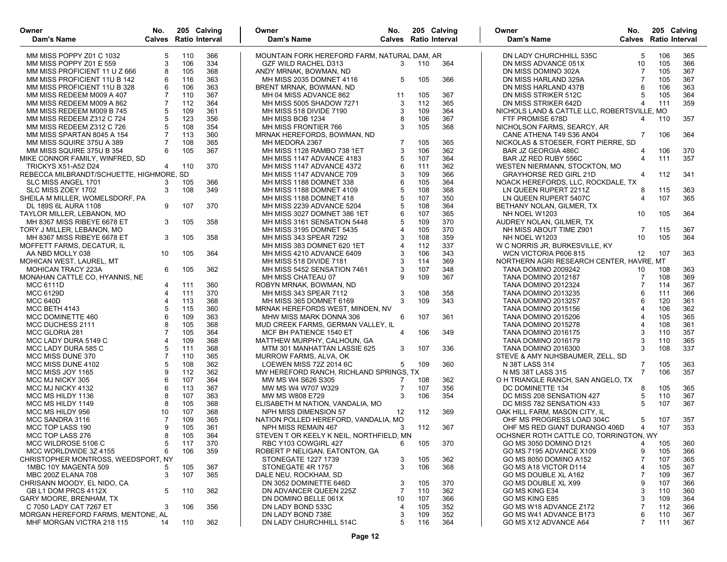| Owner / Dam's Name | No. Calves | 205 Ratio | Calving Interval |
|---|---|---|---|
| MM MISS POPPY Z01 C 1032 | 5 | 110 | 366 |
| MM MISS POPPY Z01 E 559 | 3 | 106 | 334 |
| MM MISS PROFICIENT 11 U Z 666 | 8 | 105 | 368 |
| MM MISS PROFICIENT 11U B 142 | 6 | 116 | 363 |
| MM MISS PROFICIENT 11U B 328 | 6 | 106 | 363 |
| MM MISS REDEEM M009 A 407 | 7 | 110 | 367 |
| MM MISS REDEEM M009 A 862 | 7 | 112 | 364 |
| MM MISS REDEEM M009 B 745 | 5 | 109 | 361 |
| MM MISS REDEEM Z312 C 724 | 5 | 123 | 356 |
| MM MISS REDEEM Z312 C 726 | 5 | 108 | 354 |
| MM MISS SPARTAN 8045 A 154 | 7 | 113 | 360 |
| MM MISS SQUIRE 375U A 389 | 7 | 108 | 365 |
| MM MISS SQUIRE 375U B 354 | 6 | 105 | 367 |
| **MIKE CONNOR FAMILY, WINFRED, SD** | | | |
| TRICKYS X51-A52 D24 | 4 | 110 | 370 |
| **REBECCA MILBRANDT/SCHUETTE, HIGHMORE, SD** | | | |
| SLC MISS ANGEL 1701 | 3 | 105 | 366 |
| SLC MISS ZOEY 1702 | 3 | 108 | 349 |
| **SHEILA M MILLER, WOMELSDORF, PA** | | | |
| DL 189S 6L AURA 1108 | 9 | 107 | 370 |
| **TAYLOR MILLER, LEBANON, MO** | | | |
| MH 8367 MISS RIBEYE 6678 ET | 3 | 105 | 358 |
| **TORY J MILLER, LEBANON, MO** | | | |
| MH 8367 MISS RIBEYE 6678 ET | 3 | 105 | 358 |
| **MOFFETT FARMS, DECATUR, IL** | | | |
| AA NBD MOLLY 038 | 10 | 105 | 364 |
| **MOHICAN WEST, LAUREL, MT** | | | |
| MOHICAN TRACY 223A | 6 | 105 | 362 |
| **MONAHAN CATTLE CO, HYANNIS, NE** | | | |
| MCC 6111D | 4 | 111 | 360 |
| MCC 6129D | 4 | 111 | 370 |
| MCC 640D | 4 | 113 | 368 |
| MCC BETH 4143 | 5 | 115 | 360 |
| MCC DOMINETTE 460 | 6 | 109 | 363 |
| MCC DUCHESS 2111 | 8 | 105 | 368 |
| MCC GLORIA 281 | 7 | 105 | 364 |
| MCC LADY DURA 5149 C | 4 | 109 | 368 |
| MCC LADY DURA 585 C | 5 | 111 | 368 |
| MCC MISS DUNE 370 | 7 | 110 | 365 |
| MCC MISS DUNE 4102 | 5 | 108 | 362 |
| MCC MISS JOY 1165 | 9 | 112 | 362 |
| MCC MJ NICKY 305 | 6 | 107 | 364 |
| MCC MJ NICKY 4132 | 6 | 113 | 367 |
| MCC MS HILDY 1136 | 8 | 107 | 363 |
| MCC MS HILDY 1149 | 8 | 105 | 368 |
| MCC MS HILDY 956 | 10 | 107 | 368 |
| MCC SANDRA 3116 | 7 | 109 | 365 |
| MCC TOP LASS 190 | 9 | 105 | 361 |
| MCC TOP LASS 276 | 8 | 105 | 364 |
| MCC WILDROSE 5106 C | 5 | 117 | 370 |
| MCC WORLDWIDE 3Z 4155 | 6 | 106 | 359 |
| **CHRISTOPHER MONTROSS, WEEDSPORT, NY** | | | |
| 1MBC 10Y MAGENTA 509 | 5 | 105 | 367 |
| MBC 200Z ELANA 708 | 3 | 107 | 365 |
| **CHRISANN MOODY, EL NIDO, CA** | | | |
| GB L1 DOM PRCS 4112X | 5 | 110 | 362 |
| **GARY MOORE, BRENHAM, TX** | | | |
| C 7050 LADY CAT 7267 ET | 3 | 106 | 356 |
| **MORGAN HEREFORD FARMS, MENTONE, AL** | | | |
| MHF MORGAN VICTRA 218 115 | 14 | 110 | 362 |
| **MOUNTAIN FORK HEREFORD FARM, NATURAL DAM, AR** | | | |
| GZF WILD RACHEL D313 | 3 | 110 | 364 |
| **ANDY MRNAK, BOWMAN, ND** | | | |
| MH MISS 2035 DOMNET 4116 | 5 | 105 | 366 |
| **BRENT MRNAK, BOWMAN, ND** | | | |
| MH 04 MISS ADVANCE 862 | 11 | 105 | 367 |
| MH MISS 5005 SHADOW 7271 | 3 | 112 | 365 |
| MH MISS 518 DIVIDE 7190 | 3 | 109 | 364 |
| MH MISS BOB 1234 | 8 | 106 | 367 |
| MH MISS FRONTIER 766 | 3 | 105 | 368 |
| **MRNAK HEREFORDS, BOWMAN, ND** | | | |
| MH MEDORA 2367 | 7 | 105 | 365 |
| MH MISS 1128 RAMBO 738 1ET | 3 | 106 | 362 |
| MH MISS 1147 ADVANCE 4183 | 5 | 107 | 364 |
| MH MISS 1147 ADVANCE 4372 | 6 | 111 | 362 |
| MH MISS 1147 ADVANCE 709 | 3 | 109 | 366 |
| MH MISS 1188 DOMNET 338 | 6 | 105 | 364 |
| MH MISS 1188 DOMNET 4109 | 5 | 108 | 368 |
| MH MISS 1188 DOMNET 418 | 5 | 107 | 350 |
| MH MISS 2239 ADVANCE 5204 | 5 | 108 | 364 |
| MH MISS 3027 DOMNET 386 1ET | 6 | 107 | 365 |
| MH MISS 3161 SENSATION 5448 | 5 | 109 | 370 |
| MH MISS 3195 DOMNET 5435 | 4 | 105 | 370 |
| MH MISS 343 SPEAR 7292 | 3 | 108 | 359 |
| MH MISS 383 DOMNET 620 1ET | 4 | 112 | 337 |
| MH MISS 4210 ADVANCE 6409 | 3 | 106 | 343 |
| MH MISS 518 DIVIDE 7181 | 3 | 114 | 369 |
| MH MISS 5452 SENSATION 7461 | 3 | 107 | 348 |
| MH MISS CHATEAU 07 | 9 | 109 | 367 |
| **ROBYN MRNAK, BOWMAN, ND** | | | |
| MH MISS 343 SPEAR 7112 | 3 | 108 | 358 |
| MH MISS 365 DOMNET 6169 | 3 | 109 | 343 |
| **MRNAK HEREFORDS WEST, MINDEN, NV** | | | |
| MHW MISS MARK DONNA 306 | 6 | 107 | 361 |
| **MUD CREEK FARMS, GERMAN VALLEY, IL** | | | |
| MCF BH PATIENCE 1540 ET | 4 | 106 | 349 |
| **MATTHEW MURPHY, CALHOUN, GA** | | | |
| MTM 301 MANHATTAN LASSIE 625 | 3 | 107 | 336 |
| **MURROW FARMS, ALVA, OK** | | | |
| LOEWEN MISS 72Z 2014 6C | 5 | 109 | 360 |
| **MW HEREFORD RANCH, RICHLAND SPRINGS, TX** | | | |
| MW MS W4 S626 S305 | 7 | 108 | 362 |
| MW MS W4 W707 W329 | 7 | 107 | 356 |
| MW MS W808 E729 | 3 | 106 | 354 |
| **ELISABETH M NATION, VANDALIA, MO** | | | |
| NPH MISS DIMENSION 57 | 12 | 112 | 369 |
| **NATION POLLED HEREFORD, VANDALIA, MO** | | | |
| NPH MISS REMAIN 467 | 3 | 112 | 367 |
| **STEVEN T OR KEELY K NEIL, NORTHFIELD, MN** | | | |
| RBC Y103 COWGIRL 427 | 6 | 105 | 370 |
| **ROBERT P NELIGAN, EATONTON, GA** | | | |
| STONEGATE 1227 1739 | 3 | 105 | 362 |
| STONEGATE 4R 1757 | 3 | 106 | 368 |
| **DALE NEU, ROCKHAM, SD** | | | |
| DN 3052 DOMINETTE 646D | 3 | 105 | 370 |
| DN ADVANCER QUEEN 225Z | 7 | 110 | 362 |
| DN DOMINO BELLE 061X | 10 | 107 | 366 |
| DN LADY BOND 533C | 4 | 105 | 352 |
| DN LADY BOND 738E | 3 | 109 | 352 |
| DN LADY CHURCHHILL 514C | 5 | 116 | 364 |
| DN LADY CHURCHHILL 535C | 5 | 106 | 365 |
| DN MISS ADVANCE 051X | 10 | 105 | 366 |
| DN MISS DOMINO 302A | 7 | 105 | 367 |
| DN MISS HARLAND 329A | 7 | 105 | 367 |
| DN MISS HARLAND 437B | 6 | 106 | 363 |
| DN MISS STRIKER 512C | 5 | 105 | 364 |
| DN MISS STRIKER 642D | 4 | 111 | 359 |
| **NICHOLS LAND & CATTLE LLC, ROBERTSVILLE, MO** | | | |
| FTF PROMISE 678D | 4 | 110 | 357 |
| **NICHOLSON FARMS, SEARCY, AR** | | | |
| CANE ATHENA T49 S36 AN04 | 7 | 106 | 364 |
| **NICKOLAS & STOESER, FORT PIERRE, SD** | | | |
| BAR JZ GEORGIA 486C | 4 | 106 | 370 |
| BAR JZ RED RUBY 556C | 4 | 111 | 357 |
| **WESTEN NIERMANN, STOCKTON, MO** | | | |
| GRAYHORSE RED GIRL 21D | 4 | 112 | 341 |
| **NOACK HEREFORDS, LLC, ROCKDALE, TX** | | | |
| LN QUEEN RUPERT 2211Z | 8 | 115 | 363 |
| LN QUEEN RUPERT 5407C | 4 | 107 | 365 |
| **BETHANY NOLAN, GILMER, TX** | | | |
| NH NOEL W1203 | 10 | 105 | 364 |
| **AUDREY NOLAN, GILMER, TX** | | | |
| NH MISS ABOUT TIME Z901 | 7 | 115 | 367 |
| NH NOEL W1203 | 10 | 105 | 364 |
| **W C NORRIS JR, BURKESVILLE, KY** | | | |
| WCN VICTORIA P606 815 | 12 | 107 | 363 |
| **NORTHERN AGRI RESEARCH CENTER, HAVRE, MT** | | | |
| TANA DOMINO 2009242 | 10 | 108 | 363 |
| TANA DOMINO 2012187 | 7 | 108 | 369 |
| TANA DOMINO 2012324 | 7 | 114 | 367 |
| TANA DOMINO 2013235 | 6 | 111 | 366 |
| TANA DOMINO 2013257 | 6 | 120 | 361 |
| TANA DOMINO 2015156 | 4 | 106 | 362 |
| TANA DOMINO 2015206 | 4 | 105 | 365 |
| TANA DOMINO 2015278 | 4 | 108 | 361 |
| TANA DOMINO 2016175 | 3 | 110 | 357 |
| TANA DOMINO 2016179 | 3 | 110 | 365 |
| TANA DOMINO 2016300 | 3 | 108 | 337 |
| **STEVE & AMY NUHSBAUMER, ZELL, SD** | | | |
| N 38T LASS 314 | 7 | 105 | 363 |
| N MS 38T LASS 315 | 7 | 106 | 357 |
| **O H TRIANGLE RANCH, SAN ANGELO, TX** | | | |
| DC DOMINETTE 134 | 8 | 105 | 365 |
| DC MISS 208 SENSATION 427 | 5 | 110 | 367 |
| DC MISS 782 SENSATION 433 | 5 | 107 | 367 |
| **OAK HILL FARM, MASON CITY, IL** | | | |
| OHF MS PROGRESS LOAD 304C | 5 | 107 | 357 |
| OHF MS RED GIANT DURANGO 406D | 4 | 107 | 353 |
| **OCHSNER ROTH CATTLE CO, TORRINGTON, WY** | | | |
| GO MS 3050 DOMINO D121 | 4 | 105 | 360 |
| GO MS 7195 ADVANCE X109 | 9 | 105 | 366 |
| GO MS 8050 DOMINO A152 | 7 | 107 | 365 |
| GO MS A18 VICTOR D114 | 4 | 105 | 367 |
| GO MS DOUBLE XL A162 | 7 | 109 | 367 |
| GO MS DOUBLE XL X99 | 9 | 107 | 366 |
| GO MS KING E34 | 3 | 110 | 360 |
| GO MS KING E85 | 3 | 109 | 364 |
| GO MS W18 ADVANCE Z172 | 7 | 112 | 366 |
| GO MS W41 ADVANCE B173 | 6 | 110 | 367 |
| GO MS X12 ADVANCE A64 | 7 | 111 | 367 |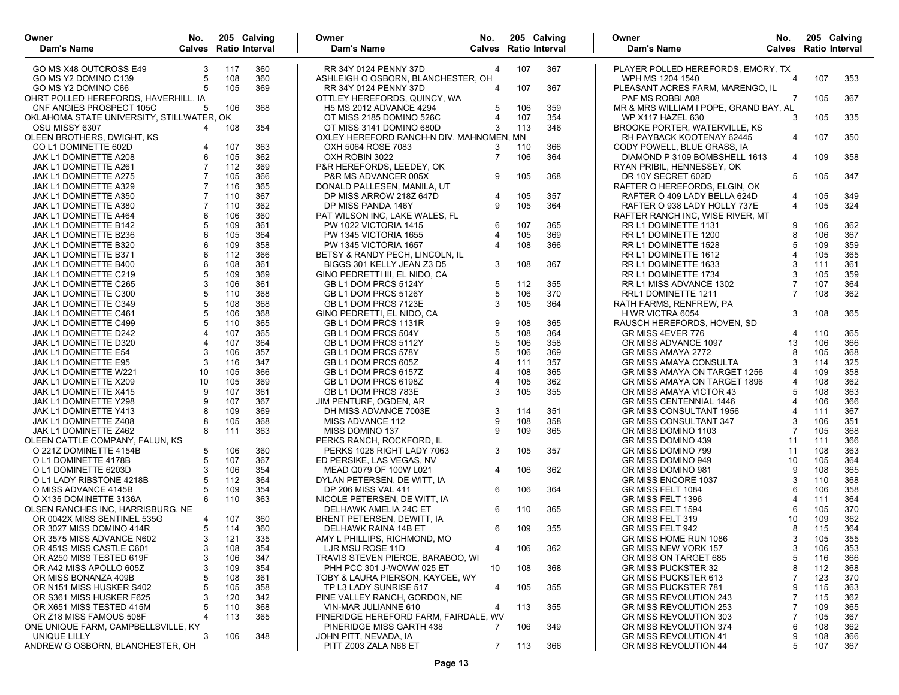| Owner / Dam's Name | No. Calves | 205 Ratio | Calving Interval |
|---|---|---|---|
| GO MS X48 OUTCROSS E49 | 3 | 117 | 360 |
| GO MS Y2 DOMINO C139 | 5 | 108 | 360 |
| GO MS Y2 DOMINO C66 | 5 | 105 | 369 |
| OHRT POLLED HEREFORDS, HAVERHILL, IA | | | |
| CNF ANGIES PROSPECT 105C | 5 | 106 | 368 |
| OKLAHOMA STATE UNIVERSITY, STILLWATER, OK | | | |
| OSU MISSY 6307 | 4 | 108 | 354 |
| OLEEN BROTHERS, DWIGHT, KS | | | |
| CO L1 DOMINETTE 602D | 4 | 107 | 363 |
| JAK L1 DOMINETTE A208 | 6 | 105 | 362 |
| JAK L1 DOMINETTE A261 | 7 | 112 | 369 |
| JAK L1 DOMINETTE A275 | 7 | 105 | 366 |
| JAK L1 DOMINETTE A329 | 7 | 116 | 365 |
| JAK L1 DOMINETTE A350 | 7 | 110 | 367 |
| JAK L1 DOMINETTE A380 | 7 | 110 | 362 |
| JAK L1 DOMINETTE A464 | 6 | 106 | 360 |
| JAK L1 DOMINETTE B142 | 5 | 109 | 361 |
| JAK L1 DOMINETTE B236 | 6 | 105 | 364 |
| JAK L1 DOMINETTE B320 | 6 | 109 | 358 |
| JAK L1 DOMINETTE B371 | 6 | 112 | 366 |
| JAK L1 DOMINETTE B400 | 6 | 108 | 361 |
| JAK L1 DOMINETTE C219 | 5 | 109 | 369 |
| JAK L1 DOMINETTE C265 | 3 | 106 | 361 |
| JAK L1 DOMINETTE C300 | 5 | 110 | 368 |
| JAK L1 DOMINETTE C349 | 5 | 108 | 368 |
| JAK L1 DOMINETTE C461 | 5 | 106 | 368 |
| JAK L1 DOMINETTE C499 | 5 | 110 | 365 |
| JAK L1 DOMINETTE D242 | 4 | 107 | 365 |
| JAK L1 DOMINETTE D320 | 4 | 107 | 364 |
| JAK L1 DOMINETTE E54 | 3 | 106 | 357 |
| JAK L1 DOMINETTE E95 | 3 | 116 | 347 |
| JAK L1 DOMINETTE W221 | 10 | 105 | 366 |
| JAK L1 DOMINETTE X209 | 10 | 105 | 369 |
| JAK L1 DOMINETTE X415 | 9 | 107 | 361 |
| JAK L1 DOMINETTE Y298 | 9 | 107 | 367 |
| JAK L1 DOMINETTE Y413 | 8 | 109 | 369 |
| JAK L1 DOMINETTE Z408 | 8 | 105 | 368 |
| JAK L1 DOMINETTE Z462 | 8 | 111 | 363 |
| OLEEN CATTLE COMPANY, FALUN, KS | | | |
| O 221Z DOMINETTE 4154B | 5 | 106 | 360 |
| O L1 DOMINETTE 4178B | 5 | 107 | 367 |
| O L1 DOMINETTE 6203D | 3 | 106 | 354 |
| O L1 LADY RIBSTONE 4218B | 5 | 112 | 364 |
| O MISS ADVANCE 4145B | 5 | 109 | 354 |
| O X135 DOMINETTE 3136A | 6 | 110 | 363 |
| OLSEN RANCHES INC, HARRISBURG, NE | | | |
| OR 0042X MISS SENTINEL 535G | 4 | 107 | 360 |
| OR 3027 MISS DOMINO 414R | 5 | 114 | 360 |
| OR 3575 MISS ADVANCE N602 | 3 | 121 | 335 |
| OR 451S MISS CASTLE C601 | 3 | 108 | 354 |
| OR A250 MISS TESTED 619F | 3 | 106 | 347 |
| OR A42 MISS APOLLO 605Z | 3 | 109 | 354 |
| OR MISS BONANZA 409B | 5 | 108 | 361 |
| OR N151 MISS HUSKER S402 | 5 | 105 | 358 |
| OR S361 MISS HUSKER F625 | 3 | 120 | 342 |
| OR X651 MISS TESTED 415M | 5 | 110 | 368 |
| OR Z18 MISS FAMOUS 508F | 4 | 113 | 365 |
| ONE UNIQUE FARM, CAMPBELLSVILLE, KY | | | |
| UNIQUE LILLY | 3 | 106 | 348 |
| ANDREW G OSBORN, BLANCHESTER, OH | | | |
| RR 34Y 0124 PENNY 37D | 4 | 107 | 367 |
| ASHLEIGH O OSBORN, BLANCHESTER, OH | | | |
| RR 34Y 0124 PENNY 37D | 4 | 107 | 367 |
| OTTLEY HEREFORDS, QUINCY, WA | | | |
| H5 MS 2012 ADVANCE 4294 | 5 | 106 | 359 |
| OT MISS 2185 DOMINO 526C | 4 | 107 | 354 |
| OT MISS 3141 DOMINO 680D | 3 | 113 | 346 |
| OXLEY HEREFORD RANCH-N DIV, MAHNOMEN, MN | | | |
| OXH 5064 ROSE 7083 | 3 | 110 | 366 |
| OXH ROBIN 3022 | 7 | 106 | 364 |
| P&R HEREFORDS, LEEDEY, OK | | | |
| P&R MS ADVANCER 005X | 9 | 105 | 368 |
| DONALD PALLESEN, MANILA, UT | | | |
| DP MISS ARROW 218Z 647D | 4 | 105 | 357 |
| DP MISS PANDA 146Y | 9 | 105 | 364 |
| PAT WILSON INC, LAKE WALES, FL | | | |
| PW 1022 VICTORIA 1415 | 6 | 107 | 365 |
| PW 1345 VICTORIA 1655 | 4 | 105 | 369 |
| PW 1345 VICTORIA 1657 | 4 | 108 | 366 |
| BETSY & RANDY PECH, LINCOLN, IL | | | |
| BIGGS 301 KELLY JEAN Z3 D5 | 3 | 108 | 367 |
| GINO PEDRETTI III, EL NIDO, CA | | | |
| GB L1 DOM PRCS 5124Y | 5 | 112 | 355 |
| GB L1 DOM PRCS 5126Y | 5 | 106 | 370 |
| GB L1 DOM PRCS 7123E | 3 | 105 | 364 |
| GINO PEDRETTI, EL NIDO, CA | | | |
| GB L1 DOM PRCS 1131R | 9 | 108 | 365 |
| GB L1 DOM PRCS 504Y | 5 | 108 | 364 |
| GB L1 DOM PRCS 5112Y | 5 | 106 | 358 |
| GB L1 DOM PRCS 578Y | 5 | 106 | 369 |
| GB L1 DOM PRCS 605Z | 4 | 111 | 357 |
| GB L1 DOM PRCS 6157Z | 4 | 108 | 365 |
| GB L1 DOM PRCS 6198Z | 4 | 105 | 362 |
| GB L1 DOM PRCS 783E | 3 | 105 | 355 |
| JIM PENTURF, OGDEN, AR | | | |
| DH MISS ADVANCE 7003E | 3 | 114 | 351 |
| MISS ADVANCE 112 | 9 | 108 | 358 |
| MISS DOMINO 137 | 9 | 109 | 365 |
| PERKS RANCH, ROCKFORD, IL | | | |
| PERKS 1028 RIGHT LADY 7063 | 3 | 105 | 357 |
| ED PERSIKE, LAS VEGAS, NV | | | |
| MEAD Q079 OF 100W L021 | 4 | 106 | 362 |
| DYLAN PETERSEN, DE WITT, IA | | | |
| DP 206 MISS VAL 411 | 6 | 106 | 364 |
| NICOLE PETERSEN, DE WITT, IA | | | |
| DELHAWK AMELIA 24C ET | 6 | 110 | 365 |
| BRENT PETERSEN, DEWITT, IA | | | |
| DELHAWK RAINA 14B ET | 6 | 109 | 355 |
| AMY L PHILLIPS, RICHMOND, MO | | | |
| LJR MSU ROSE 11D | 4 | 106 | 362 |
| TRAVIS STEVEN PIERCE, BARABOO, WI | | | |
| PHH PCC 301 J-WOWW 025 ET | 10 | 108 | 368 |
| TOBY & LAURA PIERSON, KAYCEE, WY | | | |
| TP L3 LADY SUNRISE 517 | 4 | 105 | 355 |
| PINE VALLEY RANCH, GORDON, NE | | | |
| VIN-MAR JULIANNE 610 | 4 | 113 | 355 |
| PINERIDGE HEREFORD FARM, FAIRDALE, WV | | | |
| PINERIDGE MISS GARTH 438 | 7 | 106 | 349 |
| JOHN PITT, NEVADA, IA | | | |
| PITT Z003 ZALA N68 ET | 7 | 113 | 366 |
| PLAYER POLLED HEREFORDS, EMORY, TX | | | |
| WPH MS 1204 1540 | 4 | 107 | 353 |
| PLEASANT ACRES FARM, MARENGO, IL | | | |
| PAF MS ROBBI A08 | 7 | 105 | 367 |
| MR & MRS WILLIAM I POPE, GRAND BAY, AL | | | |
| WP X117 HAZEL 630 | 3 | 105 | 335 |
| BROOKE PORTER, WATERVILLE, KS | | | |
| RH PAYBACK KOOTENAY 62445 | 4 | 107 | 350 |
| CODY POWELL, BLUE GRASS, IA | | | |
| DIAMOND P 3109 BOMBSHELL 1613 | 4 | 109 | 358 |
| RYAN PRIBIL, HENNESSEY, OK | | | |
| DR 10Y SECRET 602D | 5 | 105 | 347 |
| RAFTER O HEREFORDS, ELGIN, OK | | | |
| RAFTER O 409 LADY BELLA 624D | 4 | 105 | 349 |
| RAFTER O 938 LADY HOLLY 737E | 4 | 105 | 324 |
| RAFTER RANCH INC, WISE RIVER, MT | | | |
| RR L1 DOMINETTE 1131 | 9 | 106 | 362 |
| RR L1 DOMINETTE 1200 | 8 | 106 | 367 |
| RR L1 DOMINETTE 1528 | 5 | 109 | 359 |
| RR L1 DOMINETTE 1612 | 4 | 105 | 365 |
| RR L1 DOMINETTE 1633 | 3 | 111 | 361 |
| RR L1 DOMINETTE 1734 | 3 | 105 | 359 |
| RR L1 MISS ADVANCE 1302 | 7 | 107 | 364 |
| RRL1 DOMINETTE 1211 | 7 | 108 | 362 |
| RATH FARMS, RENFREW, PA | | | |
| H WR VICTRA 6054 | 3 | 108 | 365 |
| RAUSCH HEREFORDS, HOVEN, SD | | | |
| GR MISS 4EVER 776 | 4 | 110 | 365 |
| GR MISS ADVANCE 1097 | 13 | 106 | 366 |
| GR MISS AMAYA 2772 | 8 | 105 | 368 |
| GR MISS AMAYA CONSULTA | 3 | 114 | 325 |
| GR MISS AMAYA ON TARGET 1256 | 4 | 109 | 358 |
| GR MISS AMAYA ON TARGET 1896 | 4 | 108 | 362 |
| GR MISS AMAYA VICTOR 43 | 5 | 108 | 363 |
| GR MISS CENTENNIAL 1446 | 4 | 106 | 366 |
| GR MISS CONSULTANT 1956 | 4 | 111 | 367 |
| GR MISS CONSULTANT 347 | 3 | 106 | 351 |
| GR MISS DOMINO 1103 | 7 | 105 | 368 |
| GR MISS DOMINO 439 | 11 | 111 | 366 |
| GR MISS DOMINO 799 | 11 | 108 | 363 |
| GR MISS DOMINO 949 | 10 | 105 | 364 |
| GR MISS DOMINO 981 | 9 | 108 | 365 |
| GR MISS ENCORE 1037 | 3 | 110 | 368 |
| GR MISS FELT 1084 | 6 | 106 | 358 |
| GR MISS FELT 1396 | 4 | 111 | 364 |
| GR MISS FELT 1594 | 6 | 105 | 370 |
| GR MISS FELT 319 | 10 | 109 | 362 |
| GR MISS FELT 942 | 8 | 115 | 364 |
| GR MISS HOME RUN 1086 | 3 | 105 | 355 |
| GR MISS NEW YORK 157 | 3 | 106 | 353 |
| GR MISS ON TARGET 685 | 5 | 116 | 366 |
| GR MISS PUCKSTER 32 | 8 | 112 | 368 |
| GR MISS PUCKSTER 613 | 7 | 123 | 370 |
| GR MISS PUCKSTER 781 | 9 | 115 | 363 |
| GR MISS REVOLUTION 243 | 7 | 115 | 362 |
| GR MISS REVOLUTION 253 | 7 | 109 | 365 |
| GR MISS REVOLUTION 303 | 7 | 105 | 367 |
| GR MISS REVOLUTION 374 | 6 | 108 | 362 |
| GR MISS REVOLUTION 41 | 9 | 108 | 366 |
| GR MISS REVOLUTION 44 | 5 | 107 | 367 |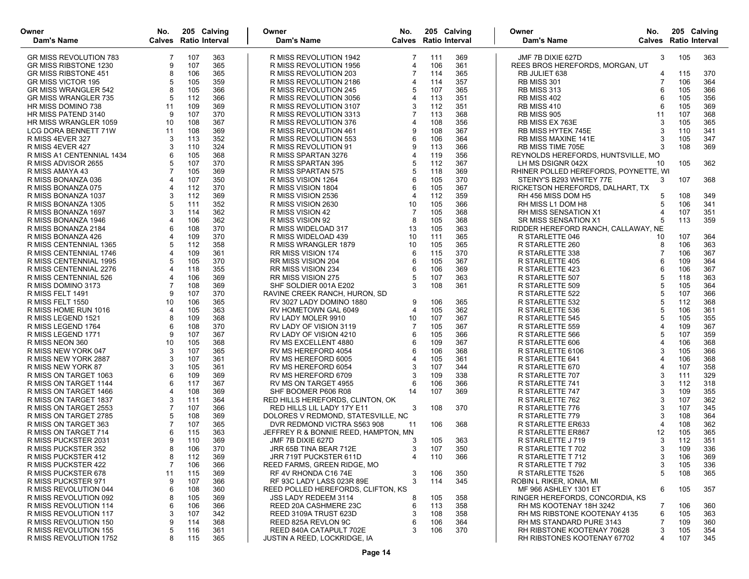| Owner Dam's Name | No. Calves | 205 Ratio | Calving Interval |
|---|---|---|---|
| GR MISS REVOLUTION 783 | 7 | 107 | 363 |
| GR MISS RIBSTONE 1230 | 9 | 107 | 365 |
| GR MISS RIBSTONE 451 | 8 | 106 | 365 |
| GR MISS VICTOR 195 | 5 | 105 | 359 |
| GR MISS WRANGLER 542 | 8 | 105 | 366 |
| GR MISS WRANGLER 735 | 5 | 112 | 366 |
| HR MISS DOMINO 738 | 11 | 109 | 369 |
| HR MISS PATEND 3140 | 9 | 107 | 370 |
| HR MISS WRANGLER 1059 | 10 | 108 | 367 |
| LCG DORA BENNETT 71W | 11 | 108 | 369 |
| R MISS 4EVER 327 | 3 | 113 | 352 |
| R MISS 4EVER 427 | 3 | 110 | 324 |
| R MISS A1 CENTENNIAL 1434 | 6 | 105 | 368 |
| R MISS ADVISOR 2655 | 5 | 107 | 370 |
| R MISS AMAYA 43 | 7 | 105 | 369 |
| R MISS BONANZA 036 | 4 | 107 | 350 |
| R MISS BONANZA 075 | 4 | 112 | 370 |
| R MISS BONANZA 1037 | 3 | 112 | 369 |
| R MISS BONANZA 1305 | 5 | 111 | 352 |
| R MISS BONANZA 1697 | 3 | 114 | 362 |
| R MISS BONANZA 1946 | 4 | 106 | 362 |
| R MISS BONANZA 2184 | 6 | 108 | 370 |
| R MISS BONANZA 426 | 4 | 109 | 370 |
| R MISS CENTENNIAL 1365 | 5 | 112 | 358 |
| R MISS CENTENNIAL 1746 | 4 | 109 | 361 |
| R MISS CENTENNIAL 1995 | 5 | 105 | 370 |
| R MISS CENTENNIAL 2276 | 4 | 118 | 355 |
| R MISS CENTENNIAL 526 | 4 | 106 | 369 |
| R MISS DOMINO 3173 | 7 | 108 | 369 |
| R MISS FELT 1491 | 9 | 107 | 370 |
| R MISS FELT 1550 | 10 | 106 | 365 |
| R MISS HOME RUN 1016 | 4 | 105 | 363 |
| R MISS LEGEND 1521 | 8 | 109 | 368 |
| R MISS LEGEND 1764 | 6 | 108 | 370 |
| R MISS LEGEND 1771 | 9 | 107 | 367 |
| R MISS NEON 360 | 10 | 105 | 368 |
| R MISS NEW YORK 047 | 3 | 107 | 365 |
| R MISS NEW YORK 2887 | 3 | 107 | 361 |
| R MISS NEW YORK 87 | 3 | 105 | 361 |
| R MISS ON TARGET 1063 | 6 | 109 | 369 |
| R MISS ON TARGET 1144 | 6 | 117 | 367 |
| R MISS ON TARGET 1466 | 4 | 108 | 369 |
| R MISS ON TARGET 1837 | 3 | 111 | 364 |
| R MISS ON TARGET 2553 | 7 | 107 | 366 |
| R MISS ON TARGET 2785 | 5 | 108 | 369 |
| R MISS ON TARGET 363 | 7 | 107 | 365 |
| R MISS ON TARGET 714 | 6 | 115 | 363 |
| R MISS PUCKSTER 2031 | 9 | 110 | 369 |
| R MISS PUCKSTER 352 | 8 | 106 | 370 |
| R MISS PUCKSTER 412 | 8 | 112 | 369 |
| R MISS PUCKSTER 422 | 7 | 106 | 366 |
| R MISS PUCKSTER 678 | 11 | 115 | 369 |
| R MISS PUCKSTER 971 | 9 | 107 | 366 |
| R MISS REVOLUTION 044 | 6 | 108 | 360 |
| R MISS REVOLUTION 092 | 8 | 105 | 369 |
| R MISS REVOLUTION 114 | 6 | 106 | 366 |
| R MISS REVOLUTION 117 | 3 | 107 | 342 |
| R MISS REVOLUTION 150 | 9 | 114 | 368 |
| R MISS REVOLUTION 155 | 5 | 116 | 361 |
| R MISS REVOLUTION 1752 | 8 | 115 | 365 |
| R MISS REVOLUTION 1942 | 7 | 111 | 369 |
| R MISS REVOLUTION 1956 | 4 | 106 | 361 |
| R MISS REVOLUTION 203 | 7 | 114 | 365 |
| R MISS REVOLUTION 2186 | 4 | 114 | 357 |
| R MISS REVOLUTION 245 | 5 | 107 | 365 |
| R MISS REVOLUTION 3056 | 4 | 113 | 351 |
| R MISS REVOLUTION 3107 | 3 | 112 | 351 |
| R MISS REVOLUTION 3313 | 7 | 113 | 368 |
| R MISS REVOLUTION 376 | 4 | 108 | 356 |
| R MISS REVOLUTION 461 | 9 | 108 | 367 |
| R MISS REVOLUTION 553 | 6 | 106 | 364 |
| R MISS REVOLUTION 91 | 9 | 113 | 366 |
| R MISS SPARTAN 3276 | 4 | 119 | 356 |
| R MISS SPARTAN 395 | 5 | 112 | 367 |
| R MISS SPARTAN 575 | 5 | 118 | 369 |
| R MISS VISION 1264 | 6 | 105 | 370 |
| R MISS VISION 1804 | 6 | 105 | 367 |
| R MISS VISION 2536 | 4 | 112 | 359 |
| R MISS VISION 2630 | 10 | 105 | 366 |
| R MISS VISION 42 | 7 | 105 | 368 |
| R MISS VISION 92 | 8 | 105 | 368 |
| R MISS WIDELOAD 317 | 13 | 105 | 363 |
| R MISS WIDELOAD 439 | 10 | 111 | 365 |
| R MISS WRANGLER 1879 | 10 | 105 | 365 |
| RR MISS VISION 174 | 6 | 115 | 370 |
| RR MISS VISION 204 | 6 | 105 | 367 |
| RR MISS VISION 234 | 6 | 106 | 369 |
| RR MISS VISION 275 | 5 | 107 | 363 |
| SHF SOLDIER 001A E202 | 3 | 108 | 361 |
| RAVINE CREEK RANCH, HURON, SD | | | |
| RV 3027 LADY DOMINO 1880 | 9 | 106 | 365 |
| RV HOMETOWN GAL 6049 | 4 | 105 | 362 |
| RV LADY MOLER 9910 | 10 | 107 | 367 |
| RV LADY OF VISION 3119 | 7 | 105 | 367 |
| RV LADY OF VISION 4210 | 6 | 105 | 366 |
| RV MS EXCELLENT 4880 | 6 | 109 | 367 |
| RV MS HEREFORD 4054 | 6 | 106 | 368 |
| RV MS HEREFORD 6005 | 4 | 105 | 361 |
| RV MS HEREFORD 6054 | 3 | 107 | 344 |
| RV MS HEREFORD 6709 | 3 | 109 | 338 |
| RV MS ON TARGET 4955 | 6 | 106 | 366 |
| SHF BOOMER P606 R08 | 14 | 107 | 369 |
| RED HILLS HEREFORDS, CLINTON, OK | | | |
| RED HILLS LIL LADY 17Y E11 | 3 | 108 | 370 |
| DOLORES V REDMOND, STATESVILLE, NC | | | |
| DVR REDMOND VICTRA S563 908 | 11 | 106 | 368 |
| JEFFREY R & BONNIE REED, HAMPTON, MN | | | |
| JMF 7B DIXIE 627D | 3 | 105 | 363 |
| JRR 65B TINA BEAR 712E | 3 | 107 | 350 |
| JRR 719T PUCKSTER 611D | 4 | 110 | 366 |
| REED FARMS, GREEN RIDGE, MO | | | |
| RF 4V RHONDA C16 74E | 3 | 106 | 350 |
| RF 93C LADY LASS 023R 89E | 3 | 114 | 345 |
| REED POLLED HEREFORDS, CLIFTON, KS | | | |
| JSS LADY REDEEM 3114 | 8 | 105 | 358 |
| REED 20A CASHMERE 23C | 6 | 113 | 358 |
| REED 3109A TRUST 623D | 3 | 108 | 358 |
| REED 825A REVLON 9C | 6 | 106 | 364 |
| REED 840A CATAPULT 702E | 3 | 106 | 370 |
| JUSTIN A REED, LOCKRIDGE, IA | | | |
| JMF 7B DIXIE 627D | 3 | 105 | 363 |
| REES BROS HEREFORDS, MORGAN, UT | | | |
| RB JULIET 638 | 4 | 115 | 370 |
| RB MISS 301 | 7 | 106 | 364 |
| RB MISS 313 | 6 | 105 | 366 |
| RB MISS 402 | 6 | 105 | 356 |
| RB MISS 410 | 6 | 105 | 369 |
| RB MISS 905 | 11 | 107 | 368 |
| RB MISS EX 763E | 3 | 105 | 365 |
| RB MISS HYTEK 745E | 3 | 110 | 341 |
| RB MISS MAXINE 141E | 3 | 105 | 347 |
| RB MISS TIME 705E | 3 | 108 | 369 |
| REYNOLDS HEREFORDS, HUNTSVILLE, MO | | | |
| LH MS DSIGNR 042X | 10 | 105 | 362 |
| RHINER POLLED HEREFORDS, POYNETTE, WI | | | |
| STEINY'S B293 WHITEY 77E | 3 | 107 | 368 |
| RICKETSON HEREFORDS, DALHART, TX | | | |
| RH 456 MISS DOM H5 | 5 | 108 | 349 |
| RH MISS L1 DOM H8 | 5 | 106 | 341 |
| RH MISS SENSATION X1 | 4 | 107 | 351 |
| SR MISS SENSATION X1 | 5 | 113 | 359 |
| RIDDER HEREFORD RANCH, CALLAWAY, NE | | | |
| R STARLETTE 046 | 10 | 107 | 364 |
| R STARLETTE 260 | 8 | 106 | 363 |
| R STARLETTE 338 | 7 | 106 | 367 |
| R STARLETTE 405 | 6 | 109 | 364 |
| R STARLETTE 423 | 6 | 106 | 367 |
| R STARLETTE 507 | 5 | 118 | 363 |
| R STARLETTE 509 | 5 | 105 | 364 |
| R STARLETTE 522 | 5 | 107 | 366 |
| R STARLETTE 532 | 5 | 112 | 368 |
| R STARLETTE 536 | 5 | 106 | 361 |
| R STARLETTE 545 | 5 | 105 | 355 |
| R STARLETTE 559 | 4 | 109 | 367 |
| R STARLETTE 566 | 5 | 107 | 359 |
| R STARLETTE 606 | 4 | 106 | 368 |
| R STARLETTE 6106 | 3 | 105 | 366 |
| R STARLETTE 641 | 4 | 106 | 368 |
| R STARLETTE 670 | 4 | 107 | 358 |
| R STARLETTE 707 | 3 | 111 | 329 |
| R STARLETTE 741 | 3 | 112 | 318 |
| R STARLETTE 747 | 3 | 109 | 355 |
| R STARLETTE 762 | 3 | 107 | 362 |
| R STARLETTE 776 | 3 | 107 | 345 |
| R STARLETTE 779 | 3 | 108 | 364 |
| R STARLETTE ER633 | 4 | 108 | 362 |
| R STARLETTE ER867 | 12 | 105 | 365 |
| R STARLETTE J 719 | 3 | 112 | 351 |
| R STARLETTE T 702 | 3 | 109 | 336 |
| R STARLETTE T 712 | 3 | 106 | 369 |
| R STARLETTE T 792 | 3 | 105 | 336 |
| R STARLETTE T526 | 5 | 108 | 365 |
| ROBIN L RIKER, IONIA, MI | | | |
| MF 966 ASHLEY 1301 ET | 6 | 105 | 357 |
| RINGER HEREFORDS, CONCORDIA, KS | | | |
| RH MS KOOTENAY 18H 3242 | 7 | 106 | 360 |
| RH MS RIBSTONE KOOTENAY 4135 | 6 | 105 | 363 |
| RH MS STANDARD PURE 3143 | 7 | 109 | 360 |
| RH RIBSTONE KOOTENAY 70628 | 3 | 105 | 354 |
| RH RIBSTONES KOOTENAY 67702 | 4 | 107 | 345 |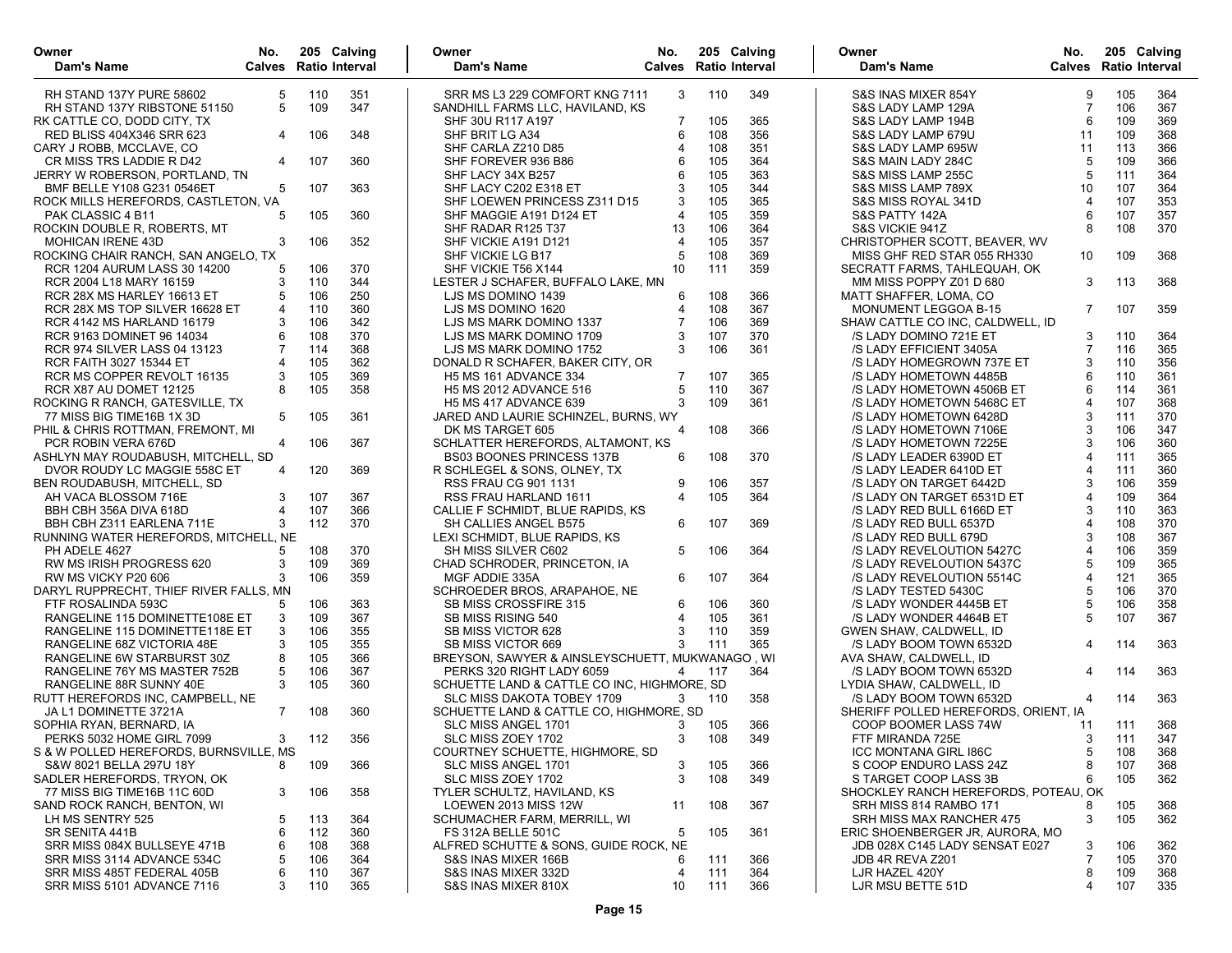| Owner / Dam's Name | No. Calves | 205 Ratio | Calving Interval |
|---|---|---|---|
| RH STAND 137Y PURE 58602 | 5 | 110 | 351 |
| RH STAND 137Y RIBSTONE 51150 | 5 | 109 | 347 |
| RK CATTLE CO, DODD CITY, TX | | | |
| RED BLISS 404X346 SRR 623 | 4 | 106 | 348 |
| CARY J ROBB, MCCLAVE, CO | | | |
| CR MISS TRS LADDIE R D42 | 4 | 107 | 360 |
| JERRY W ROBERSON, PORTLAND, TN | | | |
| BMF BELLE Y108 G231 0546ET | 5 | 107 | 363 |
| ROCK MILLS HEREFORDS, CASTLETON, VA | | | |
| PAK CLASSIC 4 B11 | 5 | 105 | 360 |
| ROCKIN DOUBLE R, ROBERTS, MT | | | |
| MOHICAN IRENE 43D | 3 | 106 | 352 |
| ROCKING CHAIR RANCH, SAN ANGELO, TX | | | |
| RCR 1204 AURUM LASS 30 14200 | 5 | 106 | 370 |
| RCR 2004 L18 MARY 16159 | 3 | 110 | 344 |
| RCR 28X MS HARLEY 16613 ET | 5 | 106 | 250 |
| RCR 28X MS TOP SILVER 16628 ET | 4 | 110 | 360 |
| RCR 4142 MS HARLAND 16179 | 3 | 106 | 342 |
| RCR 9163 DOMINET 96 14034 | 6 | 108 | 370 |
| RCR 974 SILVER LASS 04 13123 | 7 | 114 | 368 |
| RCR FAITH 3027 15344 ET | 4 | 105 | 362 |
| RCR MS COPPER REVOLT 16135 | 3 | 105 | 369 |
| RCR X87 AU DOMET 12125 | 8 | 105 | 358 |
| ROCKING R RANCH, GATESVILLE, TX | | | |
| 77 MISS BIG TIME16B 1X 3D | 5 | 105 | 361 |
| PHIL & CHRIS ROTTMAN, FREMONT, MI | | | |
| PCR ROBIN VERA 676D | 4 | 106 | 367 |
| ASHLYN MAY ROUDABUSH, MITCHELL, SD | | | |
| DVOR ROUDY LC MAGGIE 558C ET | 4 | 120 | 369 |
| BEN ROUDABUSH, MITCHELL, SD | | | |
| AH VACA BLOSSOM 716E | 3 | 107 | 367 |
| BBH CBH 356A DIVA 618D | 4 | 107 | 366 |
| BBH CBH Z311 EARLENA 711E | 3 | 112 | 370 |
| RUNNING WATER HEREFORDS, MITCHELL, NE | | | |
| PH ADELE 4627 | 5 | 108 | 370 |
| RW MS IRISH PROGRESS 620 | 3 | 109 | 369 |
| RW MS VICKY P20 606 | 3 | 106 | 359 |
| DARYL RUPPRECHT, THIEF RIVER FALLS, MN | | | |
| FTF ROSALINDA 593C | 5 | 106 | 363 |
| RANGELINE 115 DOMINETTE108E ET | 3 | 109 | 367 |
| RANGELINE 115 DOMINETTE118E ET | 3 | 106 | 355 |
| RANGELINE 68Z VICTORIA 48E | 3 | 105 | 355 |
| RANGELINE 6W STARBURST 30Z | 8 | 105 | 366 |
| RANGELINE 76Y MS MASTER 752B | 5 | 106 | 367 |
| RANGELINE 88R SUNNY 40E | 3 | 105 | 360 |
| RUTT HEREFORDS INC, CAMPBELL, NE | | | |
| JA L1 DOMINETTE 3721A | 7 | 108 | 360 |
| SOPHIA RYAN, BERNARD, IA | | | |
| PERKS 5032 HOME GIRL 7099 | 3 | 112 | 356 |
| S & W POLLED HEREFORDS, BURNSVILLE, MS | | | |
| S&W 8021 BELLA 297U 18Y | 8 | 109 | 366 |
| SADLER HEREFORDS, TRYON, OK | | | |
| 77 MISS BIG TIME16B 11C 60D | 3 | 106 | 358 |
| SAND ROCK RANCH, BENTON, WI | | | |
| LH MS SENTRY 525 | 5 | 113 | 364 |
| SR SENITA 441B | 6 | 112 | 360 |
| SRR MISS 084X BULLSEYE 471B | 6 | 108 | 368 |
| SRR MISS 3114 ADVANCE 534C | 5 | 106 | 364 |
| SRR MISS 485T FEDERAL 405B | 6 | 110 | 367 |
| SRR MISS 5101 ADVANCE 7116 | 3 | 110 | 365 |
| SRR MS L3 229 COMFORT KNG 7111 | 3 | 110 | 349 |
| SANDHILL FARMS LLC, HAVILAND, KS | | | |
| SHF 30U R117 A197 | 7 | 105 | 365 |
| SHF BRIT LG A34 | 6 | 108 | 356 |
| SHF CARLA Z210 D85 | 4 | 108 | 351 |
| SHF FOREVER 936 B86 | 6 | 105 | 364 |
| SHF LACY 34X B257 | 6 | 105 | 363 |
| SHF LACY C202 E318 ET | 3 | 105 | 344 |
| SHF LOEWEN PRINCESS Z311 D15 | 3 | 105 | 365 |
| SHF MAGGIE A191 D124 ET | 4 | 105 | 359 |
| SHF RADAR R125 T37 | 13 | 106 | 364 |
| SHF VICKIE A191 D121 | 4 | 105 | 357 |
| SHF VICKIE LG B17 | 5 | 108 | 369 |
| SHF VICKIE T56 X144 | 10 | 111 | 359 |
| LESTER J SCHAFER, BUFFALO LAKE, MN | | | |
| LJS MS DOMINO 1439 | 6 | 108 | 366 |
| LJS MS DOMINO 1620 | 4 | 108 | 367 |
| LJS MS MARK DOMINO 1337 | 7 | 106 | 369 |
| LJS MS MARK DOMINO 1709 | 3 | 107 | 370 |
| LJS MS MARK DOMINO 1752 | 3 | 106 | 361 |
| DONALD R SCHAFER, BAKER CITY, OR | | | |
| H5 MS 161 ADVANCE 334 | 7 | 107 | 365 |
| H5 MS 2012 ADVANCE 516 | 5 | 110 | 367 |
| H5 MS 417 ADVANCE 639 | 3 | 109 | 361 |
| JARED AND LAURIE SCHINZEL, BURNS, WY | | | |
| DK MS TARGET 605 | 4 | 108 | 366 |
| SCHLATTER HEREFORDS, ALTAMONT, KS | | | |
| BS03 BOONES PRINCESS 137B | 6 | 108 | 370 |
| R SCHLEGEL & SONS, OLNEY, TX | | | |
| RSS FRAU CG 901 1131 | 9 | 106 | 357 |
| RSS FRAU HARLAND 1611 | 4 | 105 | 364 |
| CALLIE F SCHMIDT, BLUE RAPIDS, KS | | | |
| SH CALLIES ANGEL B575 | 6 | 107 | 369 |
| LEXI SCHMIDT, BLUE RAPIDS, KS | | | |
| SH MISS SILVER C602 | 5 | 106 | 364 |
| CHAD SCHRODER, PRINCETON, IA | | | |
| MGF ADDIE 335A | 6 | 107 | 364 |
| SCHROEDER BROS, ARAPAHOE, NE | | | |
| SB MISS CROSSFIRE 315 | 6 | 106 | 360 |
| SB MISS RISING 540 | 4 | 105 | 361 |
| SB MISS VICTOR 628 | 3 | 110 | 359 |
| SB MISS VICTOR 669 | 3 | 111 | 365 |
| BREYSON, SAWYER & AINSLEYSCHUETT, MUKWANAGO , WI | | | |
| PERKS 320 RIGHT LADY 6059 | 4 | 117 | 364 |
| SCHUETTE LAND & CATTLE CO INC, HIGHMORE, SD | | | |
| SLC MISS DAKOTA TOBEY 1709 | 3 | 110 | 358 |
| SCHUETTE LAND & CATTLE CO, HIGHMORE, SD | | | |
| SLC MISS ANGEL 1701 | 3 | 105 | 366 |
| SLC MISS ZOEY 1702 | 3 | 108 | 349 |
| COURTNEY SCHUETTE, HIGHMORE, SD | | | |
| SLC MISS ANGEL 1701 | 3 | 105 | 366 |
| SLC MISS ZOEY 1702 | 3 | 108 | 349 |
| TYLER SCHULTZ, HAVILAND, KS | | | |
| LOEWEN 2013 MISS 12W | 11 | 108 | 367 |
| SCHUMACHER FARM, MERRILL, WI | | | |
| FS 312A BELLE 501C | 5 | 105 | 361 |
| ALFRED SCHUTTE & SONS, GUIDE ROCK, NE | | | |
| S&S INAS MIXER 166B | 6 | 111 | 366 |
| S&S INAS MIXER 332D | 4 | 111 | 364 |
| S&S INAS MIXER 810X | 10 | 111 | 366 |
| S&S INAS MIXER 854Y | 9 | 105 | 364 |
| S&S LADY LAMP 129A | 7 | 106 | 367 |
| S&S LADY LAMP 194B | 6 | 109 | 369 |
| S&S LADY LAMP 679U | 11 | 109 | 368 |
| S&S LADY LAMP 695W | 11 | 113 | 366 |
| S&S MAIN LADY 284C | 5 | 109 | 366 |
| S&S MISS LAMP 255C | 5 | 111 | 364 |
| S&S MISS LAMP 789X | 10 | 107 | 364 |
| S&S MISS ROYAL 341D | 4 | 107 | 353 |
| S&S PATTY 142A | 6 | 107 | 357 |
| S&S VICKIE 941Z | 8 | 108 | 370 |
| CHRISTOPHER SCOTT, BEAVER, WV | | | |
| MISS GHF RED STAR 055 RH330 | 10 | 109 | 368 |
| SECRATT FARMS, TAHLEQUAH, OK | | | |
| MM MISS POPPY Z01 D 680 | 3 | 113 | 368 |
| MATT SHAFFER, LOMA, CO | | | |
| MONUMENT LEGGOA B-15 | 7 | 107 | 359 |
| SHAW CATTLE CO INC, CALDWELL, ID | | | |
| /S LADY DOMINO 721E ET | 3 | 110 | 364 |
| /S LADY EFFICIENT 3405A | 7 | 116 | 365 |
| /S LADY HOMEGROWN 737E ET | 3 | 110 | 356 |
| /S LADY HOMETOWN 4485B | 6 | 110 | 361 |
| /S LADY HOMETOWN 4506B ET | 6 | 114 | 361 |
| /S LADY HOMETOWN 5468C ET | 4 | 107 | 368 |
| /S LADY HOMETOWN 6428D | 3 | 111 | 370 |
| /S LADY HOMETOWN 7106E | 3 | 106 | 347 |
| /S LADY HOMETOWN 7225E | 3 | 106 | 360 |
| /S LADY LEADER 6390D ET | 4 | 111 | 365 |
| /S LADY LEADER 6410D ET | 4 | 111 | 360 |
| /S LADY ON TARGET 6442D | 3 | 106 | 359 |
| /S LADY ON TARGET 6531D ET | 4 | 109 | 364 |
| /S LADY RED BULL 6166D ET | 3 | 110 | 363 |
| /S LADY RED BULL 6537D | 4 | 108 | 370 |
| /S LADY RED BULL 679D | 3 | 108 | 367 |
| /S LADY REVELOUTION 5427C | 4 | 106 | 359 |
| /S LADY REVELOUTION 5437C | 5 | 109 | 365 |
| /S LADY REVELOUTION 5514C | 4 | 121 | 365 |
| /S LADY TESTED 5430C | 5 | 106 | 370 |
| /S LADY WONDER 4445B ET | 5 | 106 | 358 |
| /S LADY WONDER 4464B ET | 5 | 107 | 367 |
| GWEN SHAW, CALDWELL, ID | | | |
| /S LADY BOOM TOWN 6532D | 4 | 114 | 363 |
| AVA SHAW, CALDWELL, ID | | | |
| /S LADY BOOM TOWN 6532D | 4 | 114 | 363 |
| LYDIA SHAW, CALDWELL, ID | | | |
| /S LADY BOOM TOWN 6532D | 4 | 114 | 363 |
| SHERIFF POLLED HEREFORDS, ORIENT, IA | | | |
| COOP BOOMER LASS 74W | 11 | 111 | 368 |
| FTF MIRANDA 725E | 3 | 111 | 347 |
| ICC MONTANA GIRL I86C | 5 | 108 | 368 |
| S COOP ENDURO LASS 24Z | 8 | 107 | 368 |
| S TARGET COOP LASS 3B | 6 | 105 | 362 |
| SHOCKLEY RANCH HEREFORDS, POTEAU, OK | | | |
| SRH MISS 814 RAMBO 171 | 8 | 105 | 368 |
| SRH MISS MAX RANCHER 475 | 3 | 105 | 362 |
| ERIC SHOENBERGER JR, AURORA, MO | | | |
| JDB 028X C145 LADY SENSAT E027 | 3 | 106 | 362 |
| JDB 4R REVA Z201 | 7 | 105 | 370 |
| LJR HAZEL 420Y | 8 | 109 | 368 |
| LJR MSU BETTE 51D | 4 | 107 | 335 |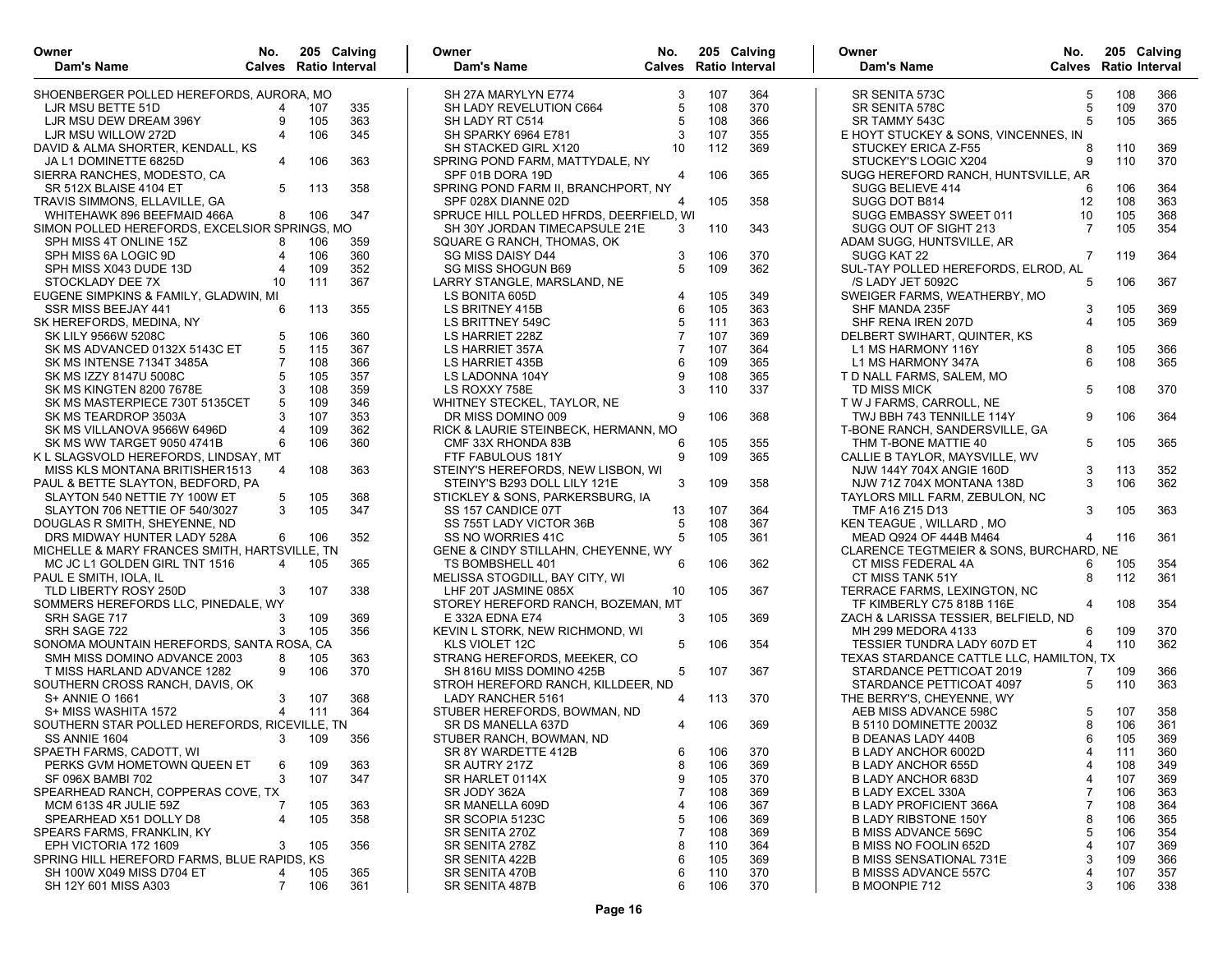| Owner / Dam's Name | No. Calves | 205 Ratio | Calving Interval |
|---|---|---|---|
| SHOENBERGER POLLED HEREFORDS, AURORA, MO | | | |
| LJR MSU BETTE 51D | 4 | 107 | 335 |
| LJR MSU DEW DREAM 396Y | 9 | 105 | 363 |
| LJR MSU WILLOW 272D | 4 | 106 | 345 |
| DAVID & ALMA SHORTER, KENDALL, KS | | | |
| JA L1 DOMINETTE 6825D | 4 | 106 | 363 |
| SIERRA RANCHES, MODESTO, CA | | | |
| SR 512X BLAISE 4104 ET | 5 | 113 | 358 |
| TRAVIS SIMMONS, ELLAVILLE, GA | | | |
| WHITEHAWK 896 BEEFMAID 466A | 8 | 106 | 347 |
| SIMON POLLED HEREFORDS, EXCELSIOR SPRINGS, MO | | | |
| SPH MISS 4T ONLINE 15Z | 8 | 106 | 359 |
| SPH MISS 6A LOGIC 9D | 4 | 106 | 360 |
| SPH MISS X043 DUDE 13D | 4 | 109 | 352 |
| STOCKLADY DEE 7X | 10 | 111 | 367 |
| EUGENE SIMPKINS & FAMILY, GLADWIN, MI | | | |
| SSR MISS BEEJAY 441 | 6 | 113 | 355 |
| SK HEREFORDS, MEDINA, NY | | | |
| SK LILY 9566W 5208C | 5 | 106 | 360 |
| SK MS ADVANCED 0132X 5143C ET | 5 | 115 | 367 |
| SK MS INTENSE 7134T 3485A | 7 | 108 | 366 |
| SK MS IZZY 8147U 5008C | 5 | 105 | 357 |
| SK MS KINGTEN 8200 7678E | 3 | 108 | 359 |
| SK MS MASTERPIECE 730T 5135CET | 5 | 109 | 346 |
| SK MS TEARDROP 3503A | 3 | 107 | 353 |
| SK MS VILLANOVA 9566W 6496D | 4 | 109 | 362 |
| SK MS WW TARGET 9050 4741B | 6 | 106 | 360 |
| K L SLAGSVOLD HEREFORDS, LINDSAY, MT | | | |
| MISS KLS MONTANA BRITISHER1513 | 4 | 108 | 363 |
| PAUL & BETTE SLAYTON, BEDFORD, PA | | | |
| SLAYTON 540 NETTIE 7Y 100W ET | 5 | 105 | 368 |
| SLAYTON 706 NETTIE OF 540/3027 | 3 | 105 | 347 |
| DOUGLAS R SMITH, SHEYENNE, ND | | | |
| DRS MIDWAY HUNTER LADY 528A | 6 | 106 | 352 |
| MICHELLE & MARY FRANCES SMITH, HARTSVILLE, TN | | | |
| MC JC L1 GOLDEN GIRL TNT 1516 | 4 | 105 | 365 |
| PAUL E SMITH, IOLA, IL | | | |
| TLD LIBERTY ROSY 250D | 3 | 107 | 338 |
| SOMMERS HEREFORDS LLC, PINEDALE, WY | | | |
| SRH SAGE 717 | 3 | 109 | 369 |
| SRH SAGE 722 | 3 | 105 | 356 |
| SONOMA MOUNTAIN HEREFORDS, SANTA ROSA, CA | | | |
| SMH MISS DOMINO ADVANCE 2003 | 8 | 105 | 363 |
| T MISS HARLAND ADVANCE 1282 | 9 | 106 | 370 |
| SOUTHERN CROSS RANCH, DAVIS, OK | | | |
| S+ ANNIE O 1661 | 3 | 107 | 368 |
| S+ MISS WASHITA 1572 | 4 | 111 | 364 |
| SOUTHERN STAR POLLED HEREFORDS, RICEVILLE, TN | | | |
| SS ANNIE 1604 | 3 | 109 | 356 |
| SPAETH FARMS, CADOTT, WI | | | |
| PERKS GVM HOMETOWN QUEEN ET | 6 | 109 | 363 |
| SF 096X BAMBI 702 | 3 | 107 | 347 |
| SPEARHEAD RANCH, COPPERAS COVE, TX | | | |
| MCM 613S 4R JULIE 59Z | 7 | 105 | 363 |
| SPEARHEAD X51 DOLLY D8 | 4 | 105 | 358 |
| SPEARS FARMS, FRANKLIN, KY | | | |
| EPH VICTORIA 172 1609 | 3 | 105 | 356 |
| SPRING HILL HEREFORD FARMS, BLUE RAPIDS, KS | | | |
| SH 100W X049 MISS D704 ET | 4 | 105 | 365 |
| SH 12Y 601 MISS A303 | 7 | 106 | 361 |
| SH 27A MARYLYN E774 | 3 | 107 | 364 |
| SH LADY REVELUTION C664 | 5 | 108 | 370 |
| SH LADY RT C514 | 5 | 108 | 366 |
| SH SPARKY 6964 E781 | 3 | 107 | 355 |
| SH STACKED GIRL X120 | 10 | 112 | 369 |
| SPRING POND FARM, MATTYDALE, NY | | | |
| SPF 01B DORA 19D | 4 | 106 | 365 |
| SPRING POND FARM II, BRANCHPORT, NY | | | |
| SPF 028X DIANNE 02D | 4 | 105 | 358 |
| SPRUCE HILL POLLED HFRDS, DEERFIELD, WI | | | |
| SH 30Y JORDAN TIMECAPSULE 21E | 3 | 110 | 343 |
| SQUARE G RANCH, THOMAS, OK | | | |
| SG MISS DAISY D44 | 3 | 106 | 370 |
| SG MISS SHOGUN B69 | 5 | 109 | 362 |
| LARRY STANGLE, MARSLAND, NE | | | |
| LS BONITA 605D | 4 | 105 | 349 |
| LS BRITNEY 415B | 6 | 105 | 363 |
| LS BRITTNEY 549C | 5 | 111 | 363 |
| LS HARRIET 228Z | 7 | 107 | 369 |
| LS HARRIET 357A | 7 | 107 | 364 |
| LS HARRIET 435B | 6 | 109 | 365 |
| LS LADONNA 104Y | 9 | 108 | 365 |
| LS ROXXY 758E | 3 | 110 | 337 |
| WHITNEY STECKEL, TAYLOR, NE | | | |
| DR MISS DOMINO 009 | 9 | 106 | 368 |
| RICK & LAURIE STEINBECK, HERMANN, MO | | | |
| CMF 33X RHONDA 83B | 6 | 105 | 355 |
| FTF FABULOUS 181Y | 9 | 109 | 365 |
| STEINY'S HEREFORDS, NEW LISBON, WI | | | |
| STEINY'S B293 DOLL LILY 121E | 3 | 109 | 358 |
| STICKLEY & SONS, PARKERSBURG, IA | | | |
| SS 157 CANDICE 07T | 13 | 107 | 364 |
| SS 755T LADY VICTOR 36B | 5 | 108 | 367 |
| SS NO WORRIES 41C | 5 | 105 | 361 |
| GENE & CINDY STILLAHN, CHEYENNE, WY | | | |
| TS BOMBSHELL 401 | 6 | 106 | 362 |
| MELISSA STOGDILL, BAY CITY, WI | | | |
| LHF 20T JASMINE 085X | 10 | 105 | 367 |
| STOREY HEREFORD RANCH, BOZEMAN, MT | | | |
| E 332A EDNA E74 | 3 | 105 | 369 |
| KEVIN L STORK, NEW RICHMOND, WI | | | |
| KLS VIOLET 12C | 5 | 106 | 354 |
| STRANG HEREFORDS, MEEKER, CO | | | |
| SH 816U MISS DOMINO 425B | 5 | 107 | 367 |
| STROH HEREFORD RANCH, KILLDEER, ND | | | |
| LADY RANCHER 5161 | 4 | 113 | 370 |
| STUBER HEREFORDS, BOWMAN, ND | | | |
| SR DS MANELLA 637D | 4 | 106 | 369 |
| STUBER RANCH, BOWMAN, ND | | | |
| SR 8Y WARDETTE 412B | 6 | 106 | 370 |
| SR AUTRY 217Z | 8 | 106 | 369 |
| SR HARLET 0114X | 9 | 105 | 370 |
| SR JODY 362A | 7 | 108 | 369 |
| SR MANELLA 609D | 4 | 106 | 367 |
| SR SCOPIA 5123C | 5 | 106 | 369 |
| SR SENITA 270Z | 7 | 108 | 369 |
| SR SENITA 278Z | 8 | 110 | 364 |
| SR SENITA 422B | 6 | 105 | 369 |
| SR SENITA 470B | 6 | 110 | 370 |
| SR SENITA 487B | 6 | 106 | 370 |
| SR SENITA 573C | 5 | 108 | 366 |
| SR SENITA 578C | 5 | 109 | 370 |
| SR TAMMY 543C | 5 | 105 | 365 |
| E HOYT STUCKEY & SONS, VINCENNES, IN | | | |
| STUCKEY ERICA Z-F55 | 8 | 110 | 369 |
| STUCKEY'S LOGIC X204 | 9 | 110 | 370 |
| SUGG HEREFORD RANCH, HUNTSVILLE, AR | | | |
| SUGG BELIEVE 414 | 6 | 106 | 364 |
| SUGG DOT B814 | 12 | 108 | 363 |
| SUGG EMBASSY SWEET 011 | 10 | 105 | 368 |
| SUGG OUT OF SIGHT 213 | 7 | 105 | 354 |
| ADAM SUGG, HUNTSVILLE, AR | | | |
| SUGG KAT 22 | 7 | 119 | 364 |
| SUL-TAY POLLED HEREFORDS, ELROD, AL | | | |
| /S LADY JET 5092C | 5 | 106 | 367 |
| SWEIGER FARMS, WEATHERBY, MO | | | |
| SHF MANDA 235F | 3 | 105 | 369 |
| SHF RENA IREN 207D | 4 | 105 | 369 |
| DELBERT SWIHART, QUINTER, KS | | | |
| L1 MS HARMONY 116Y | 8 | 105 | 366 |
| L1 MS HARMONY 347A | 6 | 108 | 365 |
| T D NALL FARMS, SALEM, MO | | | |
| TD MISS MICK | 5 | 108 | 370 |
| T W J FARMS, CARROLL, NE | | | |
| TWJ BBH 743 TENNILLE 114Y | 9 | 106 | 364 |
| T-BONE RANCH, SANDERSVILLE, GA | | | |
| THM T-BONE MATTIE 40 | 5 | 105 | 365 |
| CALLIE B TAYLOR, MAYSVILLE, WV | | | |
| NJW 144Y 704X ANGIE 160D | 3 | 113 | 352 |
| NJW 71Z 704X MONTANA 138D | 3 | 106 | 362 |
| TAYLORS MILL FARM, ZEBULON, NC | | | |
| TMF A16 Z15 D13 | 3 | 105 | 363 |
| KEN TEAGUE , WILLARD , MO | | | |
| MEAD Q924 OF 444B M464 | 4 | 116 | 361 |
| CLARENCE TEGTMEIER & SONS, BURCHARD, NE | | | |
| CT MISS FEDERAL 4A | 6 | 105 | 354 |
| CT MISS TANK 51Y | 8 | 112 | 361 |
| TERRACE FARMS, LEXINGTON, NC | | | |
| TF KIMBERLY C75 818B 116E | 4 | 108 | 354 |
| ZACH & LARISSA TESSIER, BELFIELD, ND | | | |
| MH 299 MEDORA 4133 | 6 | 109 | 370 |
| TESSIER TUNDRA LADY 607D ET | 4 | 110 | 362 |
| TEXAS STARDANCE CATTLE LLC, HAMILTON, TX | | | |
| STARDANCE PETTICOAT 2019 | 7 | 109 | 366 |
| STARDANCE PETTICOAT 4097 | 5 | 110 | 363 |
| THE BERRY'S, CHEYENNE, WY | | | |
| AEB MISS ADVANCE 598C | 5 | 107 | 358 |
| B 5110 DOMINETTE 2003Z | 8 | 106 | 361 |
| B DEANAS LADY 440B | 6 | 105 | 369 |
| B LADY ANCHOR 6002D | 4 | 111 | 360 |
| B LADY ANCHOR 655D | 4 | 108 | 349 |
| B LADY ANCHOR 683D | 4 | 107 | 369 |
| B LADY EXCEL 330A | 7 | 106 | 363 |
| B LADY PROFICIENT 366A | 7 | 108 | 364 |
| B LADY RIBSTONE 150Y | 8 | 106 | 365 |
| B MISS ADVANCE 569C | 5 | 106 | 354 |
| B MISS NO FOOLIN 652D | 4 | 107 | 369 |
| B MISS SENSATIONAL 731E | 3 | 109 | 366 |
| B MISSS ADVANCE 557C | 4 | 107 | 357 |
| B MOONPIE 712 | 3 | 106 | 338 |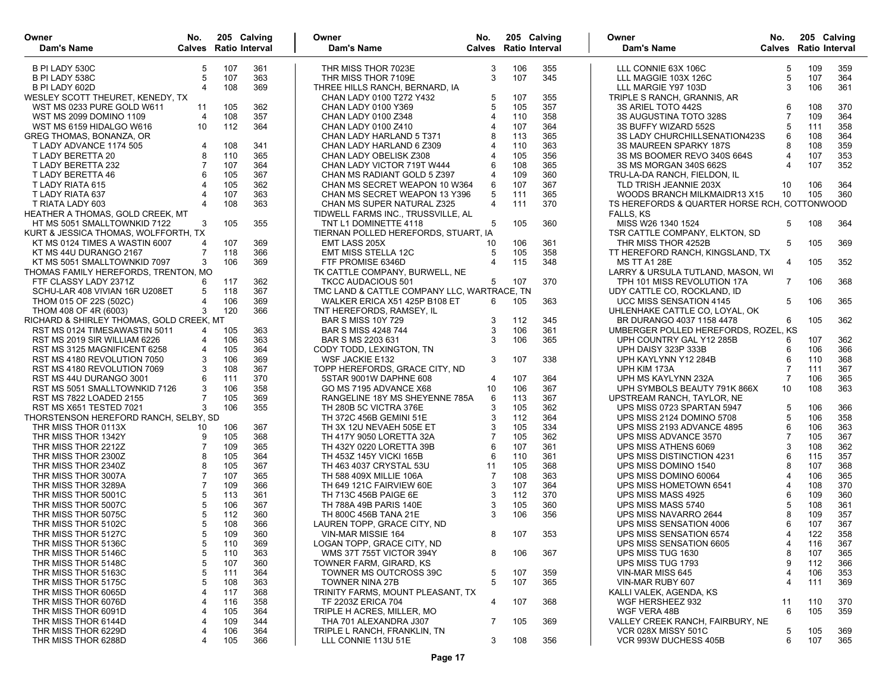| Owner / Dam's Name | No. Calves | 205 Ratio | Calving Interval |
|---|---|---|---|
| B PI LADY 530C | 5 | 107 | 361 |
| B PI LADY 538C | 5 | 107 | 363 |
| B PI LADY 602D | 4 | 108 | 369 |
| **WESLEY SCOTT THEURET, KENEDY, TX** | | | |
| WST MS 0233 PURE GOLD W611 | 11 | 105 | 362 |
| WST MS 2099 DOMINO 1109 | 4 | 108 | 357 |
| WST MS 6159 HIDALGO W616 | 10 | 112 | 364 |
| **GREG THOMAS, BONANZA, OR** | | | |
| T LADY ADVANCE 1174 505 | 4 | 108 | 341 |
| T LADY BERETTA 20 | 8 | 110 | 365 |
| T LADY BERETTA 232 | 7 | 107 | 364 |
| T LADY BERETTA 46 | 6 | 105 | 367 |
| T LADY RIATA 615 | 4 | 105 | 362 |
| T LADY RIATA 637 | 4 | 107 | 363 |
| T RIATA LADY 603 | 4 | 108 | 363 |
| **HEATHER A THOMAS, GOLD CREEK, MT** | | | |
| HT MS 5051 SMALLTOWNKID 7122 | 3 | 105 | 355 |
| **KURT & JESSICA THOMAS, WOLFFORTH, TX** | | | |
| KT MS 0124 TIMES A WASTIN 6007 | 4 | 107 | 369 |
| KT MS 44U DURANGO 2167 | 7 | 118 | 366 |
| KT MS 5051 SMALLTOWNKID 7097 | 3 | 106 | 369 |
| **THOMAS FAMILY HEREFORDS, TRENTON, MO** | | | |
| FTF CLASSY LADY 2371Z | 6 | 117 | 362 |
| SCHU-LAR 408 VIVIAN 16R U208ET | 5 | 118 | 367 |
| THOM 015 OF 22S (502C) | 4 | 106 | 369 |
| THOM 408 OF 4R (6003) | 3 | 120 | 366 |
| **RICHARD & SHIRLEY THOMAS, GOLD CREEK, MT** | | | |
| RST MS 0124 TIMESAWASTIN 5011 | 4 | 105 | 363 |
| RST MS 2019 SIR WILLIAM 6226 | 4 | 106 | 363 |
| RST MS 3125 MAGNIFICENT 6258 | 4 | 105 | 364 |
| RST MS 4180 REVOLUTION 7050 | 3 | 106 | 369 |
| RST MS 4180 REVOLUTION 7069 | 3 | 108 | 367 |
| RST MS 44U DURANGO 3001 | 6 | 111 | 370 |
| RST MS 5051 SMALLTOWNKID 7126 | 3 | 106 | 358 |
| RST MS 7822 LOADED 2155 | 7 | 105 | 369 |
| RST MS X651 TESTED 7021 | 3 | 106 | 355 |
| **THORSTENSON HEREFORD RANCH, SELBY, SD** | | | |
| THR MISS THOR 0113X | 10 | 106 | 367 |
| THR MISS THOR 1342Y | 9 | 105 | 368 |
| THR MISS THOR 2212Z | 7 | 109 | 365 |
| THR MISS THOR 2300Z | 8 | 105 | 364 |
| THR MISS THOR 2340Z | 8 | 105 | 367 |
| THR MISS THOR 3007A | 7 | 107 | 365 |
| THR MISS THOR 3289A | 7 | 109 | 366 |
| THR MISS THOR 5001C | 5 | 113 | 361 |
| THR MISS THOR 5007C | 5 | 106 | 367 |
| THR MISS THOR 5075C | 5 | 112 | 360 |
| THR MISS THOR 5102C | 5 | 108 | 366 |
| THR MISS THOR 5127C | 5 | 109 | 360 |
| THR MISS THOR 5136C | 5 | 110 | 369 |
| THR MISS THOR 5146C | 5 | 110 | 363 |
| THR MISS THOR 5148C | 5 | 107 | 360 |
| THR MISS THOR 5163C | 5 | 111 | 364 |
| THR MISS THOR 5175C | 5 | 108 | 363 |
| THR MISS THOR 6065D | 4 | 117 | 368 |
| THR MISS THOR 6076D | 4 | 116 | 358 |
| THR MISS THOR 6091D | 4 | 105 | 364 |
| THR MISS THOR 6144D | 4 | 109 | 344 |
| THR MISS THOR 6229D | 4 | 106 | 364 |
| THR MISS THOR 6288D | 4 | 105 | 366 |
| THR MISS THOR 7023E | 3 | 106 | 355 |
| THR MISS THOR 7109E | 3 | 107 | 345 |
| **THREE HILLS RANCH, BERNARD, IA** | | | |
| CHAN LADY 0100 T272 Y432 | 5 | 107 | 355 |
| CHAN LADY 0100 Y369 | 5 | 105 | 357 |
| CHAN LADY 0100 Z348 | 4 | 110 | 358 |
| CHAN LADY 0100 Z410 | 4 | 107 | 364 |
| CHAN LADY HARLAND 5 T371 | 8 | 113 | 365 |
| CHAN LADY HARLAND 6 Z309 | 4 | 110 | 363 |
| CHAN LADY OBELISK Z308 | 4 | 105 | 356 |
| CHAN LADY VICTOR 719T W444 | 6 | 108 | 365 |
| CHAN MS RADIANT GOLD 5 Z397 | 4 | 109 | 360 |
| CHAN MS SECRET WEAPON 10 W364 | 6 | 107 | 367 |
| CHAN MS SECRET WEAPON 13 Y396 | 5 | 111 | 365 |
| CHAN MS SUPER NATURAL Z325 | 4 | 111 | 370 |
| **TIDWELL FARMS INC., TRUSSVILLE, AL** | | | |
| TNT L1 DOMINETTE 4118 | 5 | 105 | 360 |
| **TIERNAN POLLED HEREFORDS, STUART, IA** | | | |
| EMT LASS 205X | 10 | 106 | 361 |
| EMT MISS STELLA 12C | 5 | 105 | 358 |
| FTF PROMISE 6346D | 4 | 115 | 348 |
| **TK CATTLE COMPANY, BURWELL, NE** | | | |
| TKCC AUDACIOUS 501 | 5 | 107 | 370 |
| **TMC LAND & CATTLE COMPANY LLC, WARTRACE, TN** | | | |
| WALKER ERICA X51 425P B108 ET | 6 | 105 | 363 |
| **TNT HEREFORDS, RAMSEY, IL** | | | |
| BAR S MISS 10Y 729 | 3 | 112 | 345 |
| BAR S MISS 4248 744 | 3 | 106 | 361 |
| BAR S MS 2203 631 | 3 | 106 | 365 |
| **CODY TODD, LEXINGTON, TN** | | | |
| WSF JACKIE E132 | 3 | 107 | 338 |
| **TOPP HEREFORDS, GRACE CITY, ND** | | | |
| 5STAR 9001W DAPHNE 608 | 4 | 107 | 364 |
| GO MS 7195 ADVANCE X68 | 10 | 106 | 367 |
| RANGELINE 18Y MS SHEYENNE 785A | 6 | 113 | 367 |
| TH 280B 5C VICTRA 376E | 3 | 105 | 362 |
| TH 372C 456B GEMINI 51E | 3 | 112 | 364 |
| TH 3X 12U NEVAEH 505E ET | 3 | 105 | 334 |
| TH 417Y 9050 LORETTA 32A | 7 | 105 | 362 |
| TH 432Y 0220 LORETTA 39B | 6 | 107 | 361 |
| TH 453Z 145Y VICKI 165B | 6 | 110 | 361 |
| TH 463 4037 CRYSTAL 53U | 11 | 105 | 368 |
| TH 588 409X MILLIE 106A | 7 | 108 | 363 |
| TH 649 121C FAIRVIEW 60E | 3 | 107 | 364 |
| TH 713C 456B PAIGE 6E | 3 | 112 | 370 |
| TH 788A 49B PARIS 140E | 3 | 105 | 360 |
| TH 800C 456B TANA 21E | 3 | 106 | 356 |
| **LAUREN TOPP, GRACE CITY, ND** | | | |
| VIN-MAR MISSIE 164 | 8 | 107 | 353 |
| **LOGAN TOPP, GRACE CITY, ND** | | | |
| WMS 37T 755T VICTOR 394Y | 8 | 106 | 367 |
| **TOWNER FARM, GIRARD, KS** | | | |
| TOWNER MS OUTCROSS 39C | 5 | 107 | 359 |
| TOWNER NINA 27B | 5 | 107 | 365 |
| **TRINITY FARMS, MOUNT PLEASANT, TX** | | | |
| TF 2203Z ERICA 704 | 4 | 107 | 368 |
| **TRIPLE H ACRES, MILLER, MO** | | | |
| THA 701 ALEXANDRA J307 | 7 | 105 | 369 |
| **TRIPLE L RANCH, FRANKLIN, TN** | | | |
| LLL CONNIE 113U 51E | 3 | 108 | 356 |
| LLL CONNIE 63X 106C | 5 | 109 | 359 |
| LLL MAGGIE 103X 126C | 5 | 107 | 364 |
| LLL MARGIE Y97 103D | 3 | 106 | 361 |
| **TRIPLE S RANCH, GRANNIS, AR** | | | |
| 3S ARIEL TOTO 442S | 6 | 108 | 370 |
| 3S AUGUSTINA TOTO 328S | 7 | 109 | 364 |
| 3S BUFFY WIZARD 552S | 5 | 111 | 358 |
| 3S LADY CHURCHILLSENATION423S | 6 | 108 | 364 |
| 3S MAUREEN SPARKY 187S | 8 | 108 | 359 |
| 3S MS BOOMER REVO 340S 664S | 4 | 107 | 353 |
| 3S MS MORGAN 340S 662S | 4 | 107 | 352 |
| **TRU-LA-DA RANCH, FIELDON, IL** | | | |
| TLD TRISH JEANNIE 203X | 10 | 106 | 364 |
| WOODS BRANCH MILKMAIDR13 X15 | 10 | 105 | 360 |
| **TS HEREFORDS & QUARTER HORSE RCH, COTTONWOOD FALLS, KS** | | | |
| MISS W26 1340 1524 | 5 | 108 | 364 |
| **TSR CATTLE COMPANY, ELKTON, SD** | | | |
| THR MISS THOR 4252B | 5 | 105 | 369 |
| **TT HEREFORD RANCH, KINGSLAND, TX** | | | |
| MS TT A1 28E | 4 | 105 | 352 |
| **LARRY & URSULA TUTLAND, MASON, WI** | | | |
| TPH 101 MISS REVOLUTION 17A | 7 | 106 | 368 |
| **UDY CATTLE CO, ROCKLAND, ID** | | | |
| UCC MISS SENSATION 4145 | 5 | 106 | 365 |
| **UHLENHAKE CATTLE CO, LOYAL, OK** | | | |
| BR DURANGO 4037 1158 4478 | 6 | 105 | 362 |
| **UMBERGER POLLED HEREFORDS, ROZEL, KS** | | | |
| UPH COUNTRY GAL Y12 285B | 6 | 107 | 362 |
| UPH DAISY 323P 333B | 6 | 106 | 366 |
| UPH KAYLYNN Y12 284B | 6 | 110 | 368 |
| UPH KIM 173A | 7 | 111 | 367 |
| UPH MS KAYLYNN 232A | 7 | 106 | 365 |
| UPH SYMBOLS BEAUTY 791K 866X | 10 | 108 | 363 |
| **UPSTREAM RANCH, TAYLOR, NE** | | | |
| UPS MISS 0723 SPARTAN 5947 | 5 | 106 | 366 |
| UPS MISS 2124 DOMINO 5708 | 5 | 106 | 358 |
| UPS MISS 2193 ADVANCE 4895 | 6 | 106 | 363 |
| UPS MISS ADVANCE 3570 | 7 | 105 | 367 |
| UPS MISS ATHENS 6069 | 3 | 108 | 362 |
| UPS MISS DISTINCTION 4231 | 6 | 115 | 357 |
| UPS MISS DOMINO 1540 | 8 | 107 | 368 |
| UPS MISS DOMINO 60064 | 4 | 106 | 365 |
| UPS MISS HOMETOWN 6541 | 4 | 108 | 370 |
| UPS MISS MASS 4925 | 6 | 109 | 360 |
| UPS MISS MASS 5740 | 5 | 108 | 361 |
| UPS MISS NAVARRO 2644 | 8 | 109 | 357 |
| UPS MISS SENSATION 4006 | 6 | 107 | 367 |
| UPS MISS SENSATION 6574 | 4 | 122 | 358 |
| UPS MISS SENSATION 6605 | 4 | 116 | 367 |
| UPS MISS TUG 1630 | 8 | 107 | 365 |
| UPS MISS TUG 1793 | 9 | 112 | 366 |
| VIN-MAR MISS 645 | 4 | 106 | 353 |
| VIN-MAR RUBY 607 | 4 | 111 | 369 |
| **KALLI VALEK, AGENDA, KS** | | | |
| WGF HERSHEEZ 932 | 11 | 110 | 370 |
| WGF VERA 48B | 6 | 105 | 359 |
| **VALLEY CREEK RANCH, FAIRBURY, NE** | | | |
| VCR 028X MISSY 501C | 5 | 105 | 369 |
| VCR 993W DUCHESS 405B | 6 | 107 | 365 |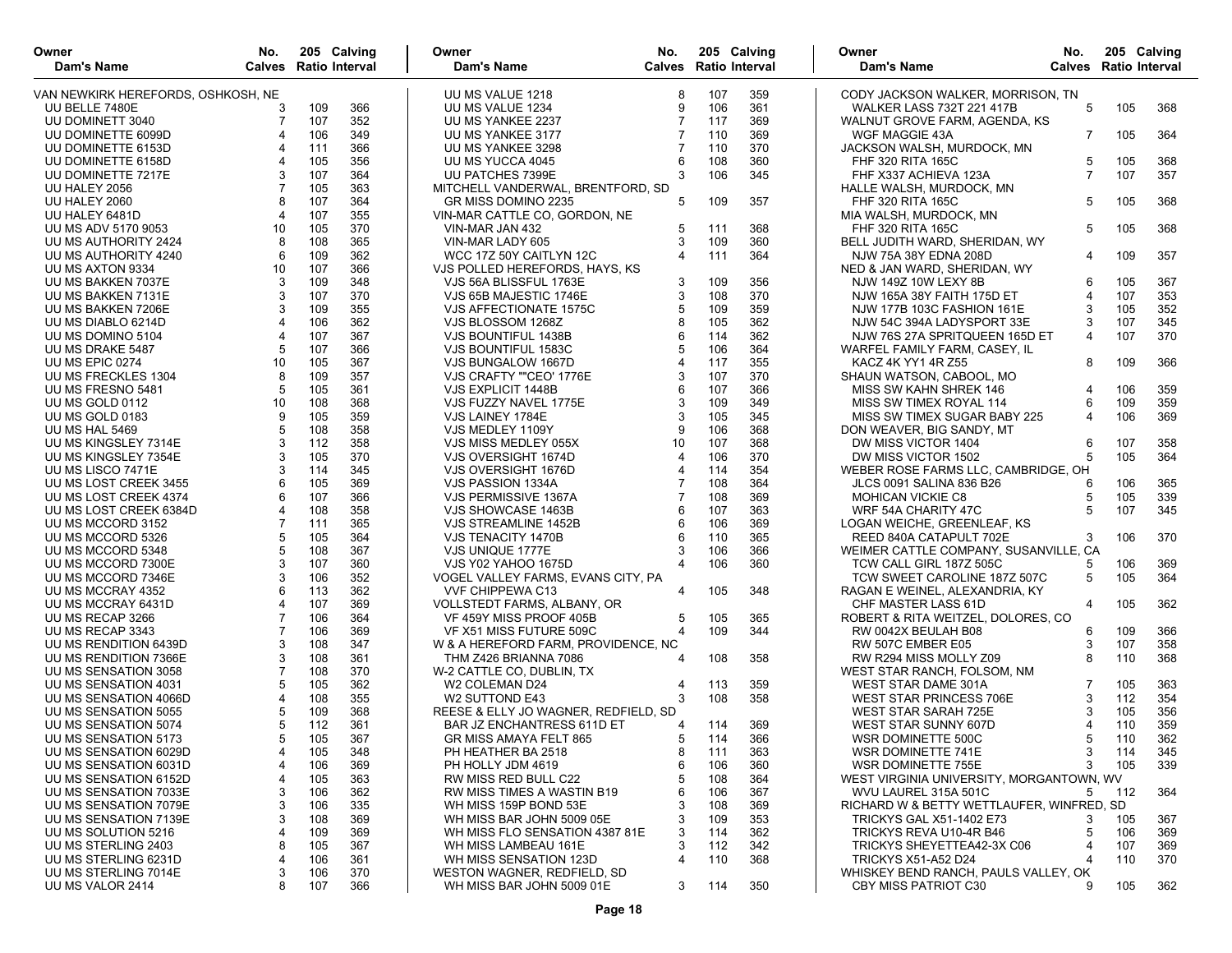| Owner<br>Dam's Name | No.<br>Calves | 205<br>Ratio | Calving<br>Interval |
|---|---|---|---|
| VAN NEWKIRK HEREFORDS, OSHKOSH, NE | | | |
| UU BELLE 7480E | 3 | 109 | 366 |
| UU DOMINETT 3040 | 7 | 107 | 352 |
| UU DOMINETTE 6099D | 4 | 106 | 349 |
| UU DOMINETTE 6153D | 4 | 111 | 366 |
| UU DOMINETTE 6158D | 4 | 105 | 356 |
| UU DOMINETTE 7217E | 3 | 107 | 364 |
| UU HALEY 2056 | 7 | 105 | 363 |
| UU HALEY 2060 | 8 | 107 | 364 |
| UU HALEY 6481D | 4 | 107 | 355 |
| UU MS ADV 5170 9053 | 10 | 105 | 370 |
| UU MS AUTHORITY 2424 | 8 | 108 | 365 |
| UU MS AUTHORITY 4240 | 6 | 109 | 362 |
| UU MS AXTON 9334 | 10 | 107 | 366 |
| UU MS BAKKEN 7037E | 3 | 109 | 348 |
| UU MS BAKKEN 7131E | 3 | 107 | 370 |
| UU MS BAKKEN 7206E | 3 | 109 | 355 |
| UU MS DIABLO 6214D | 4 | 106 | 362 |
| UU MS DOMINO 5104 | 4 | 107 | 367 |
| UU MS DRAKE 5487 | 5 | 107 | 366 |
| UU MS EPIC 0274 | 10 | 105 | 367 |
| UU MS FRECKLES 1304 | 8 | 109 | 357 |
| UU MS FRESNO 5481 | 5 | 105 | 361 |
| UU MS GOLD 0112 | 10 | 108 | 368 |
| UU MS GOLD 0183 | 9 | 105 | 359 |
| UU MS HAL 5469 | 5 | 108 | 358 |
| UU MS KINGSLEY 7314E | 3 | 112 | 358 |
| UU MS KINGSLEY 7354E | 3 | 105 | 370 |
| UU MS LISCO 7471E | 3 | 114 | 345 |
| UU MS LOST CREEK 3455 | 6 | 105 | 369 |
| UU MS LOST CREEK 4374 | 6 | 107 | 366 |
| UU MS LOST CREEK 6384D | 4 | 108 | 358 |
| UU MS MCCORD 3152 | 7 | 111 | 365 |
| UU MS MCCORD 5326 | 5 | 105 | 364 |
| UU MS MCCORD 5348 | 5 | 108 | 367 |
| UU MS MCCORD 7300E | 3 | 107 | 360 |
| UU MS MCCORD 7346E | 3 | 106 | 352 |
| UU MS MCCRAY 4352 | 6 | 113 | 362 |
| UU MS MCCRAY 6431D | 4 | 107 | 369 |
| UU MS RECAP 3266 | 7 | 106 | 364 |
| UU MS RECAP 3343 | 7 | 106 | 369 |
| UU MS RENDITION 6439D | 3 | 108 | 347 |
| UU MS RENDITION 7366E | 3 | 108 | 361 |
| UU MS SENSATION 3058 | 7 | 108 | 370 |
| UU MS SENSATION 4031 | 5 | 105 | 362 |
| UU MS SENSATION 4066D | 4 | 108 | 355 |
| UU MS SENSATION 5055 | 5 | 109 | 368 |
| UU MS SENSATION 5074 | 5 | 112 | 361 |
| UU MS SENSATION 5173 | 5 | 105 | 367 |
| UU MS SENSATION 6029D | 4 | 105 | 348 |
| UU MS SENSATION 6031D | 4 | 106 | 369 |
| UU MS SENSATION 6152D | 4 | 105 | 363 |
| UU MS SENSATION 7033E | 3 | 106 | 362 |
| UU MS SENSATION 7079E | 3 | 106 | 335 |
| UU MS SENSATION 7139E | 3 | 108 | 369 |
| UU MS SOLUTION 5216 | 4 | 109 | 369 |
| UU MS STERLING 2403 | 8 | 105 | 367 |
| UU MS STERLING 6231D | 4 | 106 | 361 |
| UU MS STERLING 7014E | 3 | 106 | 370 |
| UU MS VALOR 2414 | 8 | 107 | 366 |
| UU MS VALUE 1218 | 8 | 107 | 359 |
| UU MS VALUE 1234 | 9 | 106 | 361 |
| UU MS YANKEE 2237 | 7 | 117 | 369 |
| UU MS YANKEE 3177 | 7 | 110 | 369 |
| UU MS YANKEE 3298 | 7 | 110 | 370 |
| UU MS YUCCA 4045 | 6 | 108 | 360 |
| UU PATCHES 7399E | 3 | 106 | 345 |
| MITCHELL VANDERWAL, BRENTFORD, SD | | | |
| GR MISS DOMINO 2235 | 5 | 109 | 357 |
| VIN-MAR CATTLE CO, GORDON, NE | | | |
| VIN-MAR JAN 432 | 5 | 111 | 368 |
| VIN-MAR LADY 605 | 3 | 109 | 360 |
| WCC 17Z 50Y CAITLYN 12C | 4 | 111 | 364 |
| VJS POLLED HEREFORDS, HAYS, KS | | | |
| VJS 56A BLISSFUL 1763E | 3 | 109 | 356 |
| VJS 65B MAJESTIC 1746E | 3 | 108 | 370 |
| VJS AFFECTIONATE 1575C | 5 | 109 | 359 |
| VJS BLOSSOM 1268Z | 8 | 105 | 362 |
| VJS BOUNTIFUL 1438B | 6 | 114 | 362 |
| VJS BOUNTIFUL 1583C | 5 | 106 | 364 |
| VJS BUNGALOW 1667D | 4 | 117 | 355 |
| VJS CRAFTY ""CEO' 1776E | 3 | 107 | 370 |
| VJS EXPLICIT 1448B | 6 | 107 | 366 |
| VJS FUZZY NAVEL 1775E | 3 | 109 | 349 |
| VJS LAINEY 1784E | 3 | 105 | 345 |
| VJS MEDLEY 1109Y | 9 | 106 | 368 |
| VJS MISS MEDLEY 055X | 10 | 107 | 368 |
| VJS OVERSIGHT 1674D | 4 | 106 | 370 |
| VJS OVERSIGHT 1676D | 4 | 114 | 354 |
| VJS PASSION 1334A | 7 | 108 | 364 |
| VJS PERMISSIVE 1367A | 7 | 108 | 369 |
| VJS SHOWCASE 1463B | 6 | 107 | 363 |
| VJS STREAMLINE 1452B | 6 | 106 | 369 |
| VJS TENACITY 1470B | 6 | 110 | 365 |
| VJS UNIQUE 1777E | 3 | 106 | 366 |
| VJS Y02 YAHOO 1675D | 4 | 106 | 360 |
| VOGEL VALLEY FARMS, EVANS CITY, PA | | | |
| VVF CHIPPEWA C13 | 4 | 105 | 348 |
| VOLLSTEDT FARMS, ALBANY, OR | | | |
| VF 459Y MISS PROOF 405B | 5 | 105 | 365 |
| VF X51 MISS FUTURE 509C | 4 | 109 | 344 |
| W & A HEREFORD FARM, PROVIDENCE, NC | | | |
| THM Z426 BRIANNA 7086 | 4 | 108 | 358 |
| W-2 CATTLE CO, DUBLIN, TX | | | |
| W2 COLEMAN D24 | 4 | 113 | 359 |
| W2 SUTTOND E43 | 3 | 108 | 358 |
| REESE & ELLY JO WAGNER, REDFIELD, SD | | | |
| BAR JZ ENCHANTRESS 611D ET | 4 | 114 | 369 |
| GR MISS AMAYA FELT 865 | 5 | 114 | 366 |
| PH HEATHER BA 2518 | 8 | 111 | 363 |
| PH HOLLY JDM 4619 | 6 | 106 | 360 |
| RW MISS RED BULL C22 | 5 | 108 | 364 |
| RW MISS TIMES A WASTIN B19 | 6 | 106 | 367 |
| WH MISS 159P BOND 53E | 3 | 108 | 369 |
| WH MISS BAR JOHN 5009 05E | 3 | 109 | 353 |
| WH MISS FLO SENSATION 4387 81E | 3 | 114 | 362 |
| WH MISS LAMBEAU 161E | 3 | 112 | 342 |
| WH MISS SENSATION 123D | 4 | 110 | 368 |
| WESTON WAGNER, REDFIELD, SD | | | |
| WH MISS BAR JOHN 5009 01E | 3 | 114 | 350 |
| CODY JACKSON WALKER, MORRISON, TN | | | |
| WALKER LASS 732T 221 417B | 5 | 105 | 368 |
| WALNUT GROVE FARM, AGENDA, KS | | | |
| WGF MAGGIE 43A | 7 | 105 | 364 |
| JACKSON WALSH, MURDOCK, MN | | | |
| FHF 320 RITA 165C | 5 | 105 | 368 |
| FHF X337 ACHIEVA 123A | 7 | 107 | 357 |
| HALLE WALSH, MURDOCK, MN | | | |
| FHF 320 RITA 165C | 5 | 105 | 368 |
| MIA WALSH, MURDOCK, MN | | | |
| FHF 320 RITA 165C | 5 | 105 | 368 |
| BELL JUDITH WARD, SHERIDAN, WY | | | |
| NJW 75A 38Y EDNA 208D | 4 | 109 | 357 |
| NED & JAN WARD, SHERIDAN, WY | | | |
| NJW 149Z 10W LEXY 8B | 6 | 105 | 367 |
| NJW 165A 38Y FAITH 175D ET | 4 | 107 | 353 |
| NJW 177B 103C FASHION 161E | 3 | 105 | 352 |
| NJW 54C 394A LADYSPORT 33E | 3 | 107 | 345 |
| NJW 76S 27A SPRITQUEEN 165D ET | 4 | 107 | 370 |
| WARFEL FAMILY FARM, CASEY, IL | | | |
| KACZ 4K YY1 4R Z55 | 8 | 109 | 366 |
| SHAUN WATSON, CABOOL, MO | | | |
| MISS SW KAHN SHREK 146 | 4 | 106 | 359 |
| MISS SW TIMEX ROYAL 114 | 6 | 109 | 359 |
| MISS SW TIMEX SUGAR BABY 225 | 4 | 106 | 369 |
| DON WEAVER, BIG SANDY, MT | | | |
| DW MISS VICTOR 1404 | 6 | 107 | 358 |
| DW MISS VICTOR 1502 | 5 | 105 | 364 |
| WEBER ROSE FARMS LLC, CAMBRIDGE, OH | | | |
| JLCS 0091 SALINA 836 B26 | 6 | 106 | 365 |
| MOHICAN VICKIE C8 | 5 | 105 | 339 |
| WRF 54A CHARITY 47C | 5 | 107 | 345 |
| LOGAN WEICHE, GREENLEAF, KS | | | |
| REED 840A CATAPULT 702E | 3 | 106 | 370 |
| WEIMER CATTLE COMPANY, SUSANVILLE, CA | | | |
| TCW CALL GIRL 187Z 505C | 5 | 106 | 369 |
| TCW SWEET CAROLINE 187Z 507C | 5 | 105 | 364 |
| RAGAN E WEINEL, ALEXANDRIA, KY | | | |
| CHF MASTER LASS 61D | 4 | 105 | 362 |
| ROBERT & RITA WEITZEL, DOLORES, CO | | | |
| RW 0042X BEULAH B08 | 6 | 109 | 366 |
| RW 507C EMBER E05 | 3 | 107 | 358 |
| RW R294 MISS MOLLY Z09 | 8 | 110 | 368 |
| WEST STAR RANCH, FOLSOM, NM | | | |
| WEST STAR DAME 301A | 7 | 105 | 363 |
| WEST STAR PRINCESS 706E | 3 | 112 | 354 |
| WEST STAR SARAH 725E | 3 | 105 | 356 |
| WEST STAR SUNNY 607D | 4 | 110 | 359 |
| WSR DOMINETTE 500C | 5 | 110 | 362 |
| WSR DOMINETTE 741E | 3 | 114 | 345 |
| WSR DOMINETTE 755E | 3 | 105 | 339 |
| WEST VIRGINIA UNIVERSITY, MORGANTOWN, WV | | | |
| WVU LAUREL 315A 501C | 5 | 112 | 364 |
| RICHARD W & BETTY WETTLAUFER, WINFRED, SD | | | |
| TRICKYS GAL X51-1402 E73 | 3 | 105 | 367 |
| TRICKYS REVA U10-4R B46 | 5 | 106 | 369 |
| TRICKYS SHEYETTEA42-3X C06 | 4 | 107 | 369 |
| TRICKYS X51-A52 D24 | 4 | 110 | 370 |
| WHISKEY BEND RANCH, PAULS VALLEY, OK | | | |
| CBY MISS PATRIOT C30 | 9 | 105 | 362 |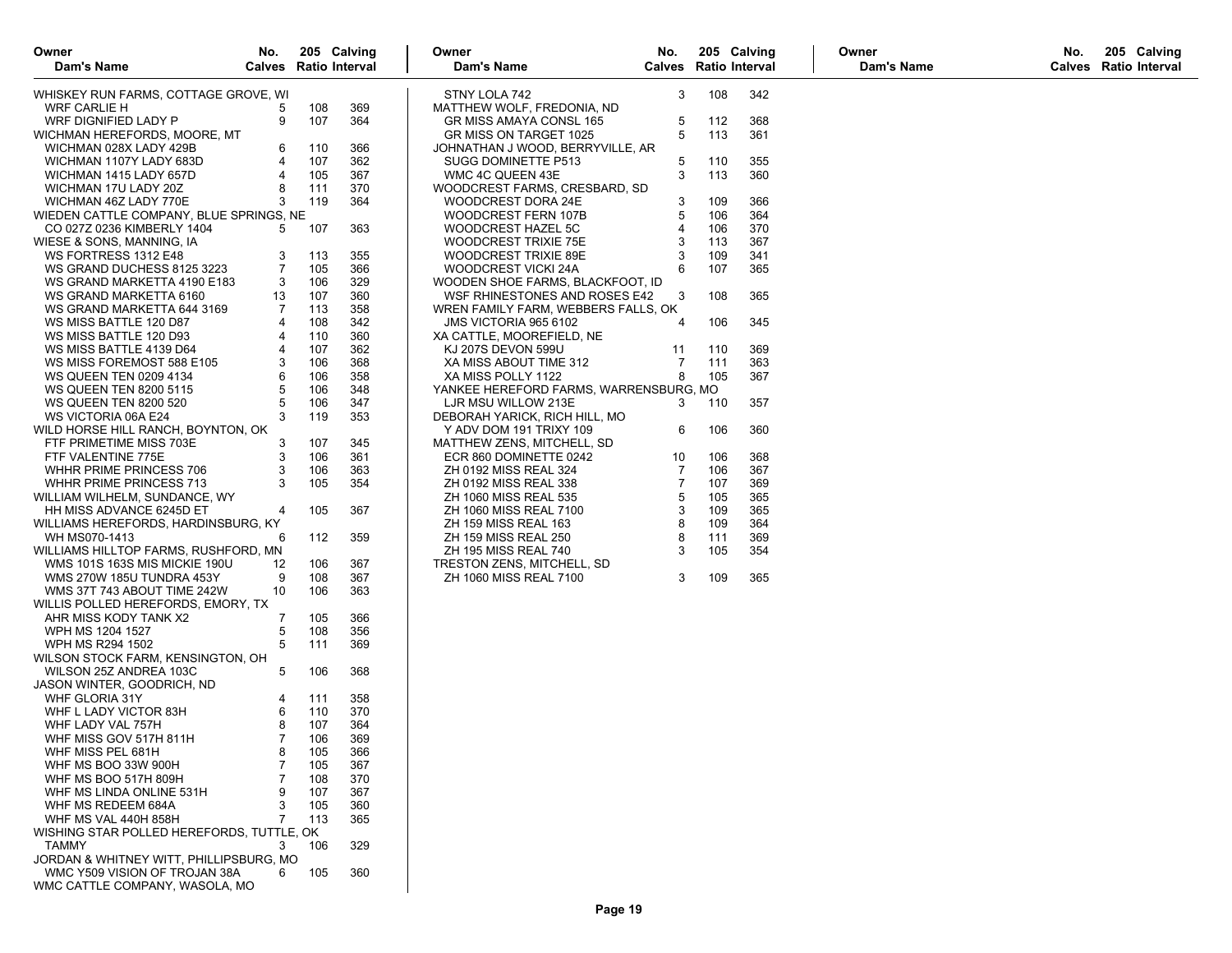| Owner / Dam's Name | No. Calves | 205 Ratio | Calving Interval |
|---|---|---|---|
| WHISKEY RUN FARMS, COTTAGE GROVE, WI | | | |
| WRF CARLIE H | 5 | 108 | 369 |
| WRF DIGNIFIED LADY P | 9 | 107 | 364 |
| WICHMAN HEREFORDS, MOORE, MT | | | |
| WICHMAN 028X LADY 429B | 6 | 110 | 366 |
| WICHMAN 1107Y LADY 683D | 4 | 107 | 362 |
| WICHMAN 1415 LADY 657D | 4 | 105 | 367 |
| WICHMAN 17U LADY 20Z | 8 | 111 | 370 |
| WICHMAN 46Z LADY 770E | 3 | 119 | 364 |
| WIEDEN CATTLE COMPANY, BLUE SPRINGS, NE | | | |
| CO 027Z 0236 KIMBERLY 1404 | 5 | 107 | 363 |
| WIESE & SONS, MANNING, IA | | | |
| WS FORTRESS 1312 E48 | 3 | 113 | 355 |
| WS GRAND DUCHESS 8125 3223 | 7 | 105 | 366 |
| WS GRAND MARKETTA 4190 E183 | 3 | 106 | 329 |
| WS GRAND MARKETTA 6160 | 13 | 107 | 360 |
| WS GRAND MARKETTA 644 3169 | 7 | 113 | 358 |
| WS MISS BATTLE 120 D87 | 4 | 108 | 342 |
| WS MISS BATTLE 120 D93 | 4 | 110 | 360 |
| WS MISS BATTLE 4139 D64 | 4 | 107 | 362 |
| WS MISS FOREMOST 588 E105 | 3 | 106 | 368 |
| WS QUEEN TEN 0209 4134 | 6 | 106 | 358 |
| WS QUEEN TEN 8200 5115 | 5 | 106 | 348 |
| WS QUEEN TEN 8200 520 | 5 | 106 | 347 |
| WS VICTORIA 06A E24 | 3 | 119 | 353 |
| WILD HORSE HILL RANCH, BOYNTON, OK | | | |
| FTF PRIMETIME MISS 703E | 3 | 107 | 345 |
| FTF VALENTINE 775E | 3 | 106 | 361 |
| WHHR PRIME PRINCESS 706 | 3 | 106 | 363 |
| WHHR PRIME PRINCESS 713 | 3 | 105 | 354 |
| WILLIAM WILHELM, SUNDANCE, WY | | | |
| HH MISS ADVANCE 6245D ET | 4 | 105 | 367 |
| WILLIAMS HEREFORDS, HARDINSBURG, KY | | | |
| WH MS070-1413 | 6 | 112 | 359 |
| WILLIAMS HILLTOP FARMS, RUSHFORD, MN | | | |
| WMS 101S 163S MIS MICKIE 190U | 12 | 106 | 367 |
| WMS 270W 185U TUNDRA 453Y | 9 | 108 | 367 |
| WMS 37T 743 ABOUT TIME 242W | 10 | 106 | 363 |
| WILLIS POLLED HEREFORDS, EMORY, TX | | | |
| AHR MISS KODY TANK X2 | 7 | 105 | 366 |
| WPH MS 1204 1527 | 5 | 108 | 356 |
| WPH MS R294 1502 | 5 | 111 | 369 |
| WILSON STOCK FARM, KENSINGTON, OH | | | |
| WILSON 25Z ANDREA 103C | 5 | 106 | 368 |
| JASON WINTER, GOODRICH, ND | | | |
| WHF GLORIA 31Y | 4 | 111 | 358 |
| WHF L LADY VICTOR 83H | 6 | 110 | 370 |
| WHF LADY VAL 757H | 8 | 107 | 364 |
| WHF MISS GOV 517H 811H | 7 | 106 | 369 |
| WHF MISS PEL 681H | 8 | 105 | 366 |
| WHF MS BOO 33W 900H | 7 | 105 | 367 |
| WHF MS BOO 517H 809H | 7 | 108 | 370 |
| WHF MS LINDA ONLINE 531H | 9 | 107 | 367 |
| WHF MS REDEEM 684A | 3 | 105 | 360 |
| WHF MS VAL 440H 858H | 7 | 113 | 365 |
| WISHING STAR POLLED HEREFORDS, TUTTLE, OK | | | |
| TAMMY | 3 | 106 | 329 |
| JORDAN & WHITNEY WITT, PHILLIPSBURG, MO | | | |
| WMC Y509 VISION OF TROJAN 38A | 6 | 105 | 360 |
| WMC CATTLE COMPANY, WASOLA, MO | | | |
| STNY LOLA 742 | 3 | 108 | 342 |
| MATTHEW WOLF, FREDONIA, ND | | | |
| GR MISS AMAYA CONSL 165 | 5 | 112 | 368 |
| GR MISS ON TARGET 1025 | 5 | 113 | 361 |
| JOHNATHAN J WOOD, BERRYVILLE, AR | | | |
| SUGG DOMINETTE P513 | 5 | 110 | 355 |
| WMC 4C QUEEN 43E | 3 | 113 | 360 |
| WOODCREST FARMS, CRESBARD, SD | | | |
| WOODCREST DORA 24E | 3 | 109 | 366 |
| WOODCREST FERN 107B | 5 | 106 | 364 |
| WOODCREST HAZEL 5C | 4 | 106 | 370 |
| WOODCREST TRIXIE 75E | 3 | 113 | 367 |
| WOODCREST TRIXIE 89E | 3 | 109 | 341 |
| WOODCREST VICKI 24A | 6 | 107 | 365 |
| WOODEN SHOE FARMS, BLACKFOOT, ID | | | |
| WSF RHINESTONES AND ROSES E42 | 3 | 108 | 365 |
| WREN FAMILY FARM, WEBBERS FALLS, OK | | | |
| JMS VICTORIA 965 6102 | 4 | 106 | 345 |
| XA CATTLE, MOOREFIELD, NE | | | |
| KJ 207S DEVON 599U | 11 | 110 | 369 |
| XA MISS ABOUT TIME 312 | 7 | 111 | 363 |
| XA MISS POLLY 1122 | 8 | 105 | 367 |
| YANKEE HEREFORD FARMS, WARRENSBURG, MO | | | |
| LJR MSU WILLOW 213E | 3 | 110 | 357 |
| DEBORAH YARICK, RICH HILL, MO | | | |
| Y ADV DOM 191 TRIXY 109 | 6 | 106 | 360 |
| MATTHEW ZENS, MITCHELL, SD | | | |
| ECR 860 DOMINETTE 0242 | 10 | 106 | 368 |
| ZH 0192 MISS REAL 324 | 7 | 106 | 367 |
| ZH 0192 MISS REAL 338 | 7 | 107 | 369 |
| ZH 1060 MISS REAL 535 | 5 | 105 | 365 |
| ZH 1060 MISS REAL 7100 | 3 | 109 | 365 |
| ZH 159 MISS REAL 163 | 8 | 109 | 364 |
| ZH 159 MISS REAL 250 | 8 | 111 | 369 |
| ZH 195 MISS REAL 740 | 3 | 105 | 354 |
| TRESTON ZENS, MITCHELL, SD | | | |
| ZH 1060 MISS REAL 7100 | 3 | 109 | 365 |